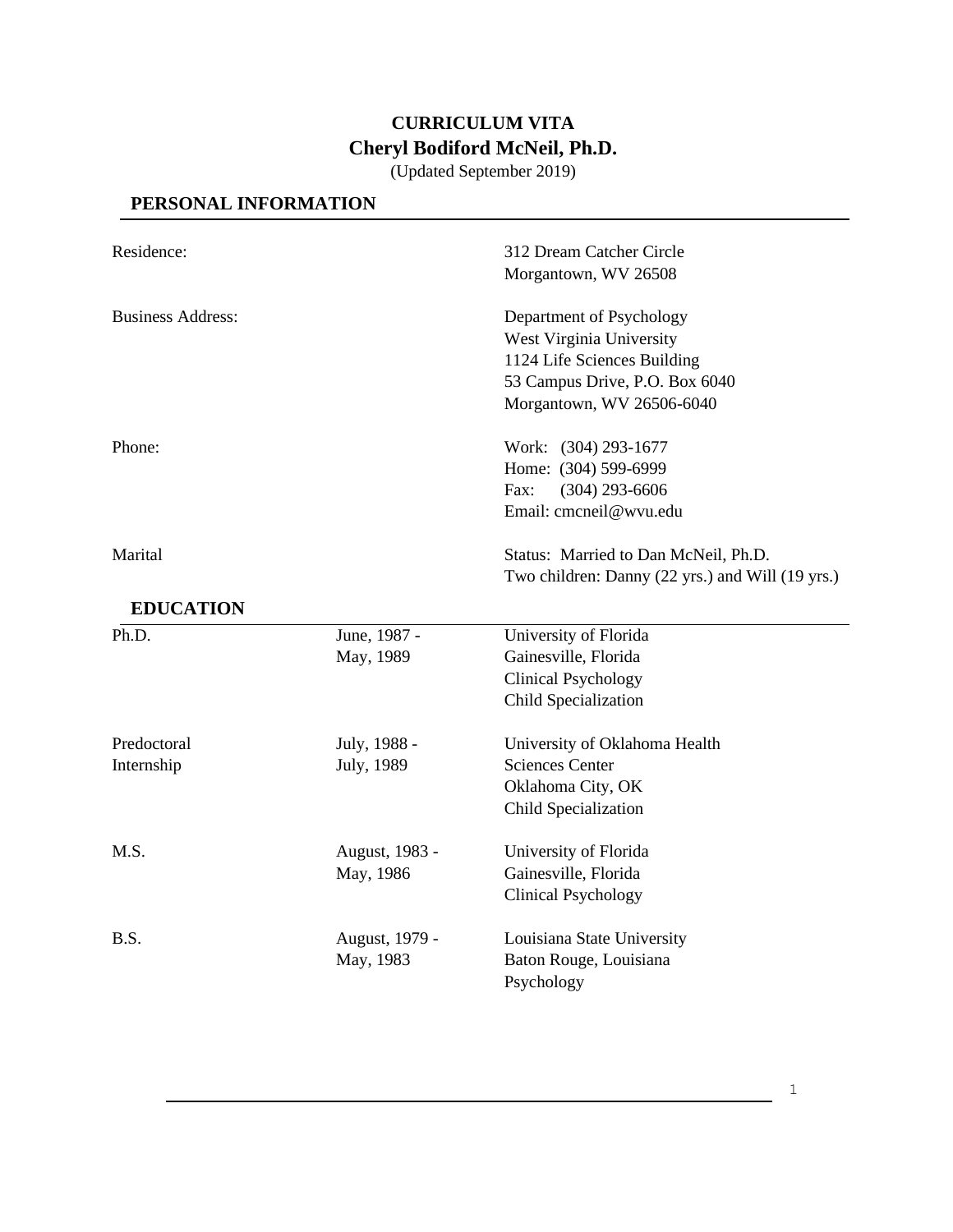**CURRICULUM VITA**
**Cheryl Bodiford McNeil, Ph.D.**
(Updated September 2019)

## PERSONAL INFORMATION

| | |
|---|---|
| Residence: | 312 Dream Catcher Circle<br>Morgantown, WV 26508 |
| Business Address: | Department of Psychology<br>West Virginia University<br>1124 Life Sciences Building<br>53 Campus Drive, P.O. Box 6040<br>Morgantown, WV 26506-6040 |
| Phone: | Work: (304) 293-1677<br>Home: (304) 599-6999<br>Fax: (304) 293-6606<br>Email: cmcneil@wvu.edu |
| Marital | Status: Married to Dan McNeil, Ph.D.<br>Two children: Danny (22 yrs.) and Will (19 yrs.) |

## EDUCATION

| | | |
|---|---|---|
| Ph.D. | June, 1987 - May, 1989 | University of Florida<br>Gainesville, Florida<br>Clinical Psychology<br>Child Specialization |
| Predoctoral Internship | July, 1988 - July, 1989 | University of Oklahoma Health Sciences Center<br>Oklahoma City, OK<br>Child Specialization |
| M.S. | August, 1983 - May, 1986 | University of Florida<br>Gainesville, Florida<br>Clinical Psychology |
| B.S. | August, 1979 - May, 1983 | Louisiana State University<br>Baton Rouge, Louisiana<br>Psychology |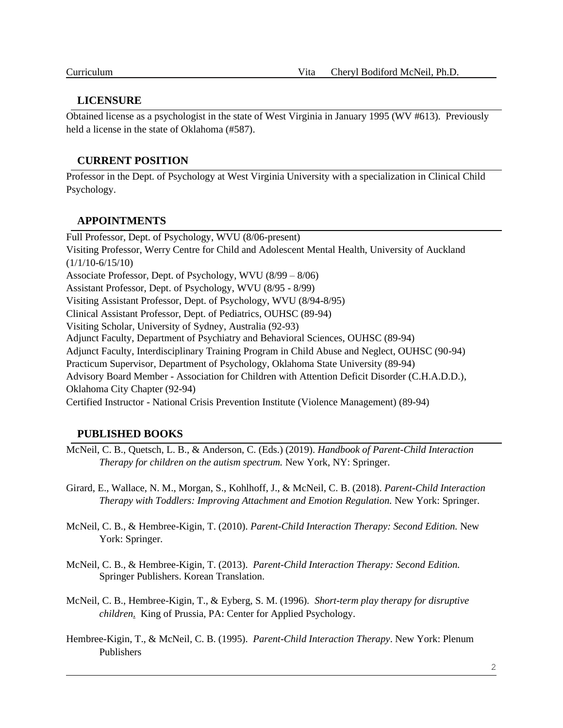## LICENSURE

Obtained license as a psychologist in the state of West Virginia in January 1995 (WV #613). Previously held a license in the state of Oklahoma (#587).

## CURRENT POSITION

Professor in the Dept. of Psychology at West Virginia University with a specialization in Clinical Child Psychology.

## APPOINTMENTS

Full Professor, Dept. of Psychology, WVU (8/06-present)
Visiting Professor, Werry Centre for Child and Adolescent Mental Health, University of Auckland (1/1/10-6/15/10)
Associate Professor, Dept. of Psychology, WVU (8/99 – 8/06)
Assistant Professor, Dept. of Psychology, WVU (8/95 - 8/99)
Visiting Assistant Professor, Dept. of Psychology, WVU (8/94-8/95)
Clinical Assistant Professor, Dept. of Pediatrics, OUHSC (89-94)
Visiting Scholar, University of Sydney, Australia (92-93)
Adjunct Faculty, Department of Psychiatry and Behavioral Sciences, OUHSC (89-94)
Adjunct Faculty, Interdisciplinary Training Program in Child Abuse and Neglect, OUHSC (90-94)
Practicum Supervisor, Department of Psychology, Oklahoma State University (89-94)
Advisory Board Member - Association for Children with Attention Deficit Disorder (C.H.A.D.D.), Oklahoma City Chapter (92-94)
Certified Instructor - National Crisis Prevention Institute (Violence Management) (89-94)

## PUBLISHED BOOKS

McNeil, C. B., Quetsch, L. B., & Anderson, C. (Eds.) (2019). *Handbook of Parent-Child Interaction Therapy for children on the autism spectrum.* New York, NY: Springer.

Girard, E., Wallace, N. M., Morgan, S., Kohlhoff, J., & McNeil, C. B. (2018). *Parent-Child Interaction Therapy with Toddlers: Improving Attachment and Emotion Regulation.* New York: Springer.

McNeil, C. B., & Hembree-Kigin, T. (2010). *Parent-Child Interaction Therapy: Second Edition.* New York: Springer.

McNeil, C. B., & Hembree-Kigin, T. (2013). *Parent-Child Interaction Therapy: Second Edition.* Springer Publishers. Korean Translation.

McNeil, C. B., Hembree-Kigin, T., & Eyberg, S. M. (1996). *Short-term play therapy for disruptive children.* King of Prussia, PA: Center for Applied Psychology.

Hembree-Kigin, T., & McNeil, C. B. (1995). *Parent-Child Interaction Therapy*. New York: Plenum Publishers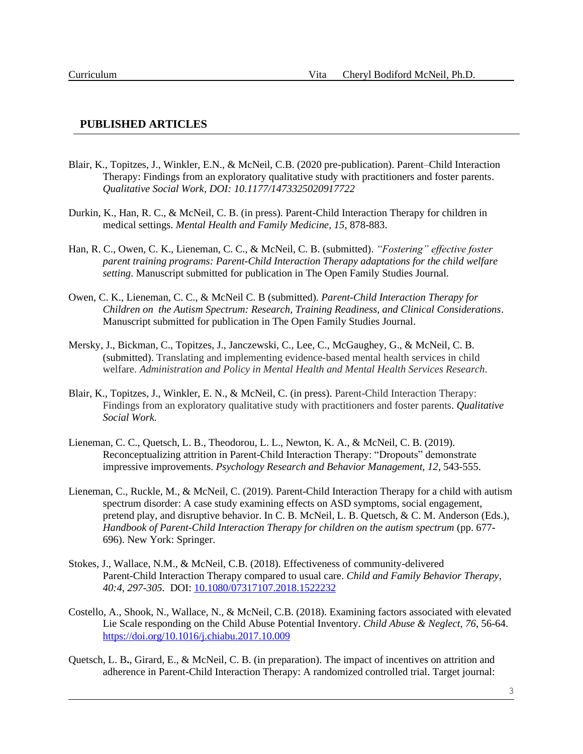## PUBLISHED ARTICLES

Blair, K., Topitzes, J., Winkler, E.N., & McNeil, C.B. (2020 pre-publication). Parent–Child Interaction Therapy: Findings from an exploratory qualitative study with practitioners and foster parents. *Qualitative Social Work, DOI: 10.1177/1473325020917722*

Durkin, K., Han, R. C., & McNeil, C. B. (in press). Parent-Child Interaction Therapy for children in medical settings. *Mental Health and Family Medicine, 15*, 878-883.

Han, R. C., Owen, C. K., Lieneman, C. C., & McNeil, C. B. (submitted). *"Fostering" effective foster parent training programs: Parent-Child Interaction Therapy adaptations for the child welfare setting*. Manuscript submitted for publication in The Open Family Studies Journal.

Owen, C. K., Lieneman, C. C., & McNeil C. B (submitted). *Parent-Child Interaction Therapy for Children on the Autism Spectrum: Research, Training Readiness, and Clinical Considerations*. Manuscript submitted for publication in The Open Family Studies Journal.

Mersky, J., Bickman, C., Topitzes, J., Janczewski, C., Lee, C., McGaughey, G., & McNeil, C. B. (submitted). Translating and implementing evidence-based mental health services in child welfare. *Administration and Policy in Mental Health and Mental Health Services Research*.

Blair, K., Topitzes, J., Winkler, E. N., & McNeil, C. (in press). Parent-Child Interaction Therapy: Findings from an exploratory qualitative study with practitioners and foster parents. *Qualitative Social Work.*

Lieneman, C. C., Quetsch, L. B., Theodorou, L. L., Newton, K. A., & McNeil, C. B. (2019). Reconceptualizing attrition in Parent-Child Interaction Therapy: "Dropouts" demonstrate impressive improvements. *Psychology Research and Behavior Management, 12*, 543-555.

Lieneman, C., Ruckle, M., & McNeil, C. (2019). Parent-Child Interaction Therapy for a child with autism spectrum disorder: A case study examining effects on ASD symptoms, social engagement, pretend play, and disruptive behavior. In C. B. McNeil, L. B. Quetsch, & C. M. Anderson (Eds.), *Handbook of Parent-Child Interaction Therapy for children on the autism spectrum* (pp. 677-696). New York: Springer.

Stokes, J., Wallace, N.M., & McNeil, C.B. (2018). Effectiveness of community-delivered Parent-Child Interaction Therapy compared to usual care. *Child and Family Behavior Therapy, 40:4, 297-305.* DOI: 10.1080/07317107.2018.1522232

Costello, A., Shook, N., Wallace, N., & McNeil, C.B. (2018). Examining factors associated with elevated Lie Scale responding on the Child Abuse Potential Inventory. *Child Abuse & Neglect, 76*, 56-64. https://doi.org/10.1016/j.chiabu.2017.10.009

Quetsch, L. B., Girard, E., & McNeil, C. B. (in preparation). The impact of incentives on attrition and adherence in Parent-Child Interaction Therapy: A randomized controlled trial. Target journal: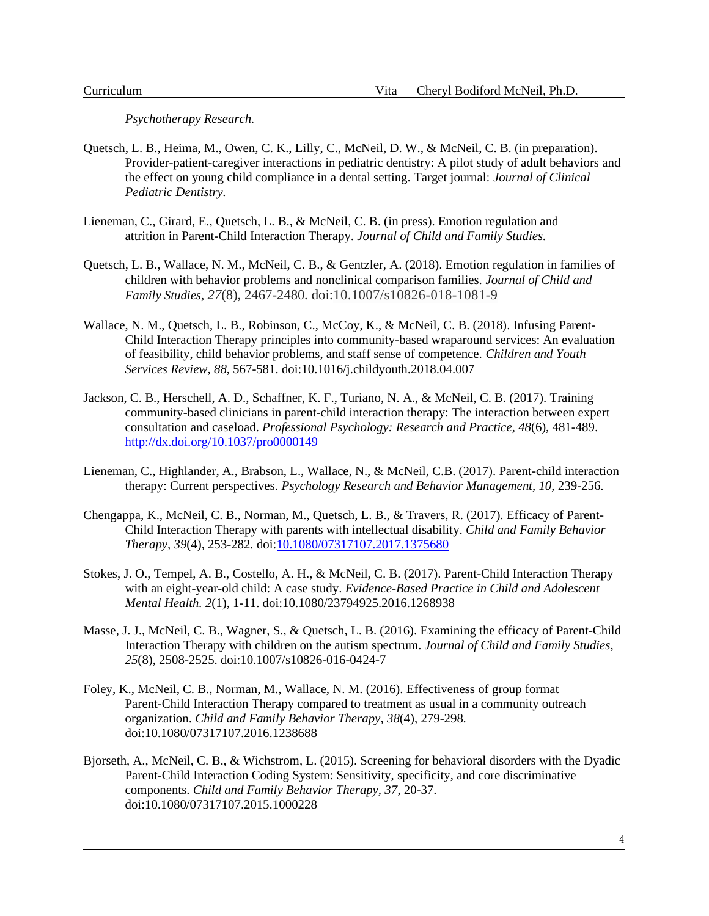*Psychotherapy Research.*

Quetsch, L. B., Heima, M., Owen, C. K., Lilly, C., McNeil, D. W., & McNeil, C. B. (in preparation). Provider-patient-caregiver interactions in pediatric dentistry: A pilot study of adult behaviors and the effect on young child compliance in a dental setting. Target journal: *Journal of Clinical Pediatric Dentistry.*

Lieneman, C., Girard, E., Quetsch, L. B., & McNeil, C. B. (in press). Emotion regulation and attrition in Parent-Child Interaction Therapy. *Journal of Child and Family Studies.*

Quetsch, L. B., Wallace, N. M., McNeil, C. B., & Gentzler, A. (2018). Emotion regulation in families of children with behavior problems and nonclinical comparison families. *Journal of Child and Family Studies, 27*(8), 2467-2480. doi:10.1007/s10826-018-1081-9

Wallace, N. M., Quetsch, L. B., Robinson, C., McCoy, K., & McNeil, C. B. (2018). Infusing Parent-Child Interaction Therapy principles into community-based wraparound services: An evaluation of feasibility, child behavior problems, and staff sense of competence. *Children and Youth Services Review, 88*, 567-581. doi:10.1016/j.childyouth.2018.04.007

Jackson, C. B., Herschell, A. D., Schaffner, K. F., Turiano, N. A., & McNeil, C. B. (2017). Training community-based clinicians in parent-child interaction therapy: The interaction between expert consultation and caseload. *Professional Psychology: Research and Practice, 48*(6), 481-489. http://dx.doi.org/10.1037/pro0000149

Lieneman, C., Highlander, A., Brabson, L., Wallace, N., & McNeil, C.B. (2017). Parent-child interaction therapy: Current perspectives. *Psychology Research and Behavior Management*, *10*, 239-256.

Chengappa, K., McNeil, C. B., Norman, M., Quetsch, L. B., & Travers, R. (2017). Efficacy of Parent-Child Interaction Therapy with parents with intellectual disability. *Child and Family Behavior Therapy*, *39*(4), 253-282. doi:10.1080/07317107.2017.1375680

Stokes, J. O., Tempel, A. B., Costello, A. H., & McNeil, C. B. (2017). Parent-Child Interaction Therapy with an eight-year-old child: A case study. *Evidence-Based Practice in Child and Adolescent Mental Health. 2*(1), 1-11. doi:10.1080/23794925.2016.1268938

Masse, J. J., McNeil, C. B., Wagner, S., & Quetsch, L. B. (2016). Examining the efficacy of Parent-Child Interaction Therapy with children on the autism spectrum. *Journal of Child and Family Studies*, *25*(8), 2508-2525. doi:10.1007/s10826-016-0424-7

Foley, K., McNeil, C. B., Norman, M., Wallace, N. M. (2016). Effectiveness of group format Parent-Child Interaction Therapy compared to treatment as usual in a community outreach organization. *Child and Family Behavior Therapy, 38*(4), 279-298. doi:10.1080/07317107.2016.1238688

Bjorseth, A., McNeil, C. B., & Wichstrom, L. (2015). Screening for behavioral disorders with the Dyadic Parent-Child Interaction Coding System: Sensitivity, specificity, and core discriminative components. *Child and Family Behavior Therapy*, *37*, 20-37. doi:10.1080/07317107.2015.1000228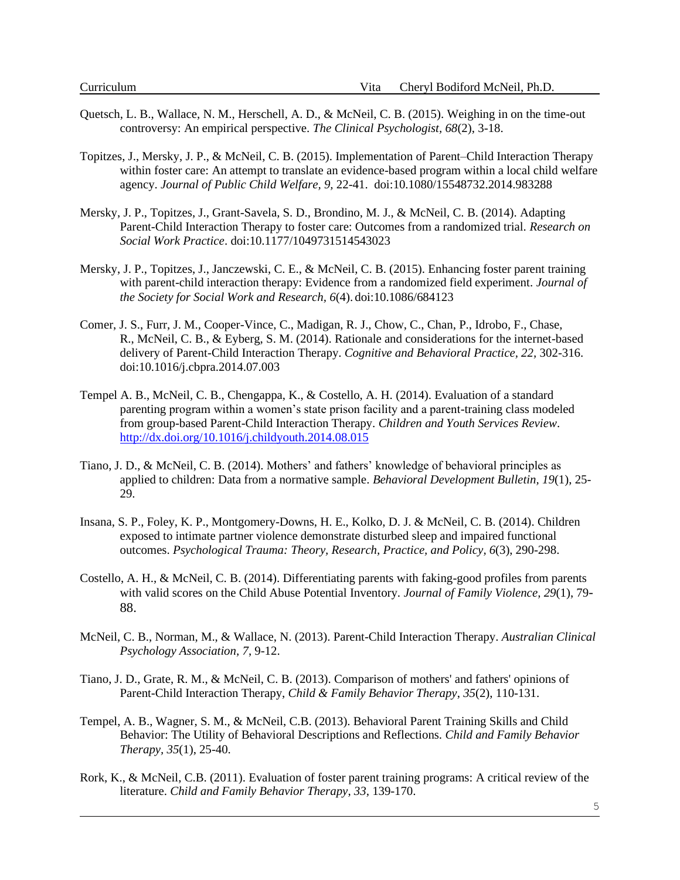Quetsch, L. B., Wallace, N. M., Herschell, A. D., & McNeil, C. B. (2015). Weighing in on the time-out controversy: An empirical perspective. *The Clinical Psychologist, 68*(2), 3-18.

Topitzes, J., Mersky, J. P., & McNeil, C. B. (2015). Implementation of Parent–Child Interaction Therapy within foster care: An attempt to translate an evidence-based program within a local child welfare agency. *Journal of Public Child Welfare, 9,* 22-41. doi:10.1080/15548732.2014.983288

Mersky, J. P., Topitzes, J., Grant-Savela, S. D., Brondino, M. J., & McNeil, C. B. (2014). Adapting Parent-Child Interaction Therapy to foster care: Outcomes from a randomized trial. *Research on Social Work Practice*. doi:10.1177/1049731514543023

Mersky, J. P., Topitzes, J., Janczewski, C. E., & McNeil, C. B. (2015). Enhancing foster parent training with parent-child interaction therapy: Evidence from a randomized field experiment. *Journal of the Society for Social Work and Research, 6*(4). doi:10.1086/684123

Comer, J. S., Furr, J. M., Cooper-Vince, C., Madigan, R. J., Chow, C., Chan, P., Idrobo, F., Chase, R., McNeil, C. B., & Eyberg, S. M. (2014). Rationale and considerations for the internet-based delivery of Parent-Child Interaction Therapy. *Cognitive and Behavioral Practice, 22,* 302-316. doi:10.1016/j.cbpra.2014.07.003

Tempel A. B., McNeil, C. B., Chengappa, K., & Costello, A. H. (2014). Evaluation of a standard parenting program within a women's state prison facility and a parent-training class modeled from group-based Parent-Child Interaction Therapy. *Children and Youth Services Review*. http://dx.doi.org/10.1016/j.childyouth.2014.08.015

Tiano, J. D., & McNeil, C. B. (2014). Mothers' and fathers' knowledge of behavioral principles as applied to children: Data from a normative sample. *Behavioral Development Bulletin, 19*(1), 25-29.

Insana, S. P., Foley, K. P., Montgomery-Downs, H. E., Kolko, D. J. & McNeil, C. B. (2014). Children exposed to intimate partner violence demonstrate disturbed sleep and impaired functional outcomes. *Psychological Trauma: Theory, Research, Practice, and Policy, 6*(3), 290-298.

Costello, A. H., & McNeil, C. B. (2014). Differentiating parents with faking-good profiles from parents with valid scores on the Child Abuse Potential Inventory. *Journal of Family Violence, 29*(1), 79-88.

McNeil, C. B., Norman, M., & Wallace, N. (2013). Parent-Child Interaction Therapy. *Australian Clinical Psychology Association, 7*, 9-12.

Tiano, J. D., Grate, R. M., & McNeil, C. B. (2013). Comparison of mothers' and fathers' opinions of Parent-Child Interaction Therapy, *Child & Family Behavior Therapy*, *35*(2), 110-131.

Tempel, A. B., Wagner, S. M., & McNeil, C.B. (2013). Behavioral Parent Training Skills and Child Behavior: The Utility of Behavioral Descriptions and Reflections. *Child and Family Behavior Therapy, 35*(1), 25-40.

Rork, K., & McNeil, C.B. (2011). Evaluation of foster parent training programs: A critical review of the literature. *Child and Family Behavior Therapy*, *33*, 139-170.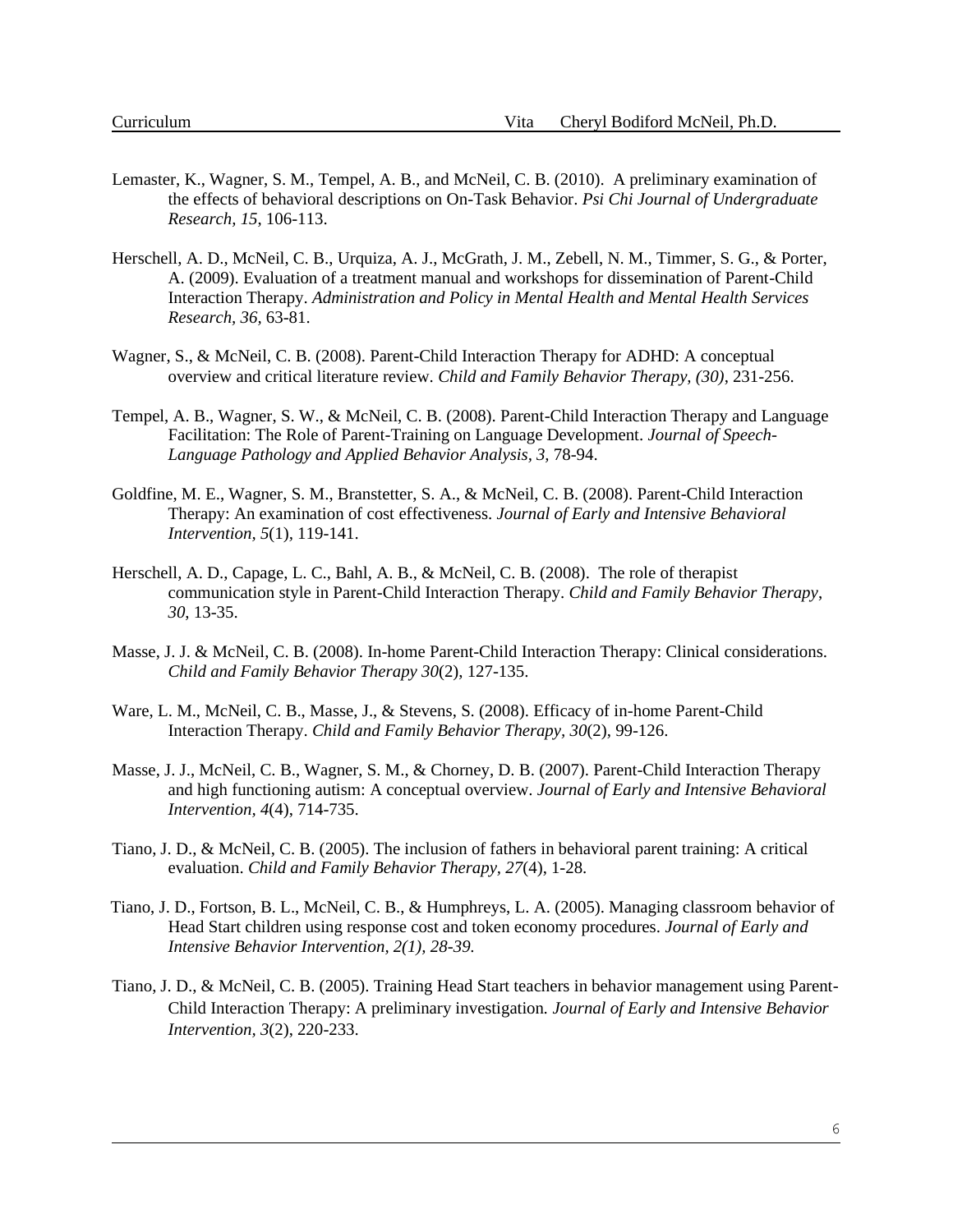Lemaster, K., Wagner, S. M., Tempel, A. B., and McNeil, C. B. (2010). A preliminary examination of the effects of behavioral descriptions on On-Task Behavior. *Psi Chi Journal of Undergraduate Research, 15*, 106-113.

Herschell, A. D., McNeil, C. B., Urquiza, A. J., McGrath, J. M., Zebell, N. M., Timmer, S. G., & Porter, A. (2009). Evaluation of a treatment manual and workshops for dissemination of Parent-Child Interaction Therapy. *Administration and Policy in Mental Health and Mental Health Services Research, 36*, 63-81.

Wagner, S., & McNeil, C. B. (2008). Parent-Child Interaction Therapy for ADHD: A conceptual overview and critical literature review. *Child and Family Behavior Therapy, (30)*, 231-256.

Tempel, A. B., Wagner, S. W., & McNeil, C. B. (2008). Parent-Child Interaction Therapy and Language Facilitation: The Role of Parent-Training on Language Development. *Journal of Speech-Language Pathology and Applied Behavior Analysis, 3,* 78-94.

Goldfine, M. E., Wagner, S. M., Branstetter, S. A., & McNeil, C. B. (2008). Parent-Child Interaction Therapy: An examination of cost effectiveness. *Journal of Early and Intensive Behavioral Intervention, 5*(1), 119-141.

Herschell, A. D., Capage, L. C., Bahl, A. B., & McNeil, C. B. (2008). The role of therapist communication style in Parent-Child Interaction Therapy. *Child and Family Behavior Therapy*, *30*, 13-35.

Masse, J. J. & McNeil, C. B. (2008). In-home Parent-Child Interaction Therapy: Clinical considerations. *Child and Family Behavior Therapy 30*(2), 127-135.

Ware, L. M., McNeil, C. B., Masse, J., & Stevens, S. (2008). Efficacy of in-home Parent-Child Interaction Therapy. *Child and Family Behavior Therapy, 30*(2), 99-126.

Masse, J. J., McNeil, C. B., Wagner, S. M., & Chorney, D. B. (2007). Parent-Child Interaction Therapy and high functioning autism: A conceptual overview. *Journal of Early and Intensive Behavioral Intervention, 4*(4), 714-735.

Tiano, J. D., & McNeil, C. B. (2005). The inclusion of fathers in behavioral parent training: A critical evaluation. *Child and Family Behavior Therapy, 27*(4), 1-28.

Tiano, J. D., Fortson, B. L., McNeil, C. B., & Humphreys, L. A. (2005). Managing classroom behavior of Head Start children using response cost and token economy procedures. *Journal of Early and Intensive Behavior Intervention, 2(1), 28-39.*

Tiano, J. D., & McNeil, C. B. (2005). Training Head Start teachers in behavior management using Parent-Child Interaction Therapy: A preliminary investigation*. Journal of Early and Intensive Behavior Intervention, 3*(2), 220-233.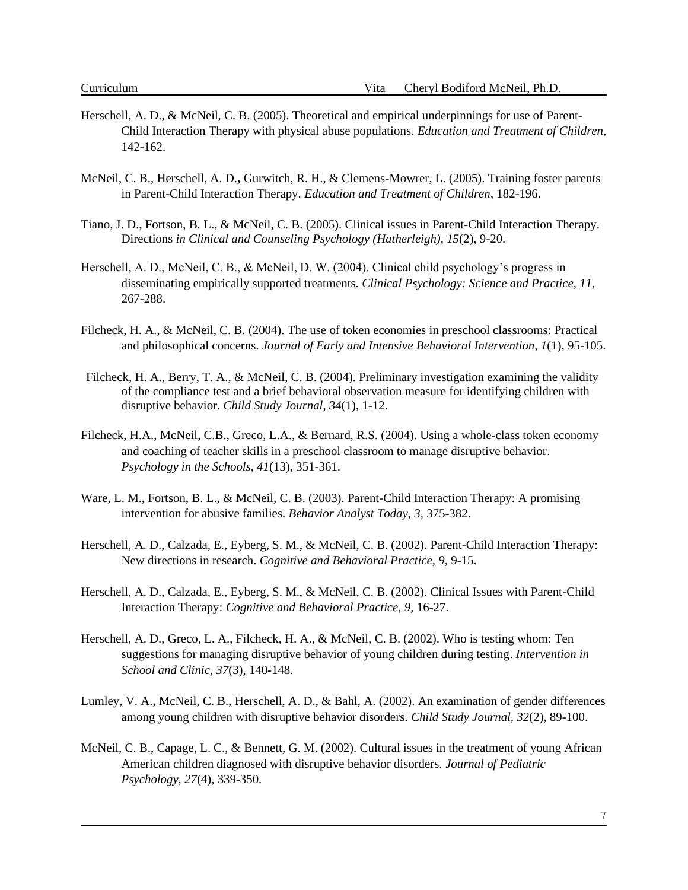Herschell, A. D., & McNeil, C. B. (2005). Theoretical and empirical underpinnings for use of Parent-Child Interaction Therapy with physical abuse populations. *Education and Treatment of Children*, 142-162.

McNeil, C. B., Herschell, A. D**.,** Gurwitch, R. H., & Clemens-Mowrer, L. (2005). Training foster parents in Parent-Child Interaction Therapy. *Education and Treatment of Children*, 182-196.

Tiano, J. D., Fortson, B. L., & McNeil, C. B. (2005). Clinical issues in Parent-Child Interaction Therapy. Directions *in Clinical and Counseling Psychology (Hatherleigh), 15*(2), 9-20.

Herschell, A. D., McNeil, C. B., & McNeil, D. W. (2004). Clinical child psychology's progress in disseminating empirically supported treatments. *Clinical Psychology: Science and Practice, 11*, 267-288.

Filcheck, H. A., & McNeil, C. B. (2004). The use of token economies in preschool classrooms: Practical and philosophical concerns. *Journal of Early and Intensive Behavioral Intervention, 1*(1), 95-105.

Filcheck, H. A., Berry, T. A., & McNeil, C. B. (2004). Preliminary investigation examining the validity of the compliance test and a brief behavioral observation measure for identifying children with disruptive behavior. *Child Study Journal, 34*(1), 1-12.

Filcheck, H.A., McNeil, C.B., Greco, L.A., & Bernard, R.S. (2004). Using a whole-class token economy and coaching of teacher skills in a preschool classroom to manage disruptive behavior. *Psychology in the Schools, 41*(13), 351-361.

Ware, L. M., Fortson, B. L., & McNeil, C. B. (2003). Parent-Child Interaction Therapy: A promising intervention for abusive families. *Behavior Analyst Today, 3,* 375-382.

Herschell, A. D., Calzada, E., Eyberg, S. M., & McNeil, C. B. (2002). Parent-Child Interaction Therapy: New directions in research. *Cognitive and Behavioral Practice, 9,* 9-15.

Herschell, A. D., Calzada, E., Eyberg, S. M., & McNeil, C. B. (2002). Clinical Issues with Parent-Child Interaction Therapy: *Cognitive and Behavioral Practice, 9,* 16-27.

Herschell, A. D., Greco, L. A., Filcheck, H. A., & McNeil, C. B. (2002). Who is testing whom: Ten suggestions for managing disruptive behavior of young children during testing. *Intervention in School and Clinic, 37*(3), 140-148.

Lumley, V. A., McNeil, C. B., Herschell, A. D., & Bahl, A. (2002). An examination of gender differences among young children with disruptive behavior disorders. *Child Study Journal, 32*(2), 89-100.

McNeil, C. B., Capage, L. C., & Bennett, G. M. (2002). Cultural issues in the treatment of young African American children diagnosed with disruptive behavior disorders. *Journal of Pediatric Psychology, 27*(4), 339-350.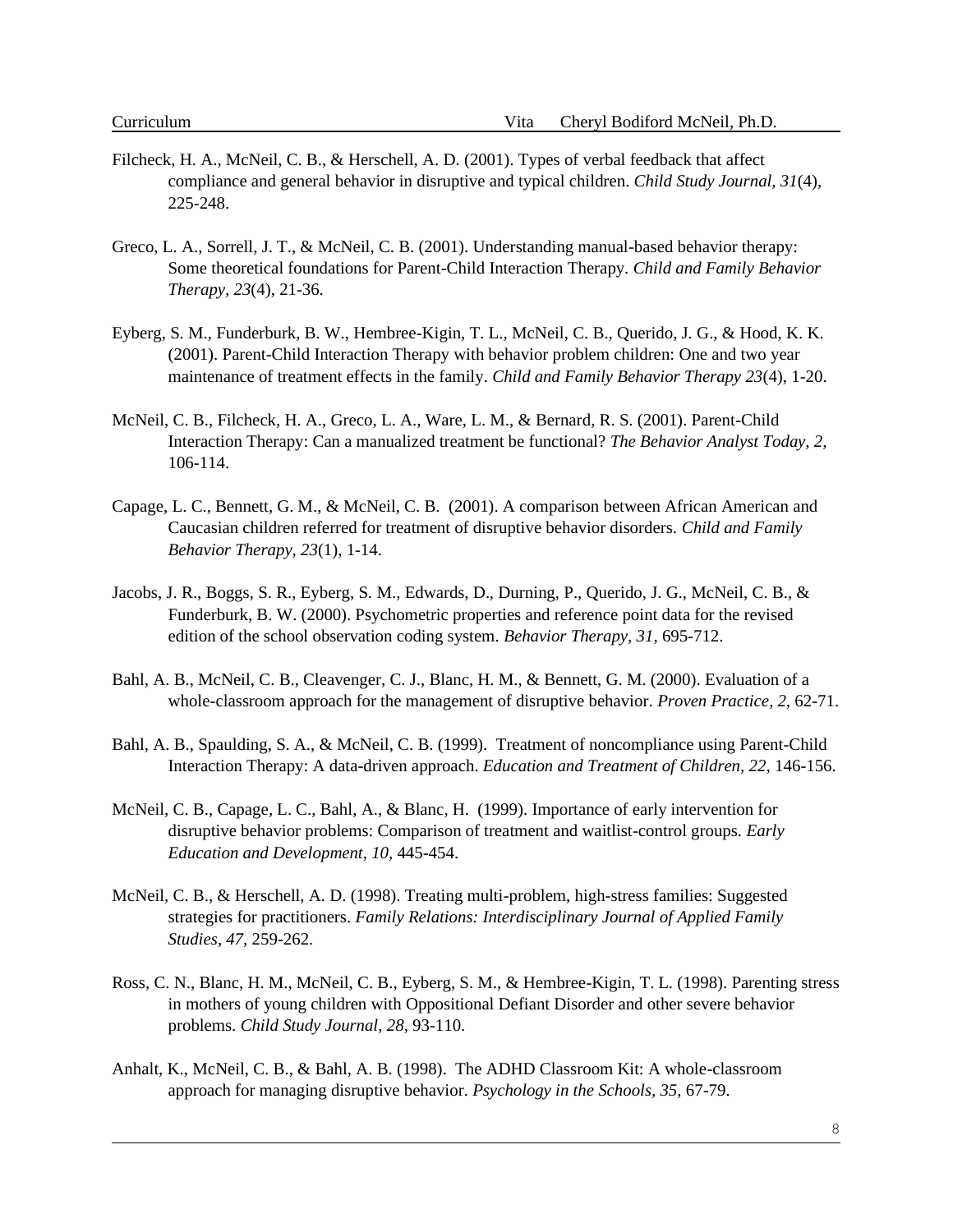Filcheck, H. A., McNeil, C. B., & Herschell, A. D. (2001). Types of verbal feedback that affect compliance and general behavior in disruptive and typical children. *Child Study Journal, 31*(4), 225-248.

Greco, L. A., Sorrell, J. T., & McNeil, C. B. (2001). Understanding manual-based behavior therapy: Some theoretical foundations for Parent-Child Interaction Therapy. *Child and Family Behavior Therapy, 23*(4), 21-36.

Eyberg, S. M., Funderburk, B. W., Hembree-Kigin, T. L., McNeil, C. B., Querido, J. G., & Hood, K. K. (2001). Parent-Child Interaction Therapy with behavior problem children: One and two year maintenance of treatment effects in the family. *Child and Family Behavior Therapy 23*(4), 1-20.

McNeil, C. B., Filcheck, H. A., Greco, L. A., Ware, L. M., & Bernard, R. S. (2001). Parent-Child Interaction Therapy: Can a manualized treatment be functional? *The Behavior Analyst Today, 2,* 106-114.

Capage, L. C., Bennett, G. M., & McNeil, C. B. (2001). A comparison between African American and Caucasian children referred for treatment of disruptive behavior disorders. *Child and Family Behavior Therapy, 23*(1), 1-14.

Jacobs, J. R., Boggs, S. R., Eyberg, S. M., Edwards, D., Durning, P., Querido, J. G., McNeil, C. B., & Funderburk, B. W. (2000). Psychometric properties and reference point data for the revised edition of the school observation coding system. *Behavior Therapy, 31,* 695-712.

Bahl, A. B., McNeil, C. B., Cleavenger, C. J., Blanc, H. M., & Bennett, G. M. (2000). Evaluation of a whole-classroom approach for the management of disruptive behavior. *Proven Practice, 2,* 62-71.

Bahl, A. B., Spaulding, S. A., & McNeil, C. B. (1999). Treatment of noncompliance using Parent-Child Interaction Therapy: A data-driven approach. *Education and Treatment of Children, 22,* 146-156.

McNeil, C. B., Capage, L. C., Bahl, A., & Blanc, H. (1999). Importance of early intervention for disruptive behavior problems: Comparison of treatment and waitlist-control groups. *Early Education and Development, 10,* 445-454.

McNeil, C. B., & Herschell, A. D. (1998). Treating multi-problem, high-stress families: Suggested strategies for practitioners. *Family Relations: Interdisciplinary Journal of Applied Family Studies, 47*, 259-262.

Ross, C. N., Blanc, H. M., McNeil, C. B., Eyberg, S. M., & Hembree-Kigin, T. L. (1998). Parenting stress in mothers of young children with Oppositional Defiant Disorder and other severe behavior problems. *Child Study Journal, 28,* 93-110.

Anhalt, K., McNeil, C. B., & Bahl, A. B. (1998). The ADHD Classroom Kit: A whole-classroom approach for managing disruptive behavior. *Psychology in the Schools, 35,* 67-79.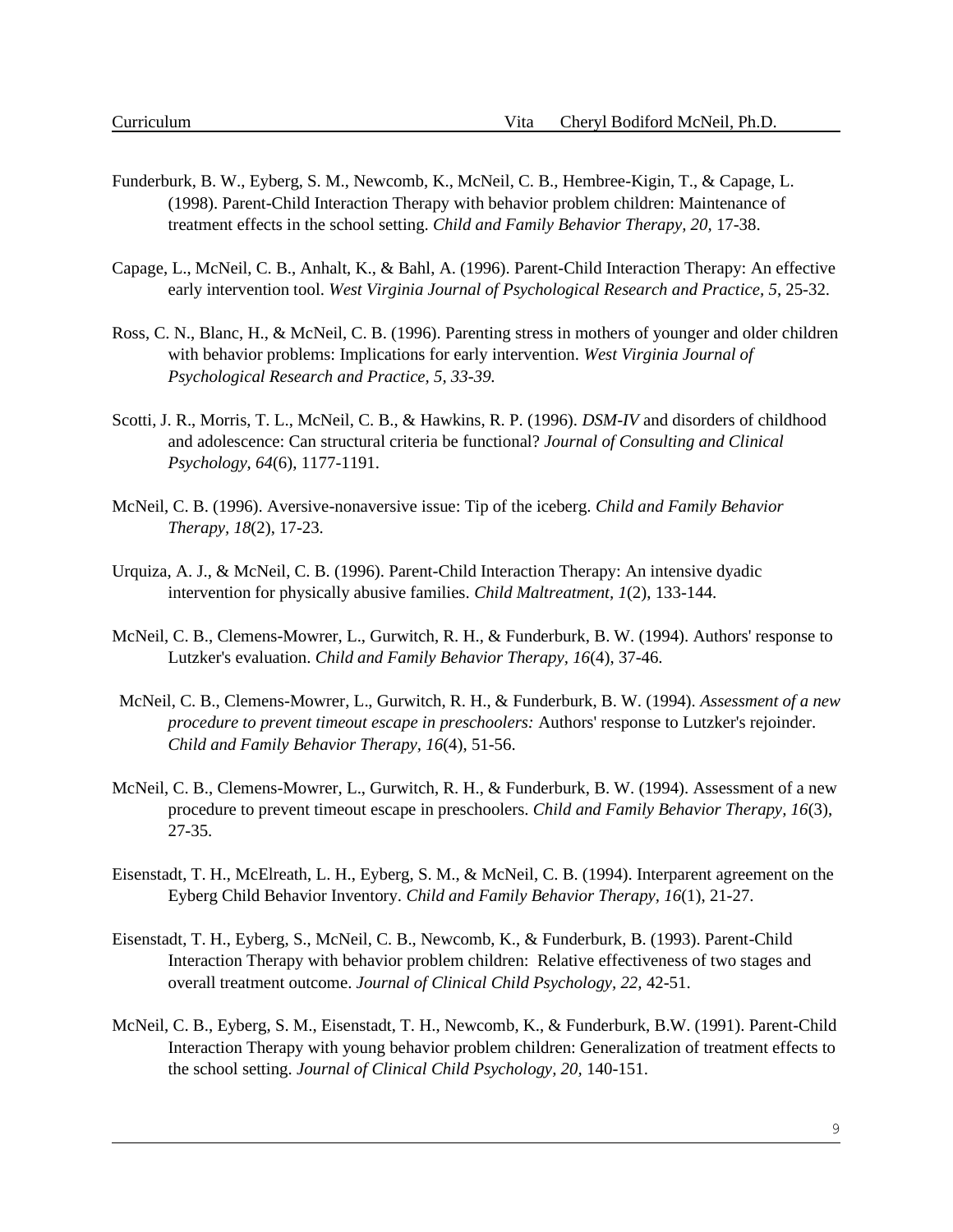Funderburk, B. W., Eyberg, S. M., Newcomb, K., McNeil, C. B., Hembree-Kigin, T., & Capage, L. (1998). Parent-Child Interaction Therapy with behavior problem children: Maintenance of treatment effects in the school setting. *Child and Family Behavior Therapy, 20,* 17-38.

Capage, L., McNeil, C. B., Anhalt, K., & Bahl, A. (1996). Parent-Child Interaction Therapy: An effective early intervention tool. *West Virginia Journal of Psychological Research and Practice, 5*, 25-32.

Ross, C. N., Blanc, H., & McNeil, C. B. (1996). Parenting stress in mothers of younger and older children with behavior problems: Implications for early intervention. *West Virginia Journal of Psychological Research and Practice, 5, 33-39.*

Scotti, J. R., Morris, T. L., McNeil, C. B., & Hawkins, R. P. (1996). *DSM-IV* and disorders of childhood and adolescence: Can structural criteria be functional? *Journal of Consulting and Clinical Psychology, 64*(6), 1177-1191.

McNeil, C. B. (1996). Aversive-nonaversive issue: Tip of the iceberg. *Child and Family Behavior Therapy, 18*(2), 17-23.

Urquiza, A. J., & McNeil, C. B. (1996). Parent-Child Interaction Therapy: An intensive dyadic intervention for physically abusive families. *Child Maltreatment, 1*(2), 133-144.

McNeil, C. B., Clemens-Mowrer, L., Gurwitch, R. H., & Funderburk, B. W. (1994). Authors' response to Lutzker's evaluation. *Child and Family Behavior Therapy, 16*(4), 37-46.

McNeil, C. B., Clemens-Mowrer, L., Gurwitch, R. H., & Funderburk, B. W. (1994). *Assessment of a new procedure to prevent timeout escape in preschoolers:* Authors' response to Lutzker's rejoinder. *Child and Family Behavior Therapy, 16*(4), 51-56.

McNeil, C. B., Clemens-Mowrer, L., Gurwitch, R. H., & Funderburk, B. W. (1994). Assessment of a new procedure to prevent timeout escape in preschoolers. *Child and Family Behavior Therapy, 16*(3), 27-35.

Eisenstadt, T. H., McElreath, L. H., Eyberg, S. M., & McNeil, C. B. (1994). Interparent agreement on the Eyberg Child Behavior Inventory. *Child and Family Behavior Therapy, 16*(1), 21-27.

Eisenstadt, T. H., Eyberg, S., McNeil, C. B., Newcomb, K., & Funderburk, B. (1993). Parent-Child Interaction Therapy with behavior problem children: Relative effectiveness of two stages and overall treatment outcome. *Journal of Clinical Child Psychology, 22,* 42-51.

McNeil, C. B., Eyberg, S. M., Eisenstadt, T. H., Newcomb, K., & Funderburk, B.W. (1991). Parent-Child Interaction Therapy with young behavior problem children: Generalization of treatment effects to the school setting. *Journal of Clinical Child Psychology, 20,* 140-151.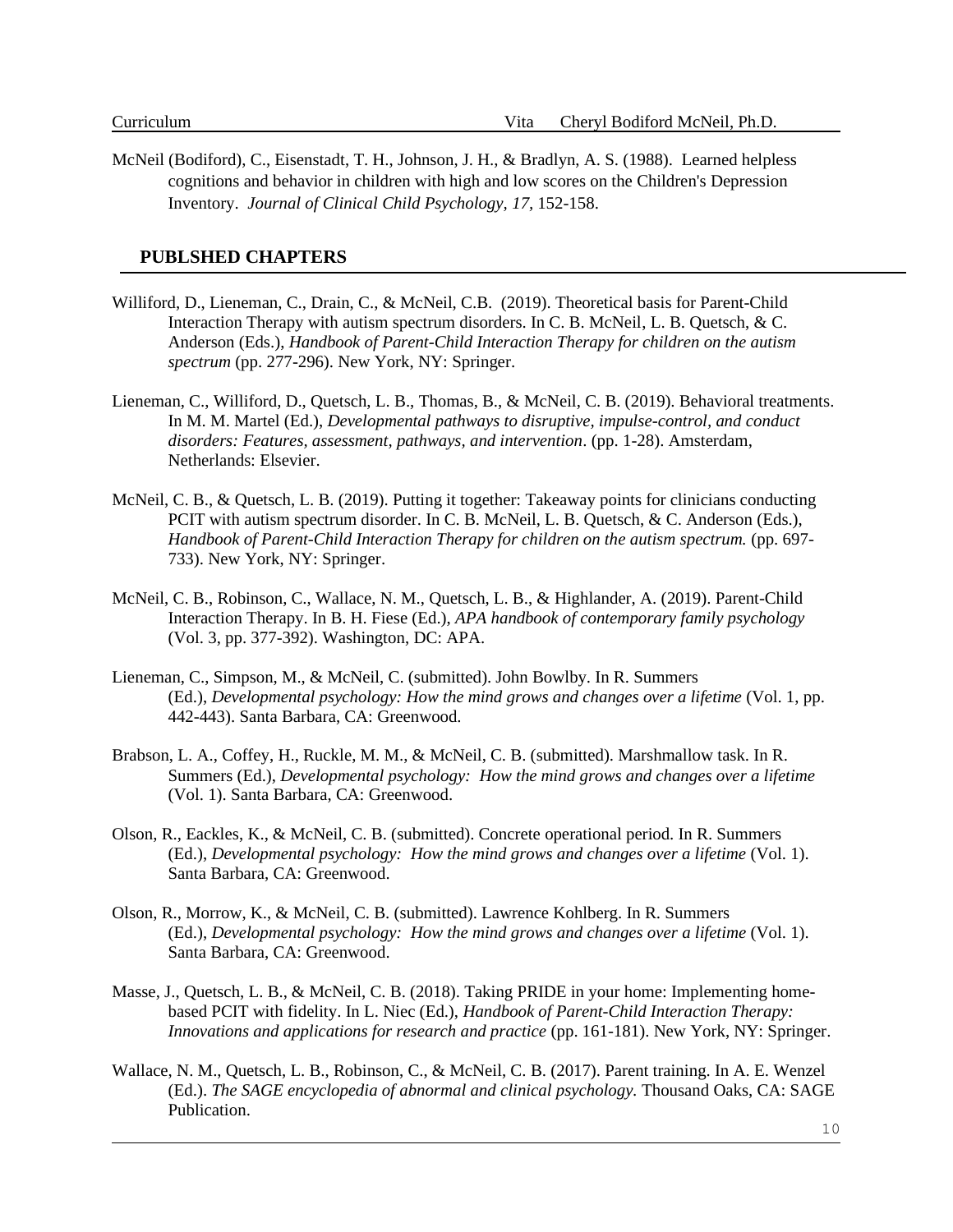McNeil (Bodiford), C., Eisenstadt, T. H., Johnson, J. H., & Bradlyn, A. S. (1988). Learned helpless cognitions and behavior in children with high and low scores on the Children's Depression Inventory. *Journal of Clinical Child Psychology, 17*, 152-158.

## PUBLSHED CHAPTERS

Williford, D., Lieneman, C., Drain, C., & McNeil, C.B. (2019). Theoretical basis for Parent-Child Interaction Therapy with autism spectrum disorders. In C. B. McNeil, L. B. Quetsch, & C. Anderson (Eds.), *Handbook of Parent-Child Interaction Therapy for children on the autism spectrum* (pp. 277-296). New York, NY: Springer.

Lieneman, C., Williford, D., Quetsch, L. B., Thomas, B., & McNeil, C. B. (2019). Behavioral treatments. In M. M. Martel (Ed.), *Developmental pathways to disruptive, impulse-control, and conduct disorders: Features, assessment, pathways, and intervention*. (pp. 1-28). Amsterdam, Netherlands: Elsevier.

McNeil, C. B., & Quetsch, L. B. (2019). Putting it together: Takeaway points for clinicians conducting PCIT with autism spectrum disorder. In C. B. McNeil, L. B. Quetsch, & C. Anderson (Eds.), *Handbook of Parent-Child Interaction Therapy for children on the autism spectrum.* (pp. 697-733). New York, NY: Springer.

McNeil, C. B., Robinson, C., Wallace, N. M., Quetsch, L. B., & Highlander, A. (2019). Parent-Child Interaction Therapy. In B. H. Fiese (Ed.), *APA handbook of contemporary family psychology* (Vol. 3, pp. 377-392). Washington, DC: APA.

Lieneman, C., Simpson, M., & McNeil, C. (submitted). John Bowlby. In R. Summers (Ed.), *Developmental psychology: How the mind grows and changes over a lifetime* (Vol. 1, pp. 442-443). Santa Barbara, CA: Greenwood.

Brabson, L. A., Coffey, H., Ruckle, M. M., & McNeil, C. B. (submitted). Marshmallow task. In R. Summers (Ed.), *Developmental psychology: How the mind grows and changes over a lifetime* (Vol. 1). Santa Barbara, CA: Greenwood.

Olson, R., Eackles, K., & McNeil, C. B. (submitted). Concrete operational period. In R. Summers (Ed.), *Developmental psychology: How the mind grows and changes over a lifetime* (Vol. 1). Santa Barbara, CA: Greenwood.

Olson, R., Morrow, K., & McNeil, C. B. (submitted). Lawrence Kohlberg. In R. Summers (Ed.), *Developmental psychology: How the mind grows and changes over a lifetime* (Vol. 1). Santa Barbara, CA: Greenwood.

Masse, J., Quetsch, L. B., & McNeil, C. B. (2018). Taking PRIDE in your home: Implementing home-based PCIT with fidelity. In L. Niec (Ed.), *Handbook of Parent-Child Interaction Therapy: Innovations and applications for research and practice* (pp. 161-181). New York, NY: Springer.

Wallace, N. M., Quetsch, L. B., Robinson, C., & McNeil, C. B. (2017). Parent training. In A. E. Wenzel (Ed.). *The SAGE encyclopedia of abnormal and clinical psychology.* Thousand Oaks, CA: SAGE Publication.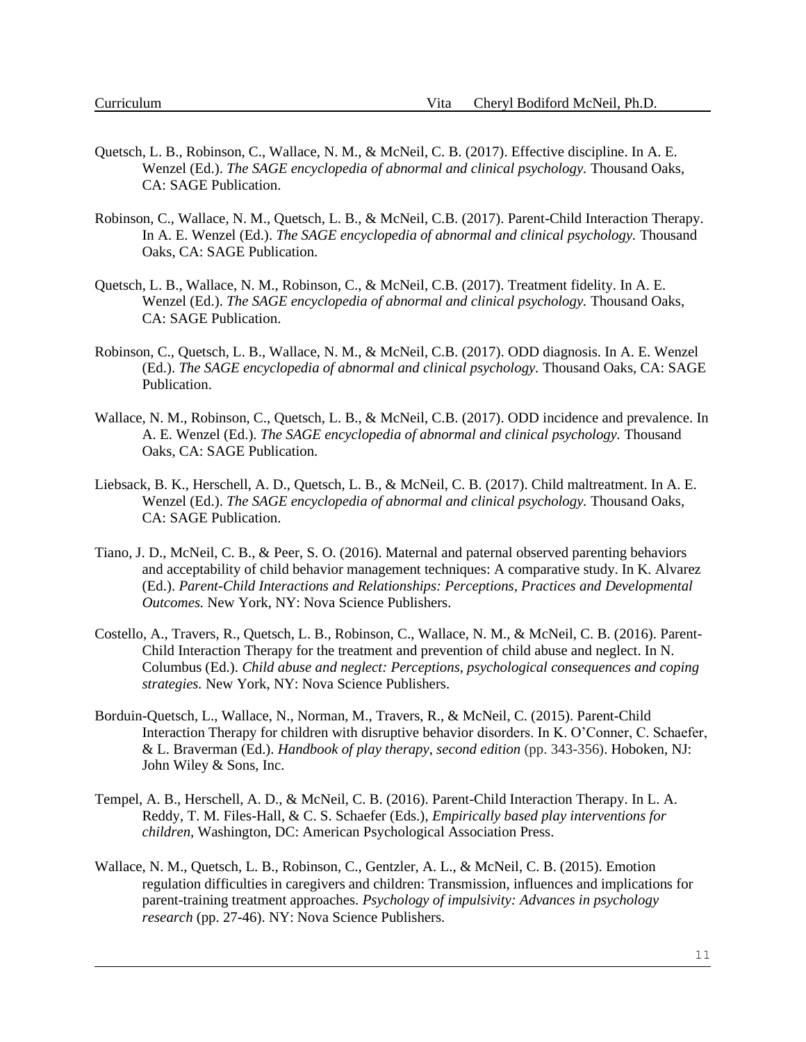Quetsch, L. B., Robinson, C., Wallace, N. M., & McNeil, C. B. (2017). Effective discipline. In A. E. Wenzel (Ed.). *The SAGE encyclopedia of abnormal and clinical psychology.* Thousand Oaks, CA: SAGE Publication.

Robinson, C., Wallace, N. M., Quetsch, L. B., & McNeil, C.B. (2017). Parent-Child Interaction Therapy. In A. E. Wenzel (Ed.). *The SAGE encyclopedia of abnormal and clinical psychology.* Thousand Oaks, CA: SAGE Publication.

Quetsch, L. B., Wallace, N. M., Robinson, C., & McNeil, C.B. (2017). Treatment fidelity. In A. E. Wenzel (Ed.). *The SAGE encyclopedia of abnormal and clinical psychology.* Thousand Oaks, CA: SAGE Publication.

Robinson, C., Quetsch, L. B., Wallace, N. M., & McNeil, C.B. (2017). ODD diagnosis. In A. E. Wenzel (Ed.). *The SAGE encyclopedia of abnormal and clinical psychology.* Thousand Oaks, CA: SAGE Publication.

Wallace, N. M., Robinson, C., Quetsch, L. B., & McNeil, C.B. (2017). ODD incidence and prevalence. In A. E. Wenzel (Ed.). *The SAGE encyclopedia of abnormal and clinical psychology.* Thousand Oaks, CA: SAGE Publication.

Liebsack, B. K., Herschell, A. D., Quetsch, L. B., & McNeil, C. B. (2017). Child maltreatment. In A. E. Wenzel (Ed.). *The SAGE encyclopedia of abnormal and clinical psychology.* Thousand Oaks, CA: SAGE Publication.

Tiano, J. D., McNeil, C. B., & Peer, S. O. (2016). Maternal and paternal observed parenting behaviors and acceptability of child behavior management techniques: A comparative study. In K. Alvarez (Ed.). *Parent-Child Interactions and Relationships: Perceptions, Practices and Developmental Outcomes.* New York, NY: Nova Science Publishers.

Costello, A., Travers, R., Quetsch, L. B., Robinson, C., Wallace, N. M., & McNeil, C. B. (2016). Parent-Child Interaction Therapy for the treatment and prevention of child abuse and neglect. In N. Columbus (Ed.). *Child abuse and neglect: Perceptions, psychological consequences and coping strategies.* New York, NY: Nova Science Publishers.

Borduin-Quetsch, L., Wallace, N., Norman, M., Travers, R., & McNeil, C. (2015). Parent-Child Interaction Therapy for children with disruptive behavior disorders. In K. O'Conner, C. Schaefer, & L. Braverman (Ed.). *Handbook of play therapy, second edition* (pp. 343-356). Hoboken, NJ: John Wiley & Sons, Inc.

Tempel, A. B., Herschell, A. D., & McNeil, C. B. (2016). Parent-Child Interaction Therapy. In L. A. Reddy, T. M. Files-Hall, & C. S. Schaefer (Eds.), *Empirically based play interventions for children*, Washington, DC: American Psychological Association Press.

Wallace, N. M., Quetsch, L. B., Robinson, C., Gentzler, A. L., & McNeil, C. B. (2015). Emotion regulation difficulties in caregivers and children: Transmission, influences and implications for parent-training treatment approaches. *Psychology of impulsivity: Advances in psychology research* (pp. 27-46). NY: Nova Science Publishers.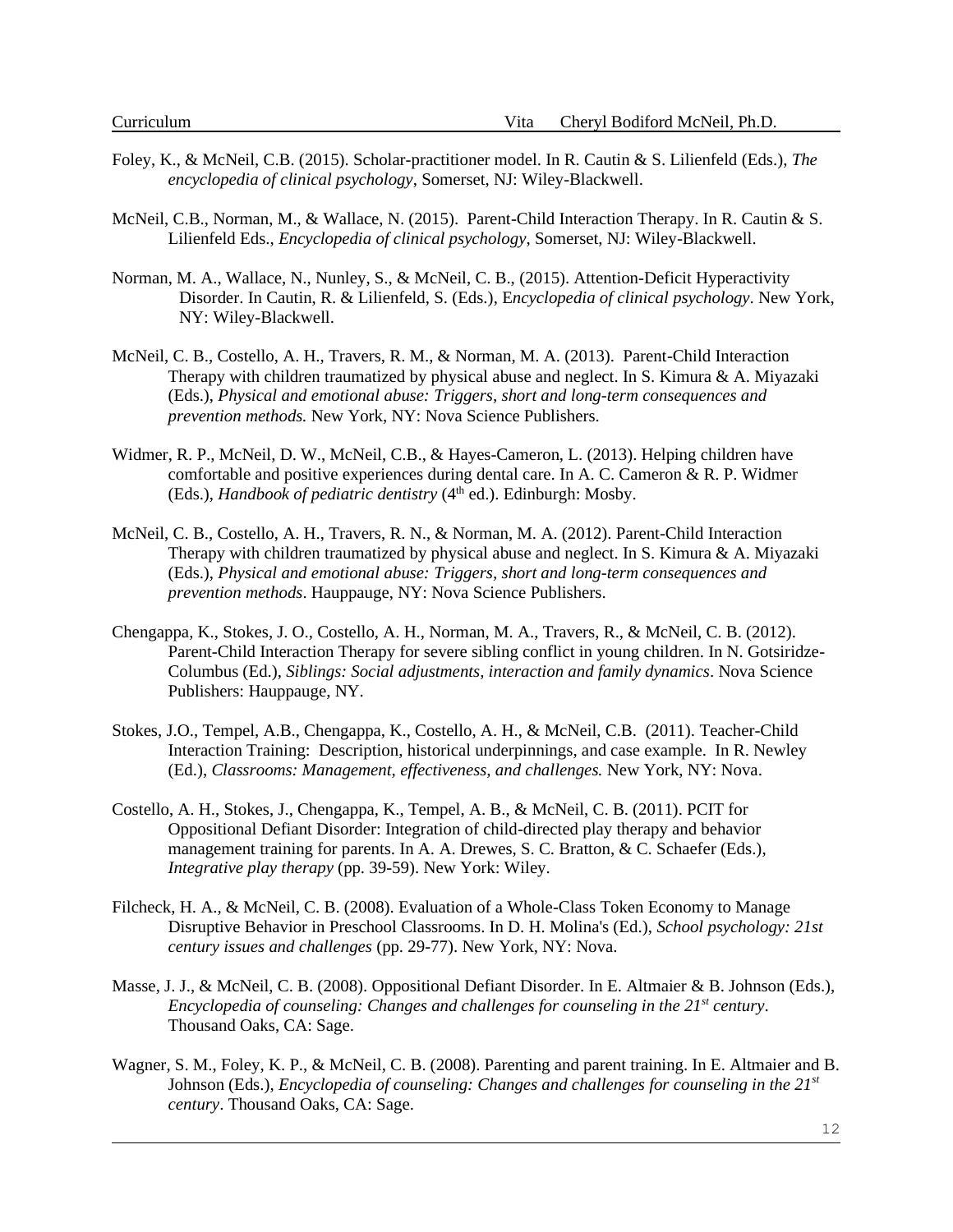Foley, K., & McNeil, C.B. (2015). Scholar-practitioner model. In R. Cautin & S. Lilienfeld (Eds.), *The encyclopedia of clinical psychology*, Somerset, NJ: Wiley-Blackwell.

McNeil, C.B., Norman, M., & Wallace, N. (2015). Parent-Child Interaction Therapy. In R. Cautin & S. Lilienfeld Eds., *Encyclopedia of clinical psychology*, Somerset, NJ: Wiley-Blackwell.

Norman, M. A., Wallace, N., Nunley, S., & McNeil, C. B., (2015). Attention-Deficit Hyperactivity Disorder. In Cautin, R. & Lilienfeld, S. (Eds.), E*ncyclopedia of clinical psychology*. New York, NY: Wiley-Blackwell.

McNeil, C. B., Costello, A. H., Travers, R. M., & Norman, M. A. (2013). Parent-Child Interaction Therapy with children traumatized by physical abuse and neglect. In S. Kimura & A. Miyazaki (Eds.), *Physical and emotional abuse: Triggers, short and long-term consequences and prevention methods.* New York, NY: Nova Science Publishers.

Widmer, R. P., McNeil, D. W., McNeil, C.B., & Hayes-Cameron, L. (2013). Helping children have comfortable and positive experiences during dental care. In A. C. Cameron & R. P. Widmer (Eds.), *Handbook of pediatric dentistry* (4th ed.). Edinburgh: Mosby.

McNeil, C. B., Costello, A. H., Travers, R. N., & Norman, M. A. (2012). Parent-Child Interaction Therapy with children traumatized by physical abuse and neglect. In S. Kimura & A. Miyazaki (Eds.), *Physical and emotional abuse: Triggers, short and long-term consequences and prevention methods*. Hauppauge, NY: Nova Science Publishers.

Chengappa, K., Stokes, J. O., Costello, A. H., Norman, M. A., Travers, R., & McNeil, C. B. (2012). Parent-Child Interaction Therapy for severe sibling conflict in young children. In N. Gotsiridze-Columbus (Ed.), *Siblings: Social adjustments, interaction and family dynamics*. Nova Science Publishers: Hauppauge, NY.

Stokes, J.O., Tempel, A.B., Chengappa, K., Costello, A. H., & McNeil, C.B. (2011). Teacher-Child Interaction Training: Description, historical underpinnings, and case example. In R. Newley (Ed.), *Classrooms: Management, effectiveness, and challenges.* New York, NY: Nova.

Costello, A. H., Stokes, J., Chengappa, K., Tempel, A. B., & McNeil, C. B. (2011). PCIT for Oppositional Defiant Disorder: Integration of child-directed play therapy and behavior management training for parents. In A. A. Drewes, S. C. Bratton, & C. Schaefer (Eds.), *Integrative play therapy* (pp. 39-59). New York: Wiley.

Filcheck, H. A., & McNeil, C. B. (2008). Evaluation of a Whole-Class Token Economy to Manage Disruptive Behavior in Preschool Classrooms. In D. H. Molina's (Ed.), *School psychology: 21st century issues and challenges* (pp. 29-77). New York, NY: Nova.

Masse, J. J., & McNeil, C. B. (2008). Oppositional Defiant Disorder. In E. Altmaier & B. Johnson (Eds.), *Encyclopedia of counseling: Changes and challenges for counseling in the 21st century*. Thousand Oaks, CA: Sage.

Wagner, S. M., Foley, K. P., & McNeil, C. B. (2008). Parenting and parent training. In E. Altmaier and B. Johnson (Eds.), *Encyclopedia of counseling: Changes and challenges for counseling in the 21st century*. Thousand Oaks, CA: Sage.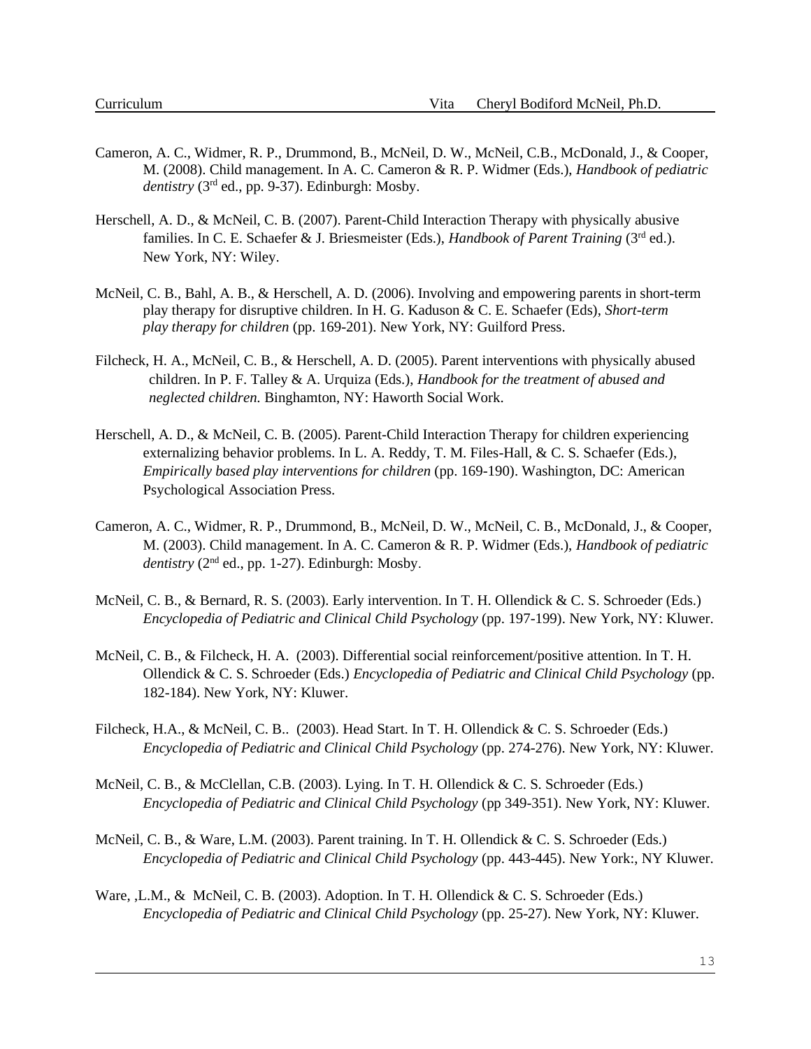Cameron, A. C., Widmer, R. P., Drummond, B., McNeil, D. W., McNeil, C.B., McDonald, J., & Cooper, M. (2008). Child management. In A. C. Cameron & R. P. Widmer (Eds.), *Handbook of pediatric dentistry* (3rd ed., pp. 9-37). Edinburgh: Mosby.

Herschell, A. D., & McNeil, C. B. (2007). Parent-Child Interaction Therapy with physically abusive families. In C. E. Schaefer & J. Briesmeister (Eds.), *Handbook of Parent Training* (3rd ed.). New York, NY: Wiley.

McNeil, C. B., Bahl, A. B., & Herschell, A. D. (2006). Involving and empowering parents in short-term play therapy for disruptive children. In H. G. Kaduson & C. E. Schaefer (Eds), *Short-term play therapy for children* (pp. 169-201). New York, NY: Guilford Press.

Filcheck, H. A., McNeil, C. B., & Herschell, A. D. (2005). Parent interventions with physically abused children. In P. F. Talley & A. Urquiza (Eds.), *Handbook for the treatment of abused and neglected children.* Binghamton, NY: Haworth Social Work.

Herschell, A. D., & McNeil, C. B. (2005). Parent-Child Interaction Therapy for children experiencing externalizing behavior problems. In L. A. Reddy, T. M. Files-Hall, & C. S. Schaefer (Eds.), *Empirically based play interventions for children* (pp. 169-190). Washington, DC: American Psychological Association Press.

Cameron, A. C., Widmer, R. P., Drummond, B., McNeil, D. W., McNeil, C. B., McDonald, J., & Cooper, M. (2003). Child management. In A. C. Cameron & R. P. Widmer (Eds.), *Handbook of pediatric dentistry* (2nd ed., pp. 1-27). Edinburgh: Mosby.

McNeil, C. B., & Bernard, R. S. (2003). Early intervention. In T. H. Ollendick & C. S. Schroeder (Eds.) *Encyclopedia of Pediatric and Clinical Child Psychology* (pp. 197-199). New York, NY: Kluwer.

McNeil, C. B., & Filcheck, H. A. (2003). Differential social reinforcement/positive attention. In T. H. Ollendick & C. S. Schroeder (Eds.) *Encyclopedia of Pediatric and Clinical Child Psychology* (pp. 182-184). New York, NY: Kluwer.

Filcheck, H.A., & McNeil, C. B.. (2003). Head Start. In T. H. Ollendick & C. S. Schroeder (Eds.) *Encyclopedia of Pediatric and Clinical Child Psychology* (pp. 274-276). New York, NY: Kluwer.

McNeil, C. B., & McClellan, C.B. (2003). Lying. In T. H. Ollendick & C. S. Schroeder (Eds.) *Encyclopedia of Pediatric and Clinical Child Psychology* (pp 349-351). New York, NY: Kluwer.

McNeil, C. B., & Ware, L.M. (2003). Parent training. In T. H. Ollendick & C. S. Schroeder (Eds.) *Encyclopedia of Pediatric and Clinical Child Psychology* (pp. 443-445). New York:, NY Kluwer.

Ware, ,L.M., & McNeil, C. B. (2003). Adoption. In T. H. Ollendick & C. S. Schroeder (Eds.) *Encyclopedia of Pediatric and Clinical Child Psychology* (pp. 25-27). New York, NY: Kluwer.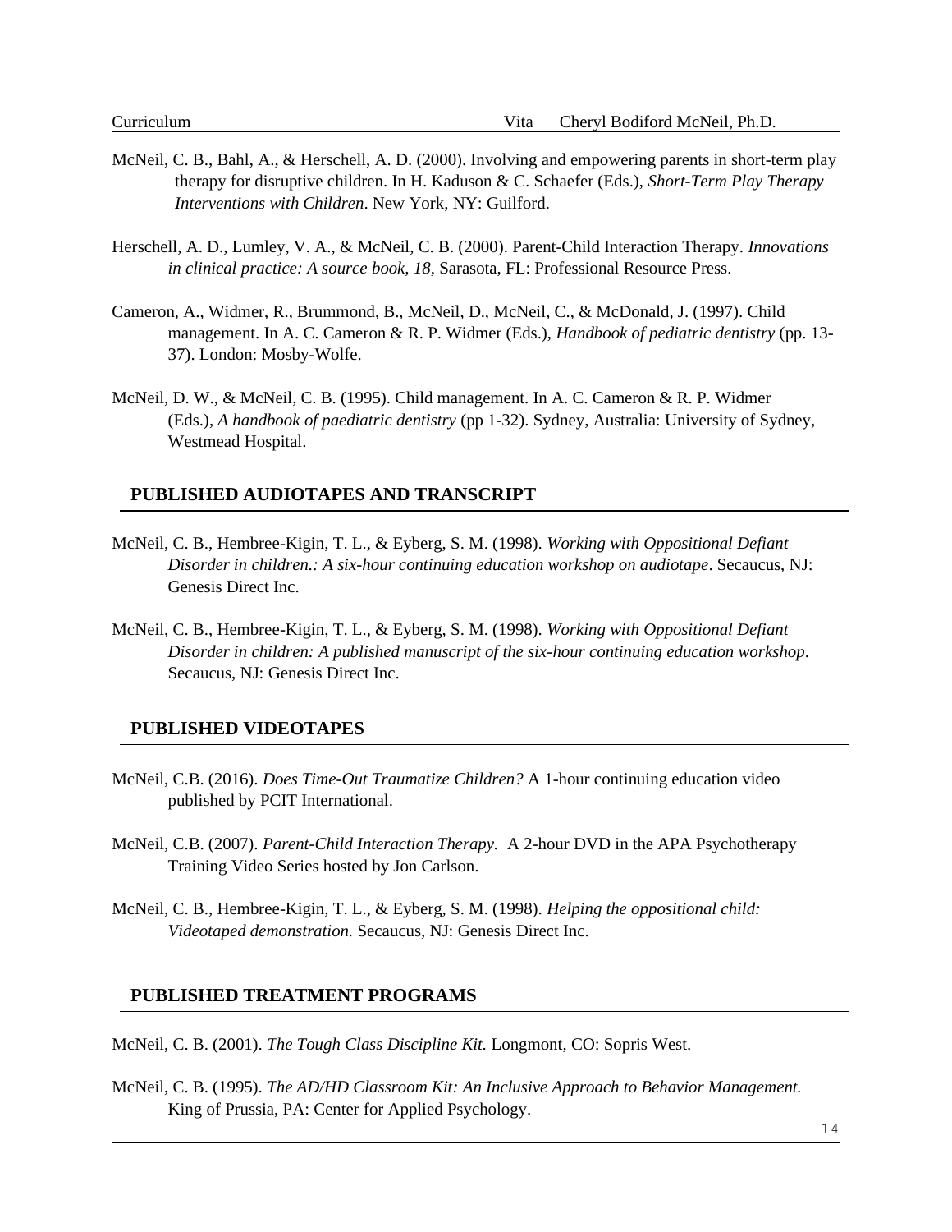McNeil, C. B., Bahl, A., & Herschell, A. D. (2000). Involving and empowering parents in short-term play therapy for disruptive children. In H. Kaduson & C. Schaefer (Eds.), *Short-Term Play Therapy Interventions with Children*. New York, NY: Guilford.

Herschell, A. D., Lumley, V. A., & McNeil, C. B. (2000). Parent-Child Interaction Therapy. *Innovations in clinical practice: A source book, 18*, Sarasota, FL: Professional Resource Press.

Cameron, A., Widmer, R., Brummond, B., McNeil, D., McNeil, C., & McDonald, J. (1997). Child management. In A. C. Cameron & R. P. Widmer (Eds.), *Handbook of pediatric dentistry* (pp. 13-37). London: Mosby-Wolfe.

McNeil, D. W., & McNeil, C. B. (1995). Child management. In A. C. Cameron & R. P. Widmer (Eds.), *A handbook of paediatric dentistry* (pp 1-32). Sydney, Australia: University of Sydney, Westmead Hospital.

## PUBLISHED AUDIOTAPES AND TRANSCRIPT

McNeil, C. B., Hembree-Kigin, T. L., & Eyberg, S. M. (1998). *Working with Oppositional Defiant Disorder in children.: A six-hour continuing education workshop on audiotape*. Secaucus, NJ: Genesis Direct Inc.

McNeil, C. B., Hembree-Kigin, T. L., & Eyberg, S. M. (1998). *Working with Oppositional Defiant Disorder in children: A published manuscript of the six-hour continuing education workshop*. Secaucus, NJ: Genesis Direct Inc.

## PUBLISHED VIDEOTAPES

McNeil, C.B. (2016). *Does Time-Out Traumatize Children?* A 1-hour continuing education video published by PCIT International.

McNeil, C.B. (2007). *Parent-Child Interaction Therapy.* A 2-hour DVD in the APA Psychotherapy Training Video Series hosted by Jon Carlson.

McNeil, C. B., Hembree-Kigin, T. L., & Eyberg, S. M. (1998). *Helping the oppositional child: Videotaped demonstration.* Secaucus, NJ: Genesis Direct Inc.

## PUBLISHED TREATMENT PROGRAMS

McNeil, C. B. (2001). *The Tough Class Discipline Kit.* Longmont, CO: Sopris West.

McNeil, C. B. (1995). *The AD/HD Classroom Kit: An Inclusive Approach to Behavior Management.* King of Prussia, PA: Center for Applied Psychology.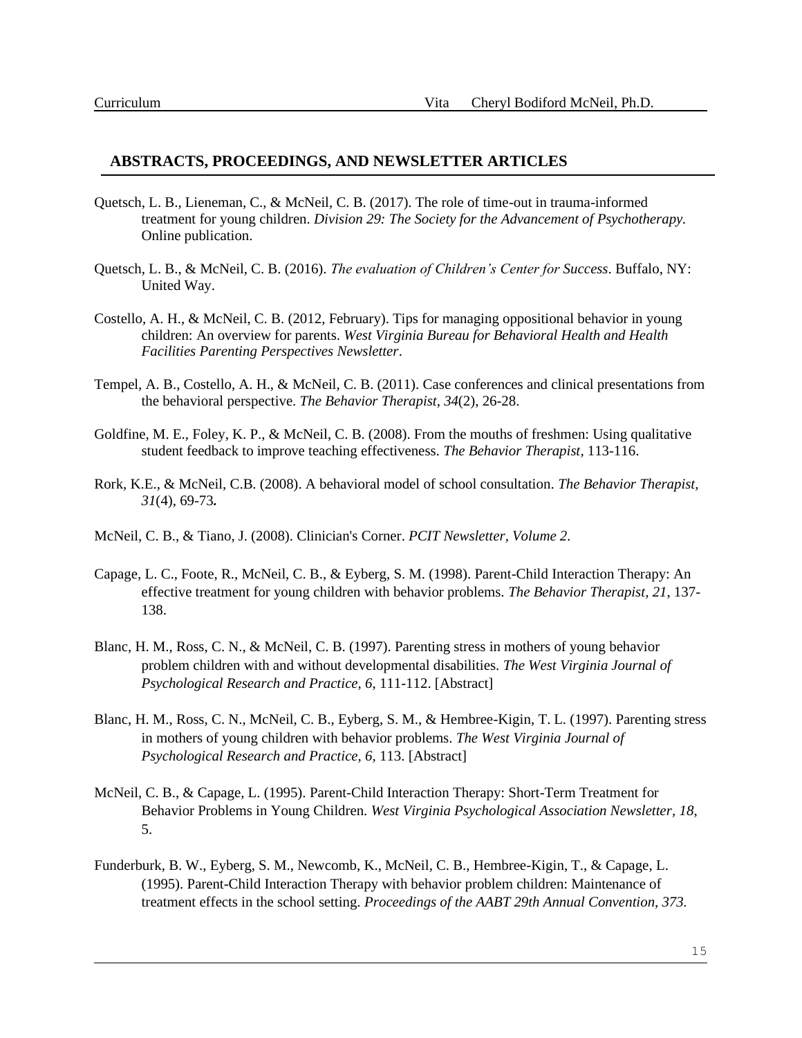## ABSTRACTS, PROCEEDINGS, AND NEWSLETTER ARTICLES

Quetsch, L. B., Lieneman, C., & McNeil, C. B. (2017). The role of time-out in trauma-informed treatment for young children. *Division 29: The Society for the Advancement of Psychotherapy.* Online publication.

Quetsch, L. B., & McNeil, C. B. (2016). *The evaluation of Children's Center for Success*. Buffalo, NY: United Way.

Costello, A. H., & McNeil, C. B. (2012, February). Tips for managing oppositional behavior in young children: An overview for parents. *West Virginia Bureau for Behavioral Health and Health Facilities Parenting Perspectives Newsletter*.

Tempel, A. B., Costello, A. H., & McNeil, C. B. (2011). Case conferences and clinical presentations from the behavioral perspective. *The Behavior Therapist, 34*(2), 26-28.

Goldfine, M. E., Foley, K. P., & McNeil, C. B. (2008). From the mouths of freshmen: Using qualitative student feedback to improve teaching effectiveness. *The Behavior Therapist*, 113-116.

Rork, K.E., & McNeil, C.B. (2008). A behavioral model of school consultation. *The Behavior Therapist, 31*(4), 69-73**.**

McNeil, C. B., & Tiano, J. (2008). Clinician's Corner. *PCIT Newsletter, Volume 2*.

Capage, L. C., Foote, R., McNeil, C. B., & Eyberg, S. M. (1998). Parent-Child Interaction Therapy: An effective treatment for young children with behavior problems. *The Behavior Therapist, 21*, 137-138.

Blanc, H. M., Ross, C. N., & McNeil, C. B. (1997). Parenting stress in mothers of young behavior problem children with and without developmental disabilities. *The West Virginia Journal of Psychological Research and Practice, 6,* 111-112. [Abstract]

Blanc, H. M., Ross, C. N., McNeil, C. B., Eyberg, S. M., & Hembree-Kigin, T. L. (1997). Parenting stress in mothers of young children with behavior problems. *The West Virginia Journal of Psychological Research and Practice, 6,* 113. [Abstract]

McNeil, C. B., & Capage, L. (1995). Parent-Child Interaction Therapy: Short-Term Treatment for Behavior Problems in Young Children. *West Virginia Psychological Association Newsletter, 18,* 5.

Funderburk, B. W., Eyberg, S. M., Newcomb, K., McNeil, C. B., Hembree-Kigin, T., & Capage, L. (1995). Parent-Child Interaction Therapy with behavior problem children: Maintenance of treatment effects in the school setting. *Proceedings of the AABT 29th Annual Convention, 373.*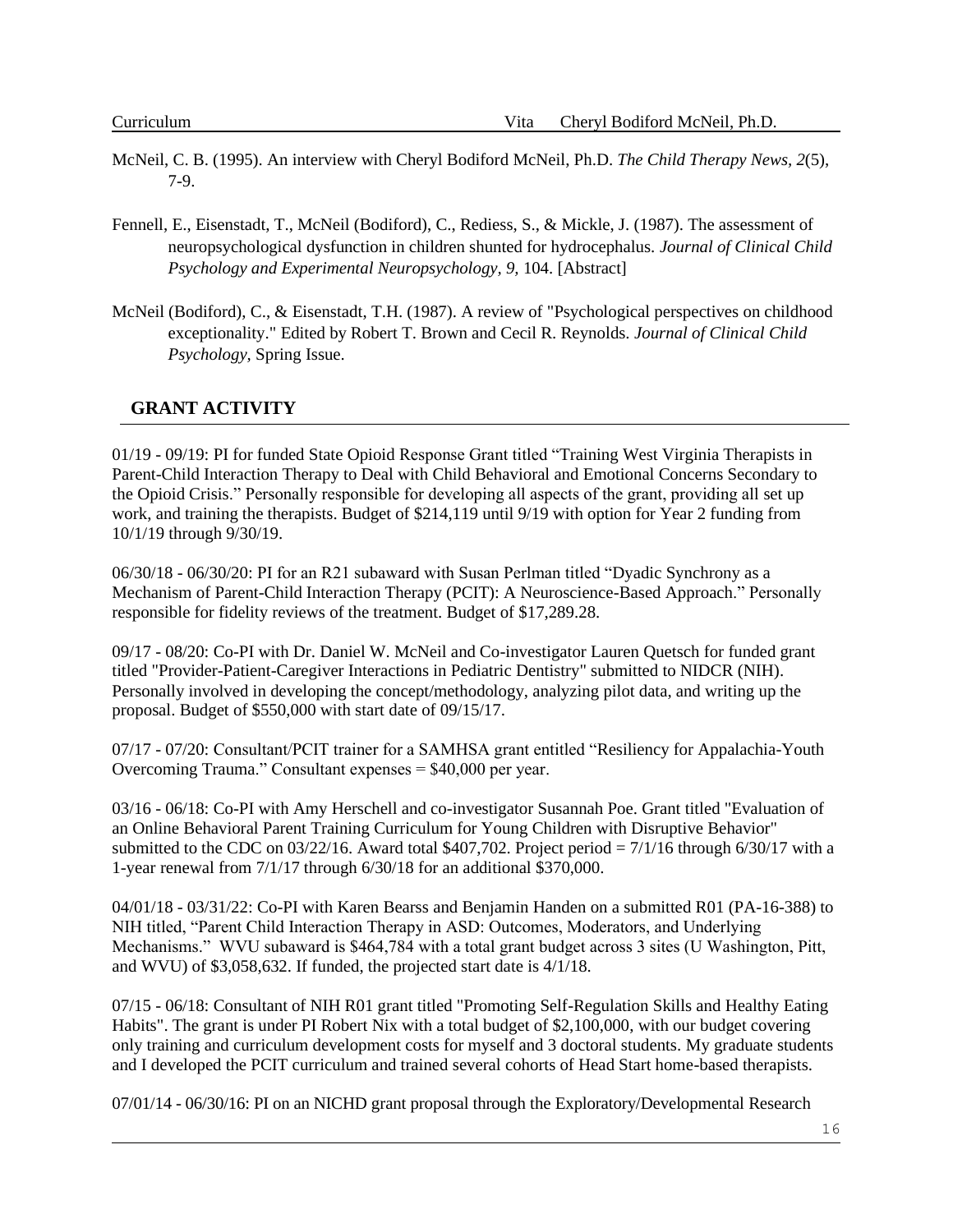McNeil, C. B. (1995). An interview with Cheryl Bodiford McNeil, Ph.D. *The Child Therapy News, 2*(5), 7-9.

Fennell, E., Eisenstadt, T., McNeil (Bodiford), C., Rediess, S., & Mickle, J. (1987). The assessment of neuropsychological dysfunction in children shunted for hydrocephalus. *Journal of Clinical Child Psychology and Experimental Neuropsychology, 9,* 104. [Abstract]

McNeil (Bodiford), C., & Eisenstadt, T.H. (1987). A review of "Psychological perspectives on childhood exceptionality." Edited by Robert T. Brown and Cecil R. Reynolds. *Journal of Clinical Child Psychology,* Spring Issue.

## GRANT ACTIVITY

01/19 - 09/19: PI for funded State Opioid Response Grant titled "Training West Virginia Therapists in Parent-Child Interaction Therapy to Deal with Child Behavioral and Emotional Concerns Secondary to the Opioid Crisis." Personally responsible for developing all aspects of the grant, providing all set up work, and training the therapists. Budget of $214,119 until 9/19 with option for Year 2 funding from 10/1/19 through 9/30/19.

06/30/18 - 06/30/20: PI for an R21 subaward with Susan Perlman titled "Dyadic Synchrony as a Mechanism of Parent-Child Interaction Therapy (PCIT): A Neuroscience-Based Approach." Personally responsible for fidelity reviews of the treatment. Budget of $17,289.28.

09/17 - 08/20: Co-PI with Dr. Daniel W. McNeil and Co-investigator Lauren Quetsch for funded grant titled "Provider-Patient-Caregiver Interactions in Pediatric Dentistry" submitted to NIDCR (NIH). Personally involved in developing the concept/methodology, analyzing pilot data, and writing up the proposal. Budget of $550,000 with start date of 09/15/17.

07/17 - 07/20: Consultant/PCIT trainer for a SAMHSA grant entitled "Resiliency for Appalachia-Youth Overcoming Trauma." Consultant expenses = $40,000 per year.

03/16 - 06/18: Co-PI with Amy Herschell and co-investigator Susannah Poe. Grant titled "Evaluation of an Online Behavioral Parent Training Curriculum for Young Children with Disruptive Behavior" submitted to the CDC on 03/22/16. Award total $407,702. Project period = 7/1/16 through 6/30/17 with a 1-year renewal from 7/1/17 through 6/30/18 for an additional $370,000.

04/01/18 - 03/31/22: Co-PI with Karen Bearss and Benjamin Handen on a submitted R01 (PA-16-388) to NIH titled, "Parent Child Interaction Therapy in ASD: Outcomes, Moderators, and Underlying Mechanisms." WVU subaward is $464,784 with a total grant budget across 3 sites (U Washington, Pitt, and WVU) of $3,058,632. If funded, the projected start date is 4/1/18.

07/15 - 06/18: Consultant of NIH R01 grant titled "Promoting Self-Regulation Skills and Healthy Eating Habits". The grant is under PI Robert Nix with a total budget of $2,100,000, with our budget covering only training and curriculum development costs for myself and 3 doctoral students. My graduate students and I developed the PCIT curriculum and trained several cohorts of Head Start home-based therapists.

07/01/14 - 06/30/16: PI on an NICHD grant proposal through the Exploratory/Developmental Research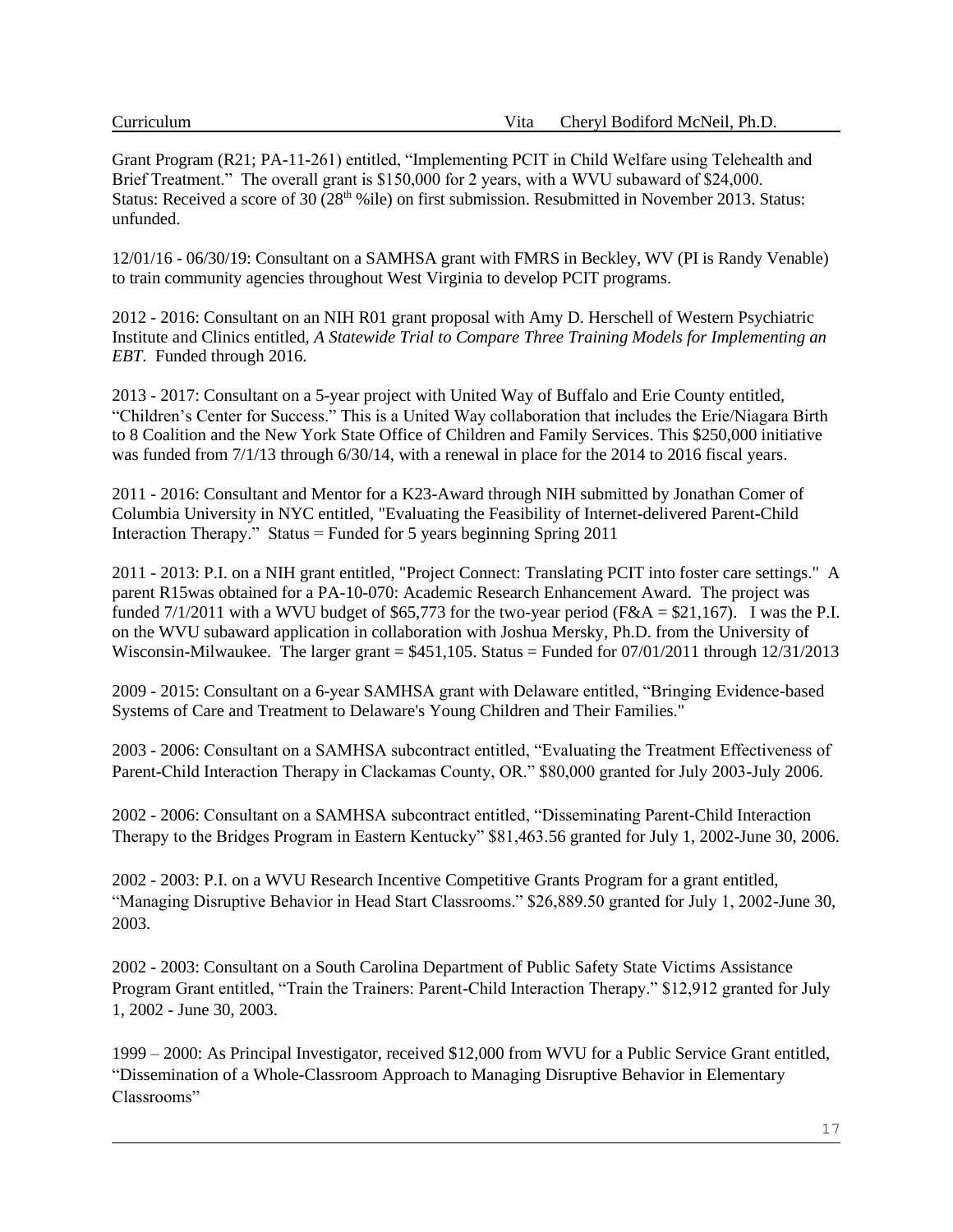Grant Program (R21; PA-11-261) entitled, "Implementing PCIT in Child Welfare using Telehealth and Brief Treatment." The overall grant is $150,000 for 2 years, with a WVU subaward of $24,000. Status: Received a score of 30 (28th %ile) on first submission. Resubmitted in November 2013. Status: unfunded.

12/01/16 - 06/30/19: Consultant on a SAMHSA grant with FMRS in Beckley, WV (PI is Randy Venable) to train community agencies throughout West Virginia to develop PCIT programs.

2012 - 2016: Consultant on an NIH R01 grant proposal with Amy D. Herschell of Western Psychiatric Institute and Clinics entitled, *A Statewide Trial to Compare Three Training Models for Implementing an EBT*. Funded through 2016.

2013 - 2017: Consultant on a 5-year project with United Way of Buffalo and Erie County entitled, "Children's Center for Success." This is a United Way collaboration that includes the Erie/Niagara Birth to 8 Coalition and the New York State Office of Children and Family Services. This $250,000 initiative was funded from 7/1/13 through 6/30/14, with a renewal in place for the 2014 to 2016 fiscal years.

2011 - 2016: Consultant and Mentor for a K23-Award through NIH submitted by Jonathan Comer of Columbia University in NYC entitled, "Evaluating the Feasibility of Internet-delivered Parent-Child Interaction Therapy." Status = Funded for 5 years beginning Spring 2011

2011 - 2013: P.I. on a NIH grant entitled, "Project Connect: Translating PCIT into foster care settings." A parent R15was obtained for a PA-10-070: Academic Research Enhancement Award. The project was funded 7/1/2011 with a WVU budget of $65,773 for the two-year period (F&A = $21,167). I was the P.I. on the WVU subaward application in collaboration with Joshua Mersky, Ph.D. from the University of Wisconsin-Milwaukee. The larger grant = $451,105. Status = Funded for 07/01/2011 through 12/31/2013

2009 - 2015: Consultant on a 6-year SAMHSA grant with Delaware entitled, "Bringing Evidence-based Systems of Care and Treatment to Delaware's Young Children and Their Families."

2003 - 2006: Consultant on a SAMHSA subcontract entitled, "Evaluating the Treatment Effectiveness of Parent-Child Interaction Therapy in Clackamas County, OR." $80,000 granted for July 2003-July 2006.

2002 - 2006: Consultant on a SAMHSA subcontract entitled, "Disseminating Parent-Child Interaction Therapy to the Bridges Program in Eastern Kentucky" $81,463.56 granted for July 1, 2002-June 30, 2006.

2002 - 2003: P.I. on a WVU Research Incentive Competitive Grants Program for a grant entitled, "Managing Disruptive Behavior in Head Start Classrooms." $26,889.50 granted for July 1, 2002-June 30, 2003.

2002 - 2003: Consultant on a South Carolina Department of Public Safety State Victims Assistance Program Grant entitled, "Train the Trainers: Parent-Child Interaction Therapy." $12,912 granted for July 1, 2002 - June 30, 2003.

1999 – 2000: As Principal Investigator, received $12,000 from WVU for a Public Service Grant entitled, "Dissemination of a Whole-Classroom Approach to Managing Disruptive Behavior in Elementary Classrooms"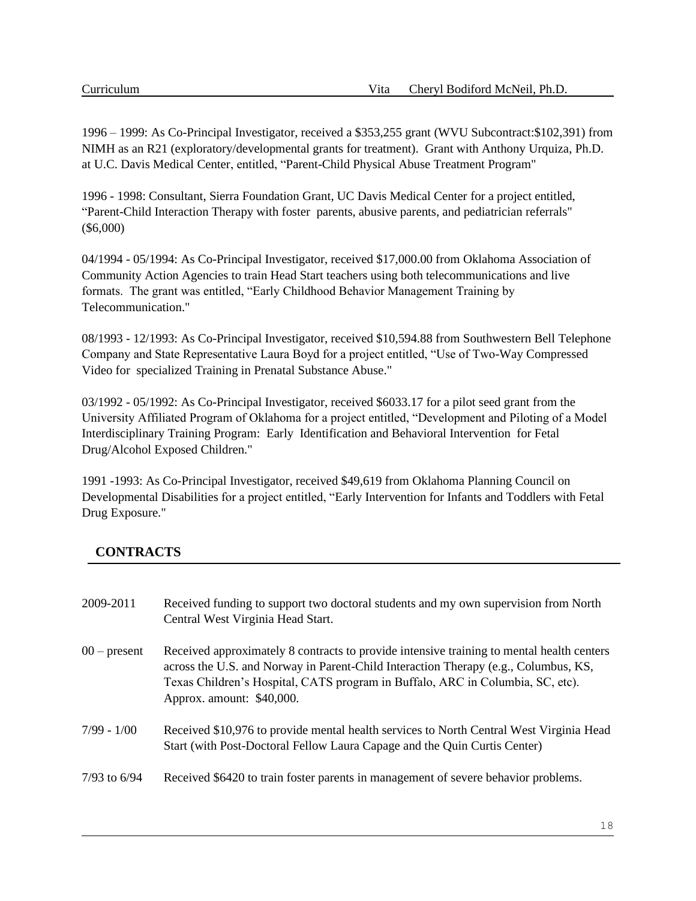1996 – 1999: As Co-Principal Investigator, received a $353,255 grant (WVU Subcontract:$102,391) from NIMH as an R21 (exploratory/developmental grants for treatment). Grant with Anthony Urquiza, Ph.D. at U.C. Davis Medical Center, entitled, "Parent-Child Physical Abuse Treatment Program"

1996 - 1998: Consultant, Sierra Foundation Grant, UC Davis Medical Center for a project entitled, "Parent-Child Interaction Therapy with foster parents, abusive parents, and pediatrician referrals" ($6,000)

04/1994 - 05/1994: As Co-Principal Investigator, received $17,000.00 from Oklahoma Association of Community Action Agencies to train Head Start teachers using both telecommunications and live formats. The grant was entitled, "Early Childhood Behavior Management Training by Telecommunication."

08/1993 - 12/1993: As Co-Principal Investigator, received $10,594.88 from Southwestern Bell Telephone Company and State Representative Laura Boyd for a project entitled, "Use of Two-Way Compressed Video for specialized Training in Prenatal Substance Abuse."

03/1992 - 05/1992: As Co-Principal Investigator, received $6033.17 for a pilot seed grant from the University Affiliated Program of Oklahoma for a project entitled, "Development and Piloting of a Model Interdisciplinary Training Program: Early Identification and Behavioral Intervention for Fetal Drug/Alcohol Exposed Children."

1991 -1993: As Co-Principal Investigator, received $49,619 from Oklahoma Planning Council on Developmental Disabilities for a project entitled, "Early Intervention for Infants and Toddlers with Fetal Drug Exposure."

## CONTRACTS

2009-2011 — Received funding to support two doctoral students and my own supervision from North Central West Virginia Head Start.

00 – present — Received approximately 8 contracts to provide intensive training to mental health centers across the U.S. and Norway in Parent-Child Interaction Therapy (e.g., Columbus, KS, Texas Children's Hospital, CATS program in Buffalo, ARC in Columbia, SC, etc). Approx. amount: $40,000.

7/99 - 1/00 — Received $10,976 to provide mental health services to North Central West Virginia Head Start (with Post-Doctoral Fellow Laura Capage and the Quin Curtis Center)

7/93 to 6/94 — Received $6420 to train foster parents in management of severe behavior problems.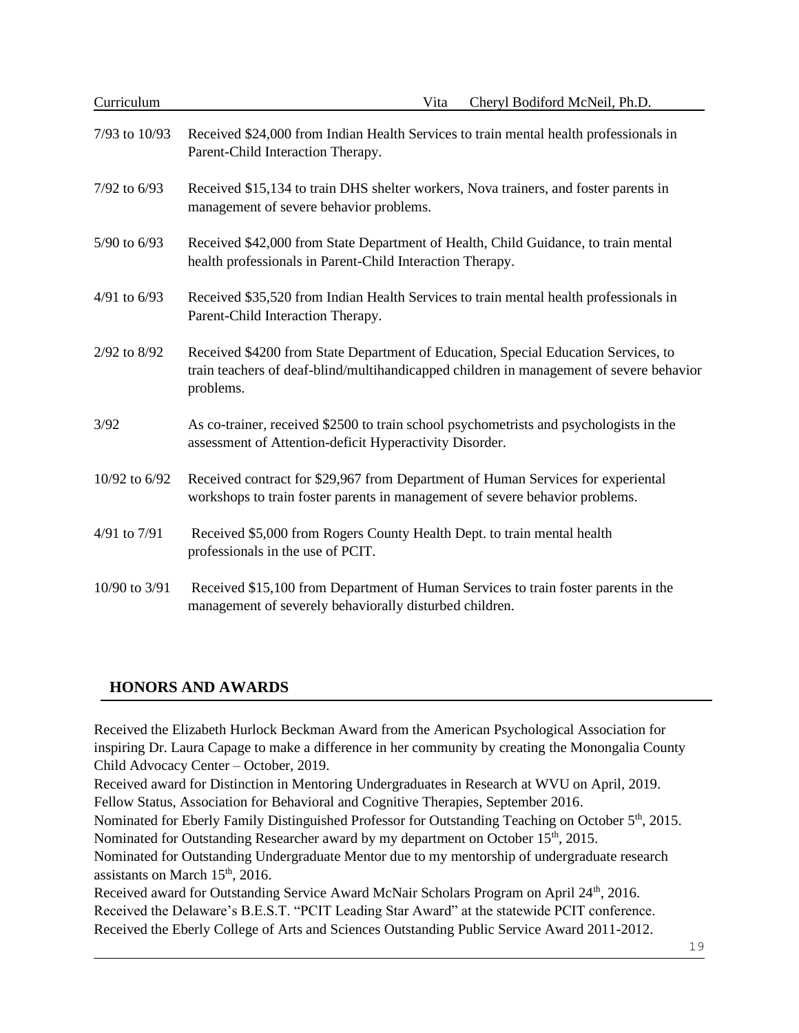| | |
|---|---|
| 7/93 to 10/93 | Received $24,000 from Indian Health Services to train mental health professionals in Parent-Child Interaction Therapy. |
| 7/92 to 6/93 | Received $15,134 to train DHS shelter workers, Nova trainers, and foster parents in management of severe behavior problems. |
| 5/90 to 6/93 | Received $42,000 from State Department of Health, Child Guidance, to train mental health professionals in Parent-Child Interaction Therapy. |
| 4/91 to 6/93 | Received $35,520 from Indian Health Services to train mental health professionals in Parent-Child Interaction Therapy. |
| 2/92 to 8/92 | Received $4200 from State Department of Education, Special Education Services, to train teachers of deaf-blind/multihandicapped children in management of severe behavior problems. |
| 3/92 | As co-trainer, received $2500 to train school psychometrists and psychologists in the assessment of Attention-deficit Hyperactivity Disorder. |
| 10/92 to 6/92 | Received contract for $29,967 from Department of Human Services for experiential workshops to train foster parents in management of severe behavior problems. |
| 4/91 to 7/91 | Received $5,000 from Rogers County Health Dept. to train mental health professionals in the use of PCIT. |
| 10/90 to 3/91 | Received $15,100 from Department of Human Services to train foster parents in the management of severely behaviorally disturbed children. |

## HONORS AND AWARDS

Received the Elizabeth Hurlock Beckman Award from the American Psychological Association for inspiring Dr. Laura Capage to make a difference in her community by creating the Monongalia County Child Advocacy Center – October, 2019.
Received award for Distinction in Mentoring Undergraduates in Research at WVU on April, 2019.
Fellow Status, Association for Behavioral and Cognitive Therapies, September 2016.
Nominated for Eberly Family Distinguished Professor for Outstanding Teaching on October 5th, 2015.
Nominated for Outstanding Researcher award by my department on October 15th, 2015.
Nominated for Outstanding Undergraduate Mentor due to my mentorship of undergraduate research assistants on March 15th, 2016.
Received award for Outstanding Service Award McNair Scholars Program on April 24th, 2016.
Received the Delaware's B.E.S.T. "PCIT Leading Star Award" at the statewide PCIT conference.
Received the Eberly College of Arts and Sciences Outstanding Public Service Award 2011-2012.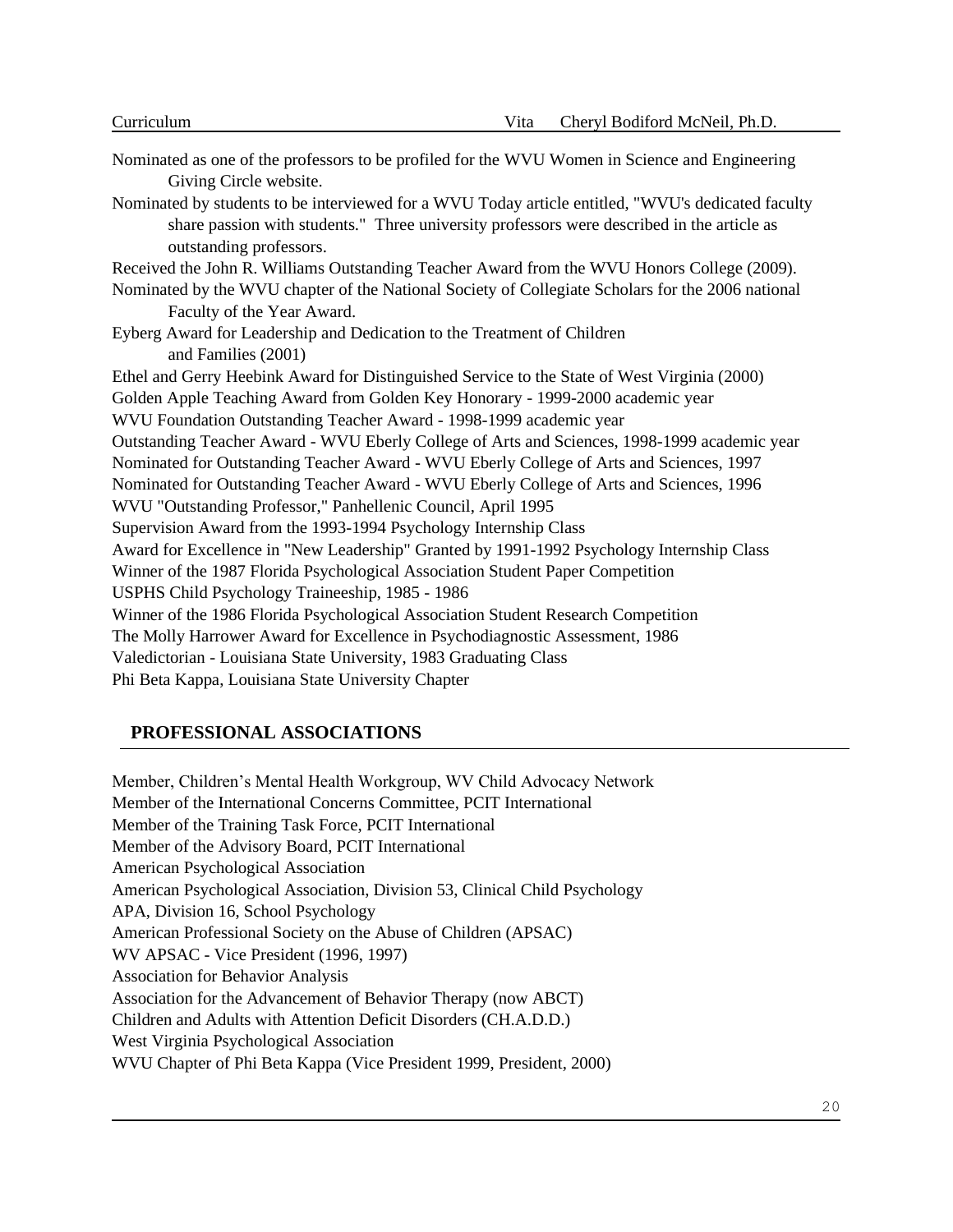Nominated as one of the professors to be profiled for the WVU Women in Science and Engineering Giving Circle website.

Nominated by students to be interviewed for a WVU Today article entitled, "WVU's dedicated faculty share passion with students." Three university professors were described in the article as outstanding professors.

Received the John R. Williams Outstanding Teacher Award from the WVU Honors College (2009).

Nominated by the WVU chapter of the National Society of Collegiate Scholars for the 2006 national Faculty of the Year Award.

Eyberg Award for Leadership and Dedication to the Treatment of Children and Families (2001)

Ethel and Gerry Heebink Award for Distinguished Service to the State of West Virginia (2000)

Golden Apple Teaching Award from Golden Key Honorary - 1999-2000 academic year

WVU Foundation Outstanding Teacher Award - 1998-1999 academic year

Outstanding Teacher Award - WVU Eberly College of Arts and Sciences, 1998-1999 academic year

Nominated for Outstanding Teacher Award - WVU Eberly College of Arts and Sciences, 1997

Nominated for Outstanding Teacher Award - WVU Eberly College of Arts and Sciences, 1996

WVU "Outstanding Professor," Panhellenic Council, April 1995

Supervision Award from the 1993-1994 Psychology Internship Class

Award for Excellence in "New Leadership" Granted by 1991-1992 Psychology Internship Class

Winner of the 1987 Florida Psychological Association Student Paper Competition

USPHS Child Psychology Traineeship, 1985 - 1986

Winner of the 1986 Florida Psychological Association Student Research Competition

The Molly Harrower Award for Excellence in Psychodiagnostic Assessment, 1986

Valedictorian - Louisiana State University, 1983 Graduating Class

Phi Beta Kappa, Louisiana State University Chapter

## PROFESSIONAL ASSOCIATIONS

Member, Children's Mental Health Workgroup, WV Child Advocacy Network

Member of the International Concerns Committee, PCIT International

Member of the Training Task Force, PCIT International

Member of the Advisory Board, PCIT International

American Psychological Association

American Psychological Association, Division 53, Clinical Child Psychology

APA, Division 16, School Psychology

American Professional Society on the Abuse of Children (APSAC)

WV APSAC - Vice President (1996, 1997)

Association for Behavior Analysis

Association for the Advancement of Behavior Therapy (now ABCT)

Children and Adults with Attention Deficit Disorders (CH.A.D.D.)

West Virginia Psychological Association

WVU Chapter of Phi Beta Kappa (Vice President 1999, President, 2000)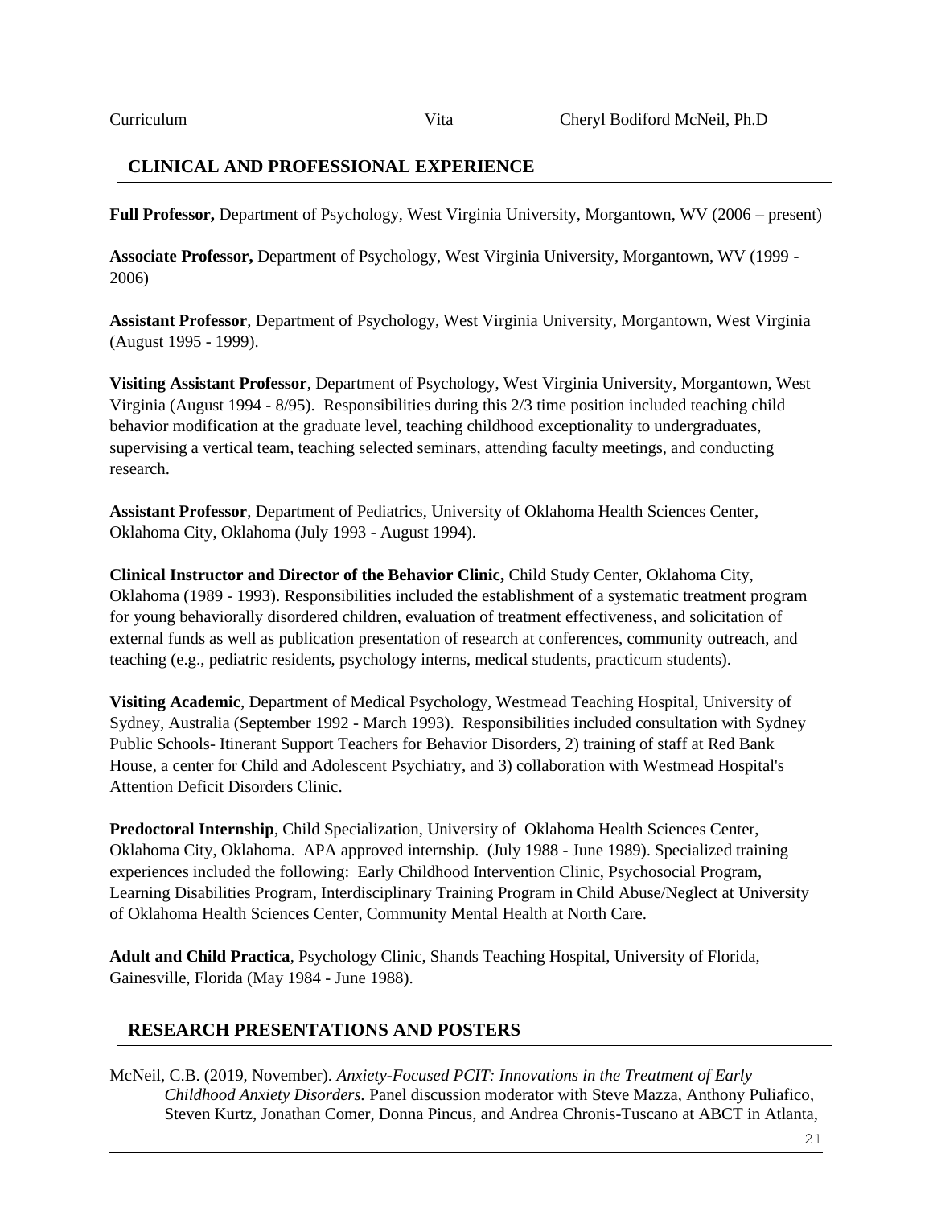## CLINICAL AND PROFESSIONAL EXPERIENCE

**Full Professor,** Department of Psychology, West Virginia University, Morgantown, WV (2006 – present)

**Associate Professor,** Department of Psychology, West Virginia University, Morgantown, WV (1999 - 2006)

**Assistant Professor**, Department of Psychology, West Virginia University, Morgantown, West Virginia (August 1995 - 1999).

**Visiting Assistant Professor**, Department of Psychology, West Virginia University, Morgantown, West Virginia (August 1994 - 8/95). Responsibilities during this 2/3 time position included teaching child behavior modification at the graduate level, teaching childhood exceptionality to undergraduates, supervising a vertical team, teaching selected seminars, attending faculty meetings, and conducting research.

**Assistant Professor**, Department of Pediatrics, University of Oklahoma Health Sciences Center, Oklahoma City, Oklahoma (July 1993 - August 1994).

**Clinical Instructor and Director of the Behavior Clinic,** Child Study Center, Oklahoma City, Oklahoma (1989 - 1993). Responsibilities included the establishment of a systematic treatment program for young behaviorally disordered children, evaluation of treatment effectiveness, and solicitation of external funds as well as publication presentation of research at conferences, community outreach, and teaching (e.g., pediatric residents, psychology interns, medical students, practicum students).

**Visiting Academic**, Department of Medical Psychology, Westmead Teaching Hospital, University of Sydney, Australia (September 1992 - March 1993). Responsibilities included consultation with Sydney Public Schools- Itinerant Support Teachers for Behavior Disorders, 2) training of staff at Red Bank House, a center for Child and Adolescent Psychiatry, and 3) collaboration with Westmead Hospital's Attention Deficit Disorders Clinic.

**Predoctoral Internship**, Child Specialization, University of Oklahoma Health Sciences Center, Oklahoma City, Oklahoma. APA approved internship. (July 1988 - June 1989). Specialized training experiences included the following: Early Childhood Intervention Clinic, Psychosocial Program, Learning Disabilities Program, Interdisciplinary Training Program in Child Abuse/Neglect at University of Oklahoma Health Sciences Center, Community Mental Health at North Care.

**Adult and Child Practica**, Psychology Clinic, Shands Teaching Hospital, University of Florida, Gainesville, Florida (May 1984 - June 1988).

## RESEARCH PRESENTATIONS AND POSTERS

McNeil, C.B. (2019, November). *Anxiety-Focused PCIT: Innovations in the Treatment of Early Childhood Anxiety Disorders.* Panel discussion moderator with Steve Mazza, Anthony Puliafico, Steven Kurtz, Jonathan Comer, Donna Pincus, and Andrea Chronis-Tuscano at ABCT in Atlanta,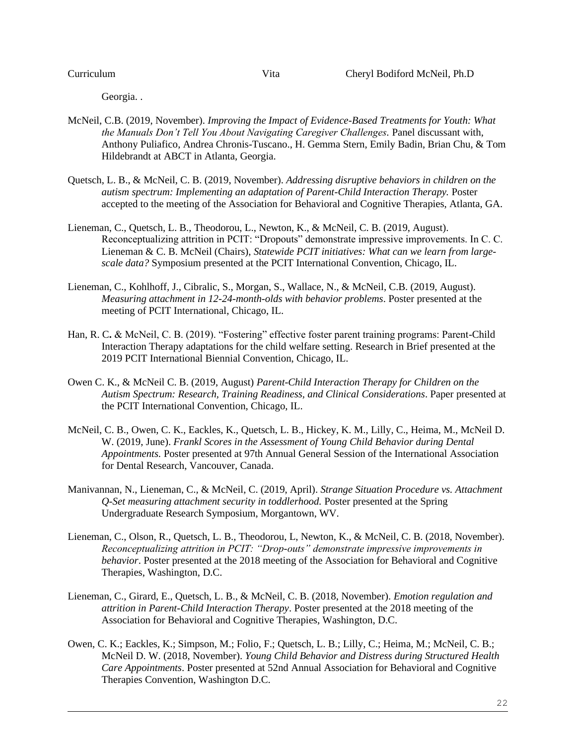Georgia. .

McNeil, C.B. (2019, November). *Improving the Impact of Evidence-Based Treatments for Youth: What the Manuals Don't Tell You About Navigating Caregiver Challenges*. Panel discussant with, Anthony Puliafico, Andrea Chronis-Tuscano., H. Gemma Stern, Emily Badin, Brian Chu, & Tom Hildebrandt at ABCT in Atlanta, Georgia.

Quetsch, L. B., & McNeil, C. B. (2019, November). *Addressing disruptive behaviors in children on the autism spectrum: Implementing an adaptation of Parent-Child Interaction Therapy.* Poster accepted to the meeting of the Association for Behavioral and Cognitive Therapies, Atlanta, GA.

Lieneman, C., Quetsch, L. B., Theodorou, L., Newton, K., & McNeil, C. B. (2019, August). Reconceptualizing attrition in PCIT: "Dropouts" demonstrate impressive improvements. In C. C. Lieneman & C. B. McNeil (Chairs), *Statewide PCIT initiatives: What can we learn from large-scale data?* Symposium presented at the PCIT International Convention, Chicago, IL.

Lieneman, C., Kohlhoff, J., Cibralic, S., Morgan, S., Wallace, N., & McNeil, C.B. (2019, August). *Measuring attachment in 12-24-month-olds with behavior problems*. Poster presented at the meeting of PCIT International, Chicago, IL.

Han, R. C**.** & McNeil, C. B. (2019). "Fostering" effective foster parent training programs: Parent-Child Interaction Therapy adaptations for the child welfare setting. Research in Brief presented at the 2019 PCIT International Biennial Convention, Chicago, IL.

Owen C. K., & McNeil C. B. (2019, August) *Parent-Child Interaction Therapy for Children on the Autism Spectrum: Research, Training Readiness, and Clinical Considerations*. Paper presented at the PCIT International Convention, Chicago, IL.

McNeil, C. B., Owen, C. K., Eackles, K., Quetsch, L. B., Hickey, K. M., Lilly, C., Heima, M., McNeil D. W. (2019, June). *Frankl Scores in the Assessment of Young Child Behavior during Dental Appointments.* Poster presented at 97th Annual General Session of the International Association for Dental Research, Vancouver, Canada.

Manivannan, N., Lieneman, C., & McNeil, C. (2019, April). *Strange Situation Procedure vs. Attachment Q-Set measuring attachment security in toddlerhood.* Poster presented at the Spring Undergraduate Research Symposium, Morgantown, WV.

Lieneman, C., Olson, R., Quetsch, L. B., Theodorou, L, Newton, K., & McNeil, C. B. (2018, November). *Reconceptualizing attrition in PCIT: "Drop-outs" demonstrate impressive improvements in behavior*. Poster presented at the 2018 meeting of the Association for Behavioral and Cognitive Therapies, Washington, D.C.

Lieneman, C., Girard, E., Quetsch, L. B., & McNeil, C. B. (2018, November). *Emotion regulation and attrition in Parent-Child Interaction Therapy*. Poster presented at the 2018 meeting of the Association for Behavioral and Cognitive Therapies, Washington, D.C.

Owen, C. K.; Eackles, K.; Simpson, M.; Folio, F.; Quetsch, L. B.; Lilly, C.; Heima, M.; McNeil, C. B.; McNeil D. W. (2018, November). *Young Child Behavior and Distress during Structured Health Care Appointments*. Poster presented at 52nd Annual Association for Behavioral and Cognitive Therapies Convention, Washington D.C.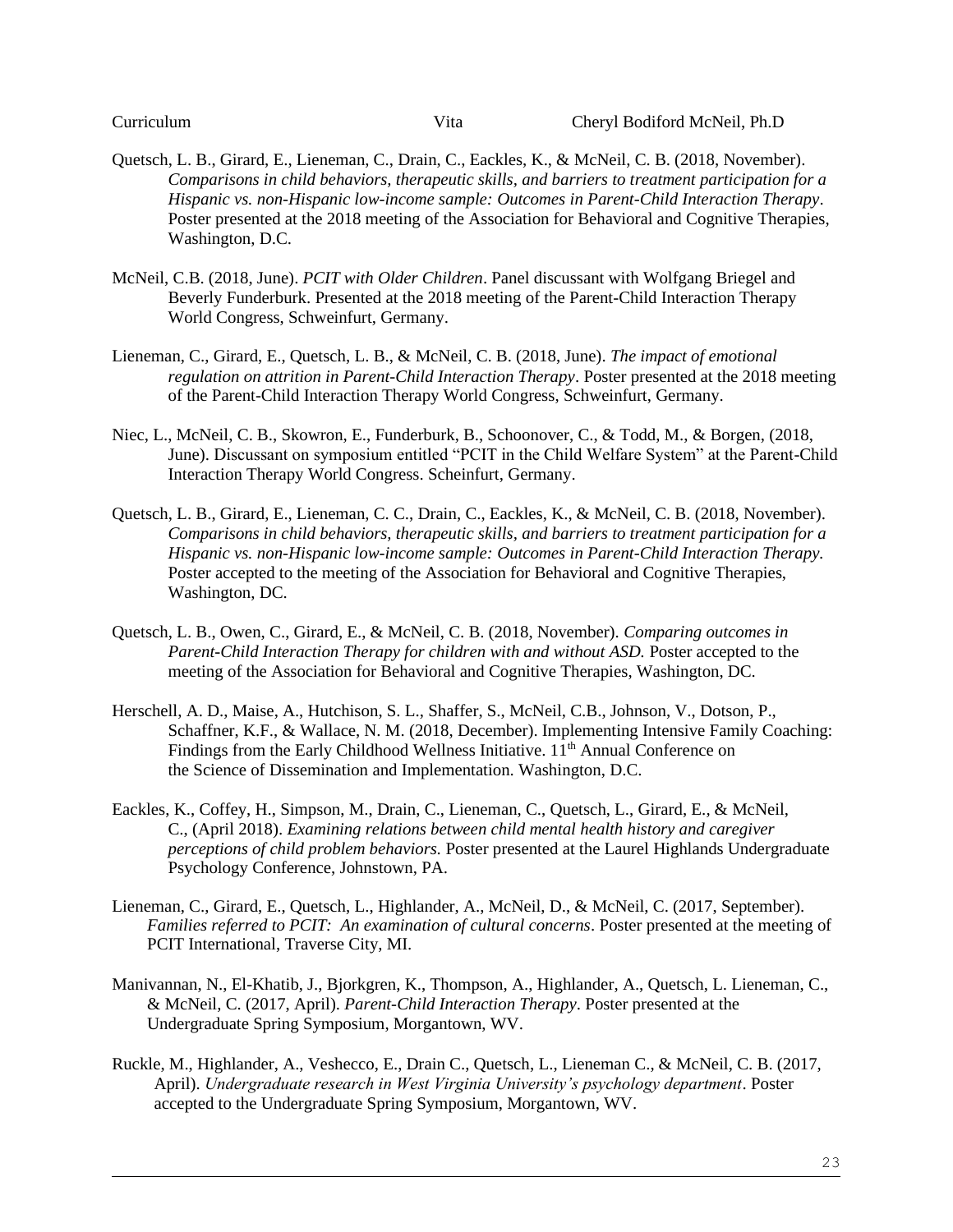Quetsch, L. B., Girard, E., Lieneman, C., Drain, C., Eackles, K., & McNeil, C. B. (2018, November). *Comparisons in child behaviors, therapeutic skills, and barriers to treatment participation for a Hispanic vs. non-Hispanic low-income sample: Outcomes in Parent-Child Interaction Therapy*. Poster presented at the 2018 meeting of the Association for Behavioral and Cognitive Therapies, Washington, D.C.

McNeil, C.B. (2018, June). *PCIT with Older Children*. Panel discussant with Wolfgang Briegel and Beverly Funderburk. Presented at the 2018 meeting of the Parent-Child Interaction Therapy World Congress, Schweinfurt, Germany.

Lieneman, C., Girard, E., Quetsch, L. B., & McNeil, C. B. (2018, June). *The impact of emotional regulation on attrition in Parent-Child Interaction Therapy*. Poster presented at the 2018 meeting of the Parent-Child Interaction Therapy World Congress, Schweinfurt, Germany.

Niec, L., McNeil, C. B., Skowron, E., Funderburk, B., Schoonover, C., & Todd, M., & Borgen, (2018, June). Discussant on symposium entitled "PCIT in the Child Welfare System" at the Parent-Child Interaction Therapy World Congress. Scheinfurt, Germany.

Quetsch, L. B., Girard, E., Lieneman, C. C., Drain, C., Eackles, K., & McNeil, C. B. (2018, November). *Comparisons in child behaviors, therapeutic skills, and barriers to treatment participation for a Hispanic vs. non-Hispanic low-income sample: Outcomes in Parent-Child Interaction Therapy.* Poster accepted to the meeting of the Association for Behavioral and Cognitive Therapies, Washington, DC.

Quetsch, L. B., Owen, C., Girard, E., & McNeil, C. B. (2018, November). *Comparing outcomes in Parent-Child Interaction Therapy for children with and without ASD.* Poster accepted to the meeting of the Association for Behavioral and Cognitive Therapies, Washington, DC.

Herschell, A. D., Maise, A., Hutchison, S. L., Shaffer, S., McNeil, C.B., Johnson, V., Dotson, P., Schaffner, K.F., & Wallace, N. M. (2018, December). Implementing Intensive Family Coaching: Findings from the Early Childhood Wellness Initiative. 11th Annual Conference on the Science of Dissemination and Implementation. Washington, D.C.

Eackles, K., Coffey, H., Simpson, M., Drain, C., Lieneman, C., Quetsch, L., Girard, E., & McNeil, C., (April 2018). *Examining relations between child mental health history and caregiver perceptions of child problem behaviors.* Poster presented at the Laurel Highlands Undergraduate Psychology Conference, Johnstown, PA.

Lieneman, C., Girard, E., Quetsch, L., Highlander, A., McNeil, D., & McNeil, C. (2017, September). *Families referred to PCIT: An examination of cultural concerns*. Poster presented at the meeting of PCIT International, Traverse City, MI.

Manivannan, N., El-Khatib, J., Bjorkgren, K., Thompson, A., Highlander, A., Quetsch, L. Lieneman, C., & McNeil, C. (2017, April). *Parent-Child Interaction Therapy*. Poster presented at the Undergraduate Spring Symposium, Morgantown, WV.

Ruckle, M., Highlander, A., Veshecco, E., Drain C., Quetsch, L., Lieneman C., & McNeil, C. B. (2017, April). *Undergraduate research in West Virginia University's psychology department*. Poster accepted to the Undergraduate Spring Symposium, Morgantown, WV.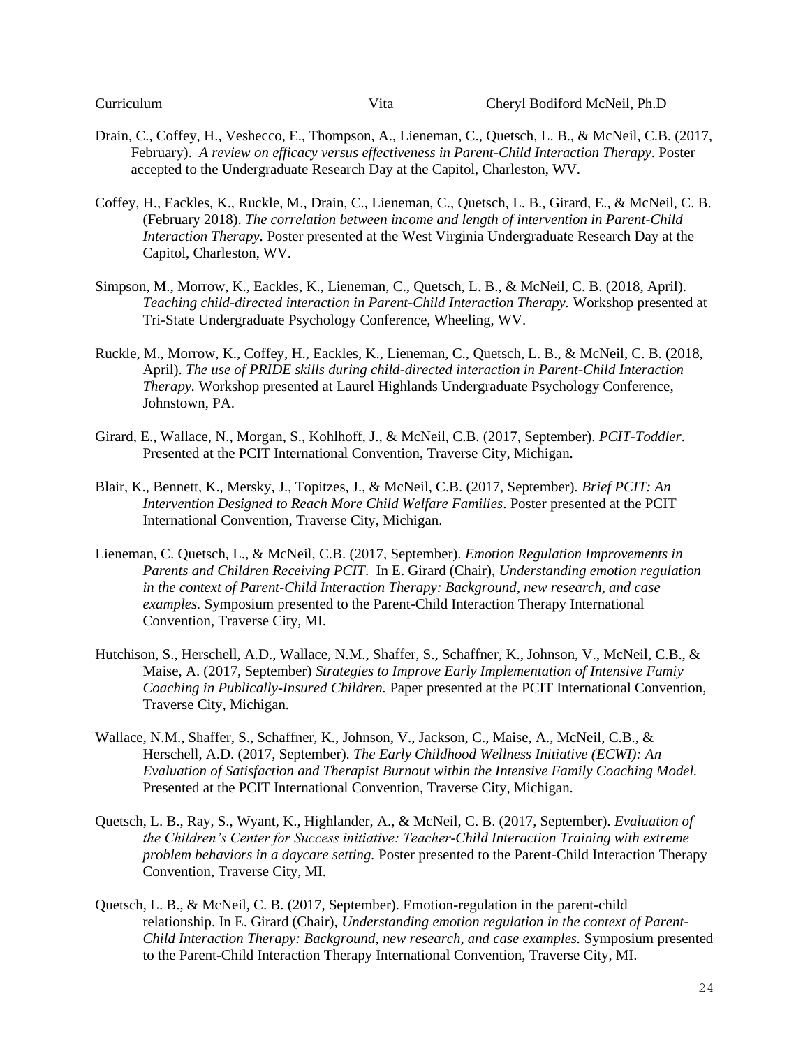Drain, C., Coffey, H., Veshecco, E., Thompson, A., Lieneman, C., Quetsch, L. B., & McNeil, C.B. (2017, February). *A review on efficacy versus effectiveness in Parent-Child Interaction Therapy*. Poster accepted to the Undergraduate Research Day at the Capitol, Charleston, WV.

Coffey, H., Eackles, K., Ruckle, M., Drain, C., Lieneman, C., Quetsch, L. B., Girard, E., & McNeil, C. B. (February 2018). *The correlation between income and length of intervention in Parent-Child Interaction Therapy.* Poster presented at the West Virginia Undergraduate Research Day at the Capitol, Charleston, WV.

Simpson, M., Morrow, K., Eackles, K., Lieneman, C., Quetsch, L. B., & McNeil, C. B. (2018, April). *Teaching child-directed interaction in Parent-Child Interaction Therapy.* Workshop presented at Tri-State Undergraduate Psychology Conference, Wheeling, WV.

Ruckle, M., Morrow, K., Coffey, H., Eackles, K., Lieneman, C., Quetsch, L. B., & McNeil, C. B. (2018, April). *The use of PRIDE skills during child-directed interaction in Parent-Child Interaction Therapy.* Workshop presented at Laurel Highlands Undergraduate Psychology Conference, Johnstown, PA.

Girard, E., Wallace, N., Morgan, S., Kohlhoff, J., & McNeil, C.B. (2017, September). *PCIT-Toddler*. Presented at the PCIT International Convention, Traverse City, Michigan.

Blair, K., Bennett, K., Mersky, J., Topitzes, J., & McNeil, C.B. (2017, September). *Brief PCIT: An Intervention Designed to Reach More Child Welfare Families*. Poster presented at the PCIT International Convention, Traverse City, Michigan.

Lieneman, C. Quetsch, L., & McNeil, C.B. (2017, September). *Emotion Regulation Improvements in Parents and Children Receiving PCIT*. In E. Girard (Chair), *Understanding emotion regulation in the context of Parent-Child Interaction Therapy: Background, new research, and case examples.* Symposium presented to the Parent-Child Interaction Therapy International Convention, Traverse City, MI.

Hutchison, S., Herschell, A.D., Wallace, N.M., Shaffer, S., Schaffner, K., Johnson, V., McNeil, C.B., & Maise, A. (2017, September) *Strategies to Improve Early Implementation of Intensive Famiy Coaching in Publically-Insured Children.* Paper presented at the PCIT International Convention, Traverse City, Michigan.

Wallace, N.M., Shaffer, S., Schaffner, K., Johnson, V., Jackson, C., Maise, A., McNeil, C.B., & Herschell, A.D. (2017, September). *The Early Childhood Wellness Initiative (ECWI): An Evaluation of Satisfaction and Therapist Burnout within the Intensive Family Coaching Model.* Presented at the PCIT International Convention, Traverse City, Michigan.

Quetsch, L. B., Ray, S., Wyant, K., Highlander, A., & McNeil, C. B. (2017, September). *Evaluation of the Children's Center for Success initiative: Teacher-Child Interaction Training with extreme problem behaviors in a daycare setting.* Poster presented to the Parent-Child Interaction Therapy Convention, Traverse City, MI.

Quetsch, L. B., & McNeil, C. B. (2017, September). Emotion-regulation in the parent-child relationship. In E. Girard (Chair), *Understanding emotion regulation in the context of Parent-Child Interaction Therapy: Background, new research, and case examples.* Symposium presented to the Parent-Child Interaction Therapy International Convention, Traverse City, MI.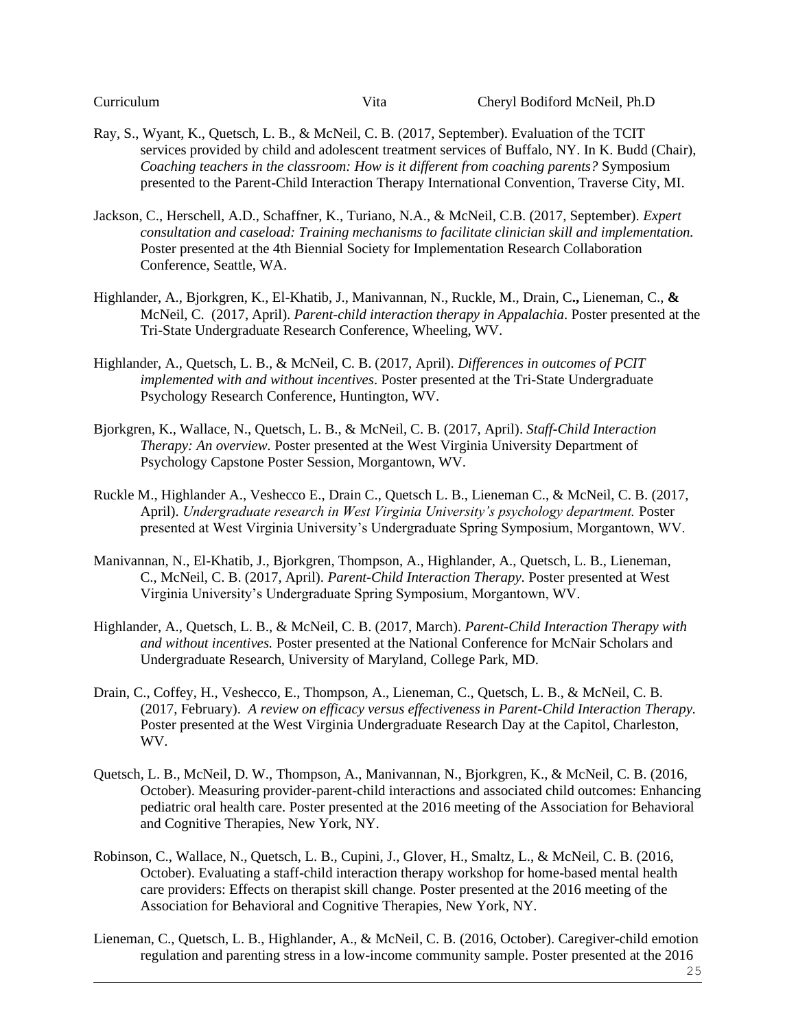Ray, S., Wyant, K., Quetsch, L. B., & McNeil, C. B. (2017, September). Evaluation of the TCIT services provided by child and adolescent treatment services of Buffalo, NY. In K. Budd (Chair), *Coaching teachers in the classroom: How is it different from coaching parents?* Symposium presented to the Parent-Child Interaction Therapy International Convention, Traverse City, MI.

Jackson, C., Herschell, A.D., Schaffner, K., Turiano, N.A., & McNeil, C.B. (2017, September). *Expert consultation and caseload: Training mechanisms to facilitate clinician skill and implementation.* Poster presented at the 4th Biennial Society for Implementation Research Collaboration Conference, Seattle, WA.

Highlander, A., Bjorkgren, K., El-Khatib, J., Manivannan, N., Ruckle, M., Drain, C**.,** Lieneman, C., **&** McNeil, C. (2017, April). *Parent-child interaction therapy in Appalachia*. Poster presented at the Tri-State Undergraduate Research Conference, Wheeling, WV.

Highlander, A., Quetsch, L. B., & McNeil, C. B. (2017, April). *Differences in outcomes of PCIT implemented with and without incentives*. Poster presented at the Tri-State Undergraduate Psychology Research Conference, Huntington, WV.

Bjorkgren, K., Wallace, N., Quetsch, L. B., & McNeil, C. B. (2017, April). *Staff-Child Interaction Therapy: An overview.* Poster presented at the West Virginia University Department of Psychology Capstone Poster Session, Morgantown, WV.

Ruckle M., Highlander A., Veshecco E., Drain C., Quetsch L. B., Lieneman C., & McNeil, C. B. (2017, April). *Undergraduate research in West Virginia University's psychology department.* Poster presented at West Virginia University's Undergraduate Spring Symposium, Morgantown, WV.

Manivannan, N., El-Khatib, J., Bjorkgren, Thompson, A., Highlander, A., Quetsch, L. B., Lieneman, C., McNeil, C. B. (2017, April). *Parent-Child Interaction Therapy.* Poster presented at West Virginia University's Undergraduate Spring Symposium, Morgantown, WV.

Highlander, A., Quetsch, L. B., & McNeil, C. B. (2017, March). *Parent-Child Interaction Therapy with and without incentives.* Poster presented at the National Conference for McNair Scholars and Undergraduate Research, University of Maryland, College Park, MD.

Drain, C., Coffey, H., Veshecco, E., Thompson, A., Lieneman, C., Quetsch, L. B., & McNeil, C. B. (2017, February). *A review on efficacy versus effectiveness in Parent-Child Interaction Therapy.* Poster presented at the West Virginia Undergraduate Research Day at the Capitol, Charleston, WV.

Quetsch, L. B., McNeil, D. W., Thompson, A., Manivannan, N., Bjorkgren, K., & McNeil, C. B. (2016, October). Measuring provider-parent-child interactions and associated child outcomes: Enhancing pediatric oral health care. Poster presented at the 2016 meeting of the Association for Behavioral and Cognitive Therapies, New York, NY.

Robinson, C., Wallace, N., Quetsch, L. B., Cupini, J., Glover, H., Smaltz, L., & McNeil, C. B. (2016, October). Evaluating a staff-child interaction therapy workshop for home-based mental health care providers: Effects on therapist skill change. Poster presented at the 2016 meeting of the Association for Behavioral and Cognitive Therapies, New York, NY.

Lieneman, C., Quetsch, L. B., Highlander, A., & McNeil, C. B. (2016, October). Caregiver-child emotion regulation and parenting stress in a low-income community sample. Poster presented at the 2016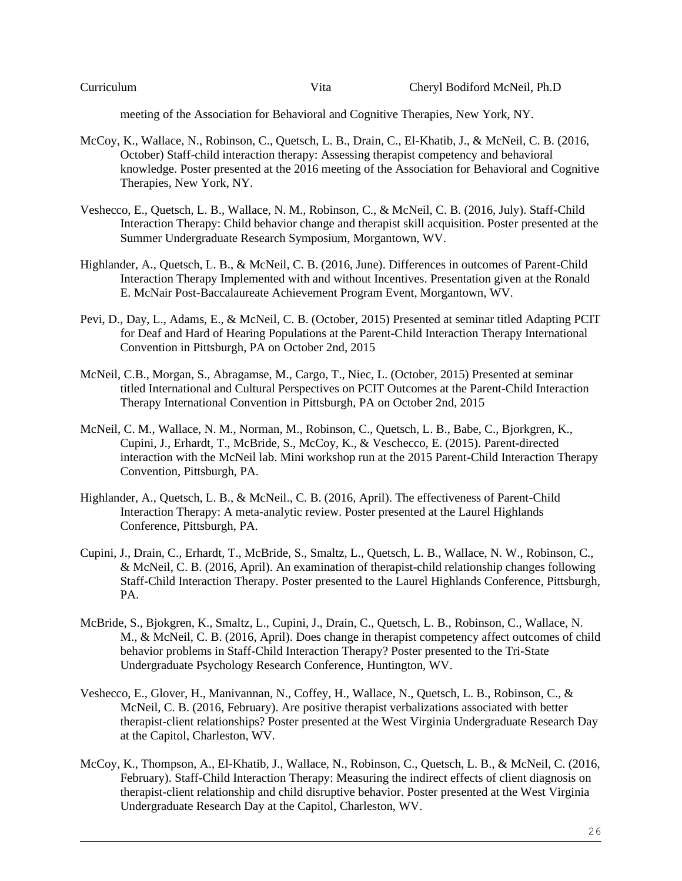meeting of the Association for Behavioral and Cognitive Therapies, New York, NY.

McCoy, K., Wallace, N., Robinson, C., Quetsch, L. B., Drain, C., El-Khatib, J., & McNeil, C. B. (2016, October) Staff-child interaction therapy: Assessing therapist competency and behavioral knowledge. Poster presented at the 2016 meeting of the Association for Behavioral and Cognitive Therapies, New York, NY.

Veshecco, E., Quetsch, L. B., Wallace, N. M., Robinson, C., & McNeil, C. B. (2016, July). Staff-Child Interaction Therapy: Child behavior change and therapist skill acquisition. Poster presented at the Summer Undergraduate Research Symposium, Morgantown, WV.

Highlander, A., Quetsch, L. B., & McNeil, C. B. (2016, June). Differences in outcomes of Parent-Child Interaction Therapy Implemented with and without Incentives. Presentation given at the Ronald E. McNair Post-Baccalaureate Achievement Program Event, Morgantown, WV.

Pevi, D., Day, L., Adams, E., & McNeil, C. B. (October, 2015) Presented at seminar titled Adapting PCIT for Deaf and Hard of Hearing Populations at the Parent-Child Interaction Therapy International Convention in Pittsburgh, PA on October 2nd, 2015

McNeil, C.B., Morgan, S., Abragamse, M., Cargo, T., Niec, L. (October, 2015) Presented at seminar titled International and Cultural Perspectives on PCIT Outcomes at the Parent-Child Interaction Therapy International Convention in Pittsburgh, PA on October 2nd, 2015

McNeil, C. M., Wallace, N. M., Norman, M., Robinson, C., Quetsch, L. B., Babe, C., Bjorkgren, K., Cupini, J., Erhardt, T., McBride, S., McCoy, K., & Veschecco, E. (2015). Parent-directed interaction with the McNeil lab. Mini workshop run at the 2015 Parent-Child Interaction Therapy Convention, Pittsburgh, PA.

Highlander, A., Quetsch, L. B., & McNeil., C. B. (2016, April). The effectiveness of Parent-Child Interaction Therapy: A meta-analytic review. Poster presented at the Laurel Highlands Conference, Pittsburgh, PA.

Cupini, J., Drain, C., Erhardt, T., McBride, S., Smaltz, L., Quetsch, L. B., Wallace, N. W., Robinson, C., & McNeil, C. B. (2016, April). An examination of therapist-child relationship changes following Staff-Child Interaction Therapy. Poster presented to the Laurel Highlands Conference, Pittsburgh, PA.

McBride, S., Bjokgren, K., Smaltz, L., Cupini, J., Drain, C., Quetsch, L. B., Robinson, C., Wallace, N. M., & McNeil, C. B. (2016, April). Does change in therapist competency affect outcomes of child behavior problems in Staff-Child Interaction Therapy? Poster presented to the Tri-State Undergraduate Psychology Research Conference, Huntington, WV.

Veshecco, E., Glover, H., Manivannan, N., Coffey, H., Wallace, N., Quetsch, L. B., Robinson, C., & McNeil, C. B. (2016, February). Are positive therapist verbalizations associated with better therapist-client relationships? Poster presented at the West Virginia Undergraduate Research Day at the Capitol, Charleston, WV.

McCoy, K., Thompson, A., El-Khatib, J., Wallace, N., Robinson, C., Quetsch, L. B., & McNeil, C. (2016, February). Staff-Child Interaction Therapy: Measuring the indirect effects of client diagnosis on therapist-client relationship and child disruptive behavior. Poster presented at the West Virginia Undergraduate Research Day at the Capitol, Charleston, WV.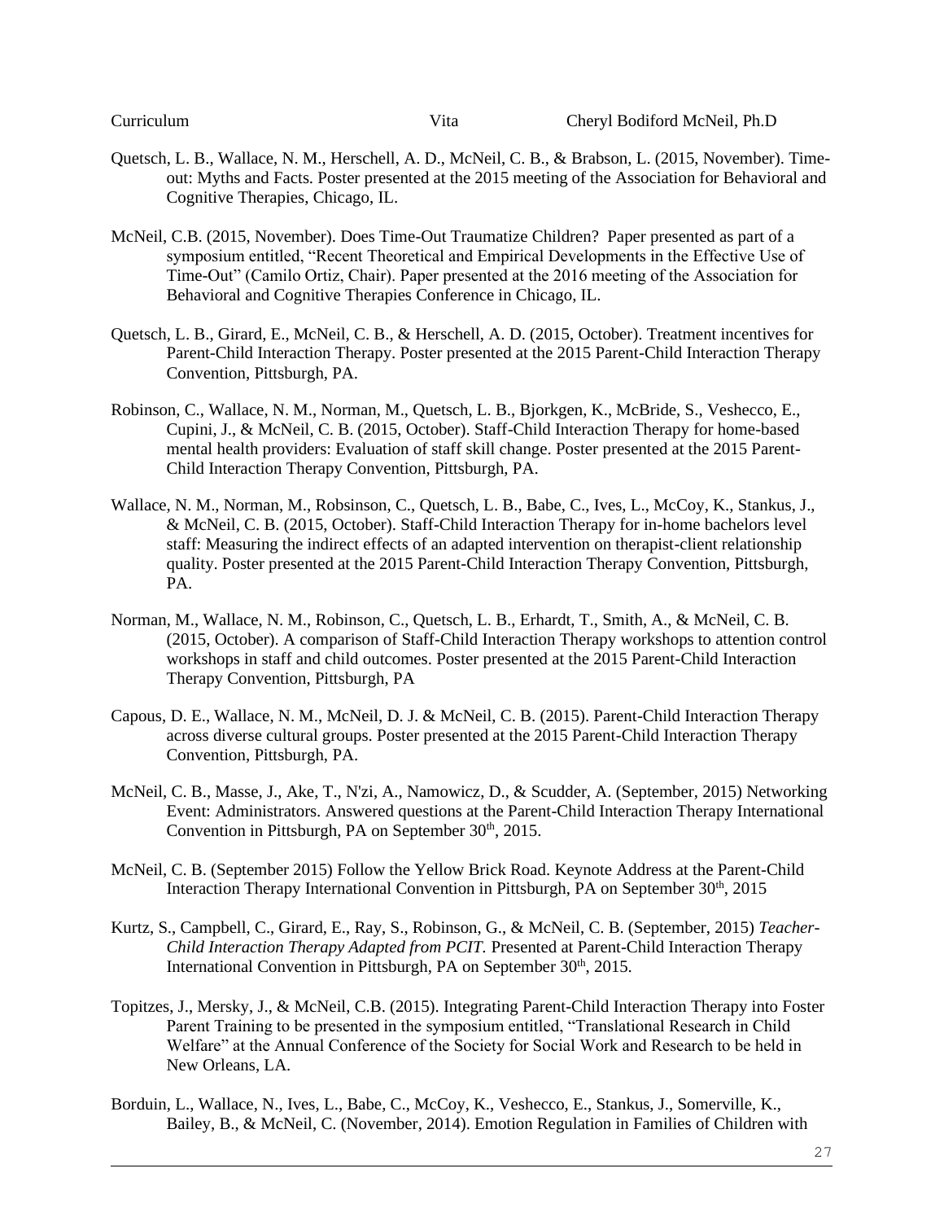Quetsch, L. B., Wallace, N. M., Herschell, A. D., McNeil, C. B., & Brabson, L. (2015, November). Time-out: Myths and Facts. Poster presented at the 2015 meeting of the Association for Behavioral and Cognitive Therapies, Chicago, IL.

McNeil, C.B. (2015, November). Does Time-Out Traumatize Children? Paper presented as part of a symposium entitled, "Recent Theoretical and Empirical Developments in the Effective Use of Time-Out" (Camilo Ortiz, Chair). Paper presented at the 2016 meeting of the Association for Behavioral and Cognitive Therapies Conference in Chicago, IL.

Quetsch, L. B., Girard, E., McNeil, C. B., & Herschell, A. D. (2015, October). Treatment incentives for Parent-Child Interaction Therapy. Poster presented at the 2015 Parent-Child Interaction Therapy Convention, Pittsburgh, PA.

Robinson, C., Wallace, N. M., Norman, M., Quetsch, L. B., Bjorkgen, K., McBride, S., Veshecco, E., Cupini, J., & McNeil, C. B. (2015, October). Staff-Child Interaction Therapy for home-based mental health providers: Evaluation of staff skill change. Poster presented at the 2015 Parent-Child Interaction Therapy Convention, Pittsburgh, PA.

Wallace, N. M., Norman, M., Robsinson, C., Quetsch, L. B., Babe, C., Ives, L., McCoy, K., Stankus, J., & McNeil, C. B. (2015, October). Staff-Child Interaction Therapy for in-home bachelors level staff: Measuring the indirect effects of an adapted intervention on therapist-client relationship quality. Poster presented at the 2015 Parent-Child Interaction Therapy Convention, Pittsburgh, PA.

Norman, M., Wallace, N. M., Robinson, C., Quetsch, L. B., Erhardt, T., Smith, A., & McNeil, C. B. (2015, October). A comparison of Staff-Child Interaction Therapy workshops to attention control workshops in staff and child outcomes. Poster presented at the 2015 Parent-Child Interaction Therapy Convention, Pittsburgh, PA

Capous, D. E., Wallace, N. M., McNeil, D. J. & McNeil, C. B. (2015). Parent-Child Interaction Therapy across diverse cultural groups. Poster presented at the 2015 Parent-Child Interaction Therapy Convention, Pittsburgh, PA.

McNeil, C. B., Masse, J., Ake, T., N'zi, A., Namowicz, D., & Scudder, A. (September, 2015) Networking Event: Administrators. Answered questions at the Parent-Child Interaction Therapy International Convention in Pittsburgh, PA on September 30th, 2015.

McNeil, C. B. (September 2015) Follow the Yellow Brick Road. Keynote Address at the Parent-Child Interaction Therapy International Convention in Pittsburgh, PA on September 30th, 2015

Kurtz, S., Campbell, C., Girard, E., Ray, S., Robinson, G., & McNeil, C. B. (September, 2015) *Teacher-Child Interaction Therapy Adapted from PCIT.* Presented at Parent-Child Interaction Therapy International Convention in Pittsburgh, PA on September 30th, 2015.

Topitzes, J., Mersky, J., & McNeil, C.B. (2015). Integrating Parent-Child Interaction Therapy into Foster Parent Training to be presented in the symposium entitled, "Translational Research in Child Welfare" at the Annual Conference of the Society for Social Work and Research to be held in New Orleans, LA.

Borduin, L., Wallace, N., Ives, L., Babe, C., McCoy, K., Veshecco, E., Stankus, J., Somerville, K., Bailey, B., & McNeil, C. (November, 2014). Emotion Regulation in Families of Children with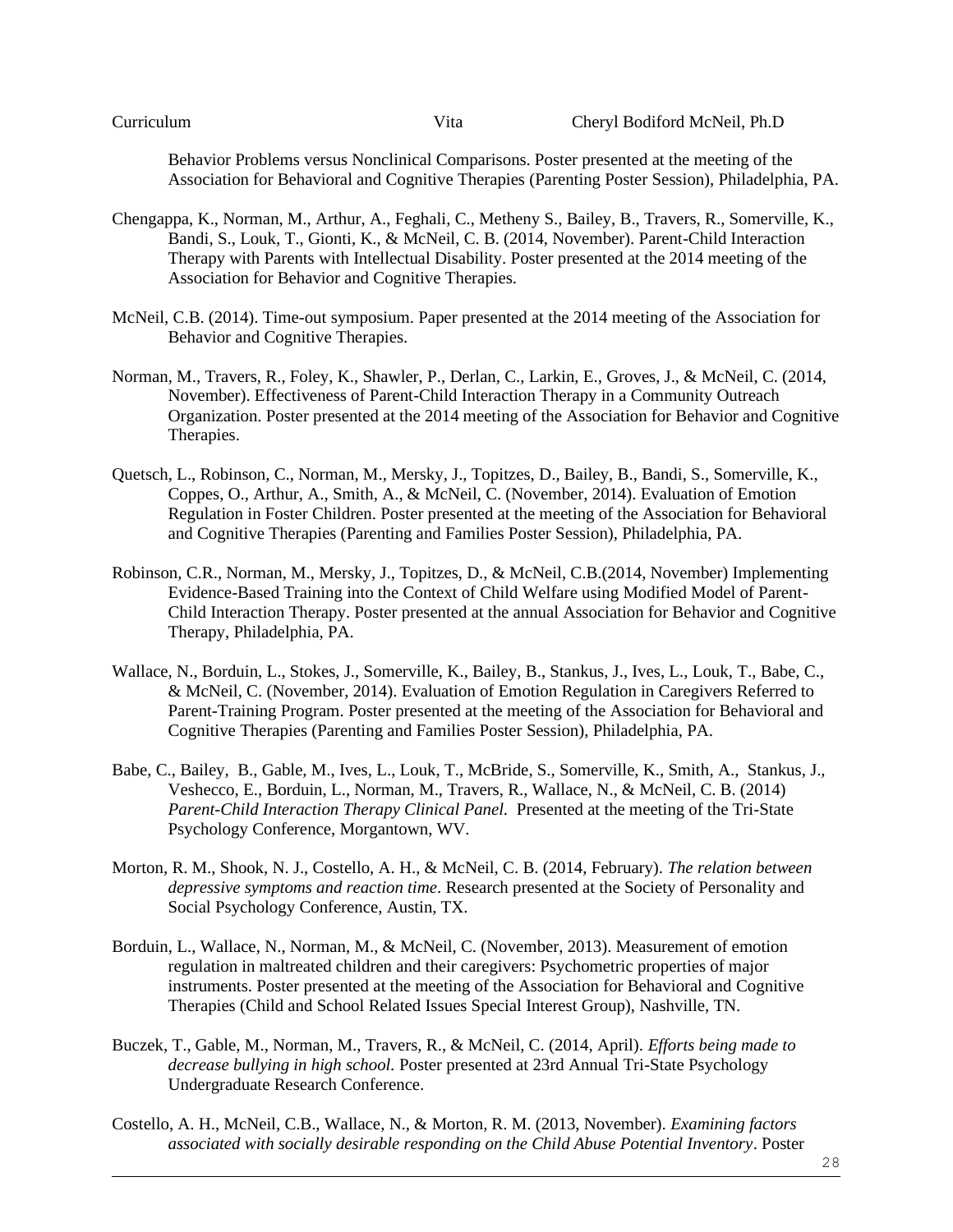Behavior Problems versus Nonclinical Comparisons. Poster presented at the meeting of the Association for Behavioral and Cognitive Therapies (Parenting Poster Session), Philadelphia, PA.

Chengappa, K., Norman, M., Arthur, A., Feghali, C., Metheny S., Bailey, B., Travers, R., Somerville, K., Bandi, S., Louk, T., Gionti, K., & McNeil, C. B. (2014, November). Parent-Child Interaction Therapy with Parents with Intellectual Disability. Poster presented at the 2014 meeting of the Association for Behavior and Cognitive Therapies.

McNeil, C.B. (2014). Time-out symposium. Paper presented at the 2014 meeting of the Association for Behavior and Cognitive Therapies.

Norman, M., Travers, R., Foley, K., Shawler, P., Derlan, C., Larkin, E., Groves, J., & McNeil, C. (2014, November). Effectiveness of Parent-Child Interaction Therapy in a Community Outreach Organization. Poster presented at the 2014 meeting of the Association for Behavior and Cognitive Therapies.

Quetsch, L., Robinson, C., Norman, M., Mersky, J., Topitzes, D., Bailey, B., Bandi, S., Somerville, K., Coppes, O., Arthur, A., Smith, A., & McNeil, C. (November, 2014). Evaluation of Emotion Regulation in Foster Children. Poster presented at the meeting of the Association for Behavioral and Cognitive Therapies (Parenting and Families Poster Session), Philadelphia, PA.

Robinson, C.R., Norman, M., Mersky, J., Topitzes, D., & McNeil, C.B.(2014, November) Implementing Evidence-Based Training into the Context of Child Welfare using Modified Model of Parent-Child Interaction Therapy. Poster presented at the annual Association for Behavior and Cognitive Therapy, Philadelphia, PA.

Wallace, N., Borduin, L., Stokes, J., Somerville, K., Bailey, B., Stankus, J., Ives, L., Louk, T., Babe, C., & McNeil, C. (November, 2014). Evaluation of Emotion Regulation in Caregivers Referred to Parent-Training Program. Poster presented at the meeting of the Association for Behavioral and Cognitive Therapies (Parenting and Families Poster Session), Philadelphia, PA.

Babe, C., Bailey, B., Gable, M., Ives, L., Louk, T., McBride, S., Somerville, K., Smith, A., Stankus, J., Veshecco, E., Borduin, L., Norman, M., Travers, R., Wallace, N., & McNeil, C. B. (2014) *Parent-Child Interaction Therapy Clinical Panel.* Presented at the meeting of the Tri-State Psychology Conference, Morgantown, WV.

Morton, R. M., Shook, N. J., Costello, A. H., & McNeil, C. B. (2014, February). *The relation between depressive symptoms and reaction time*. Research presented at the Society of Personality and Social Psychology Conference, Austin, TX.

Borduin, L., Wallace, N., Norman, M., & McNeil, C. (November, 2013). Measurement of emotion regulation in maltreated children and their caregivers: Psychometric properties of major instruments. Poster presented at the meeting of the Association for Behavioral and Cognitive Therapies (Child and School Related Issues Special Interest Group), Nashville, TN.

Buczek, T., Gable, M., Norman, M., Travers, R., & McNeil, C. (2014, April). *Efforts being made to decrease bullying in high school.* Poster presented at 23rd Annual Tri-State Psychology Undergraduate Research Conference.

Costello, A. H., McNeil, C.B., Wallace, N., & Morton, R. M. (2013, November). *Examining factors associated with socially desirable responding on the Child Abuse Potential Inventory*. Poster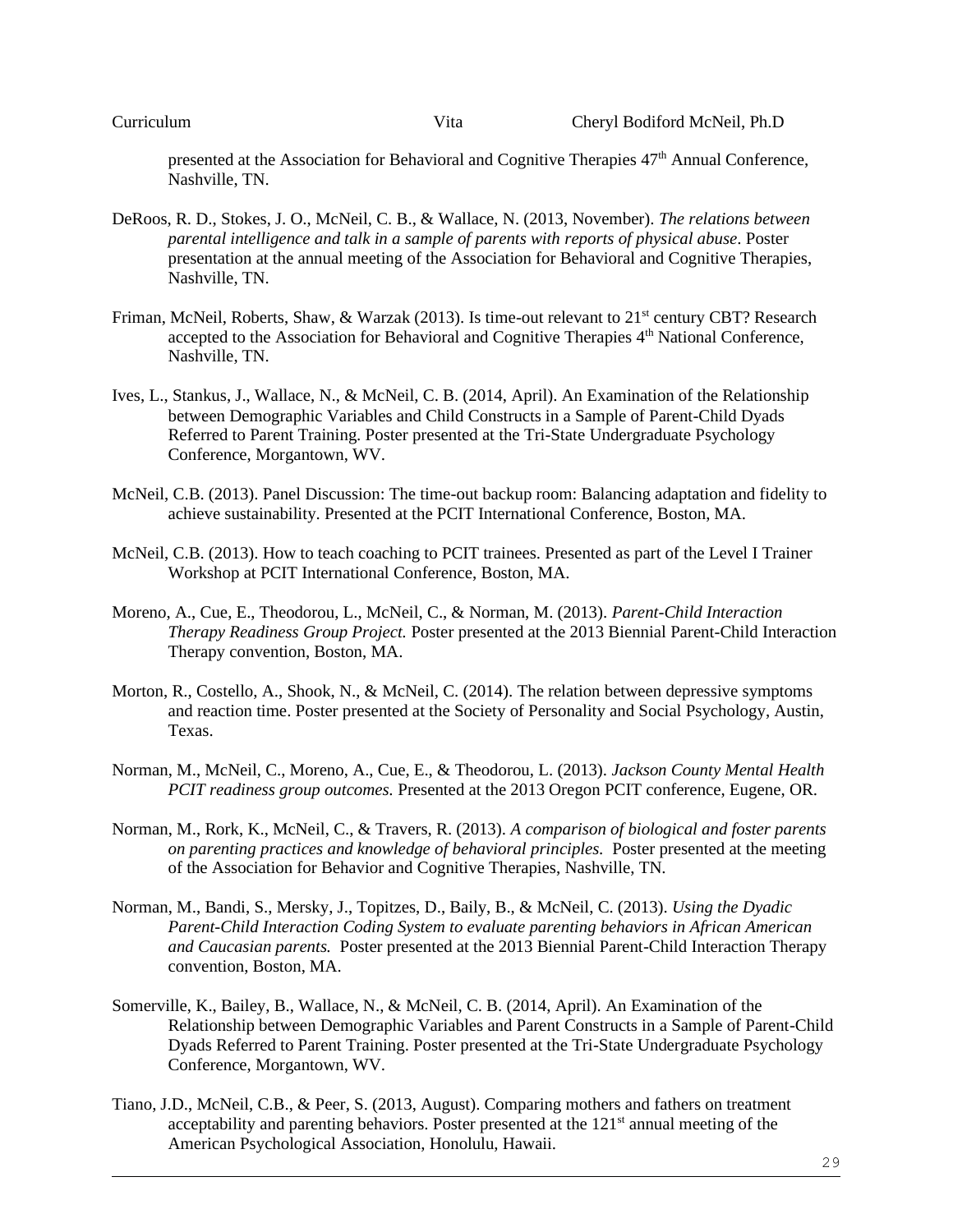presented at the Association for Behavioral and Cognitive Therapies 47th Annual Conference, Nashville, TN.

DeRoos, R. D., Stokes, J. O., McNeil, C. B., & Wallace, N. (2013, November). *The relations between parental intelligence and talk in a sample of parents with reports of physical abuse*. Poster presentation at the annual meeting of the Association for Behavioral and Cognitive Therapies, Nashville, TN.

Friman, McNeil, Roberts, Shaw, & Warzak (2013). Is time-out relevant to 21st century CBT? Research accepted to the Association for Behavioral and Cognitive Therapies 4th National Conference, Nashville, TN.

Ives, L., Stankus, J., Wallace, N., & McNeil, C. B. (2014, April). An Examination of the Relationship between Demographic Variables and Child Constructs in a Sample of Parent-Child Dyads Referred to Parent Training. Poster presented at the Tri-State Undergraduate Psychology Conference, Morgantown, WV.

McNeil, C.B. (2013). Panel Discussion: The time-out backup room: Balancing adaptation and fidelity to achieve sustainability. Presented at the PCIT International Conference, Boston, MA.

McNeil, C.B. (2013). How to teach coaching to PCIT trainees. Presented as part of the Level I Trainer Workshop at PCIT International Conference, Boston, MA.

Moreno, A., Cue, E., Theodorou, L., McNeil, C., & Norman, M. (2013). *Parent-Child Interaction Therapy Readiness Group Project.* Poster presented at the 2013 Biennial Parent-Child Interaction Therapy convention, Boston, MA.

Morton, R., Costello, A., Shook, N., & McNeil, C. (2014). The relation between depressive symptoms and reaction time. Poster presented at the Society of Personality and Social Psychology, Austin, Texas.

Norman, M., McNeil, C., Moreno, A., Cue, E., & Theodorou, L. (2013). *Jackson County Mental Health PCIT readiness group outcomes.* Presented at the 2013 Oregon PCIT conference, Eugene, OR.

Norman, M., Rork, K., McNeil, C., & Travers, R. (2013). *A comparison of biological and foster parents on parenting practices and knowledge of behavioral principles.* Poster presented at the meeting of the Association for Behavior and Cognitive Therapies, Nashville, TN.

Norman, M., Bandi, S., Mersky, J., Topitzes, D., Baily, B., & McNeil, C. (2013). *Using the Dyadic Parent-Child Interaction Coding System to evaluate parenting behaviors in African American and Caucasian parents.* Poster presented at the 2013 Biennial Parent-Child Interaction Therapy convention, Boston, MA.

Somerville, K., Bailey, B., Wallace, N., & McNeil, C. B. (2014, April). An Examination of the Relationship between Demographic Variables and Parent Constructs in a Sample of Parent-Child Dyads Referred to Parent Training. Poster presented at the Tri-State Undergraduate Psychology Conference, Morgantown, WV.

Tiano, J.D., McNeil, C.B., & Peer, S. (2013, August). Comparing mothers and fathers on treatment acceptability and parenting behaviors. Poster presented at the 121st annual meeting of the American Psychological Association, Honolulu, Hawaii.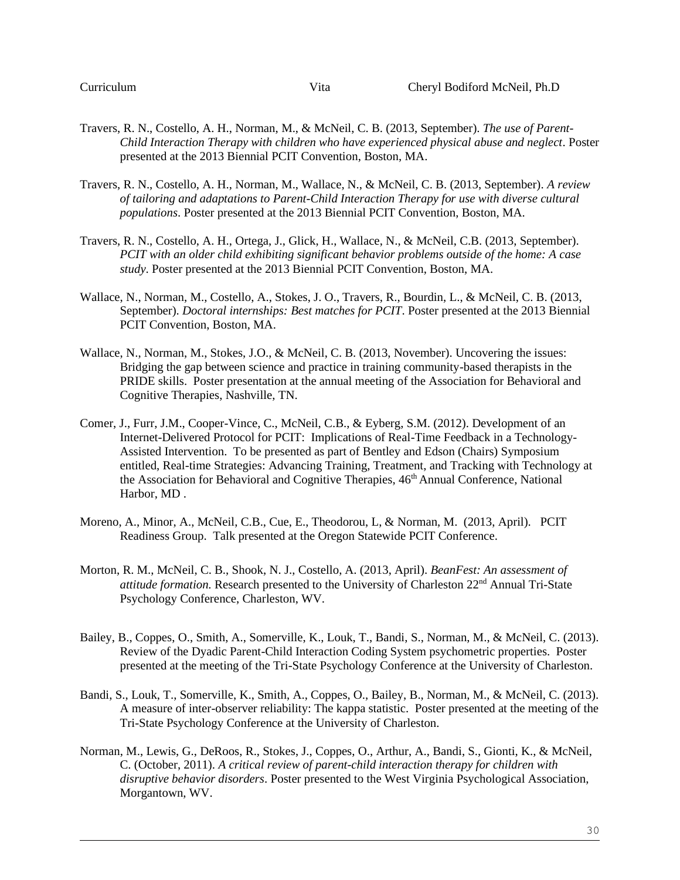Travers, R. N., Costello, A. H., Norman, M., & McNeil, C. B. (2013, September). *The use of Parent-Child Interaction Therapy with children who have experienced physical abuse and neglect*. Poster presented at the 2013 Biennial PCIT Convention, Boston, MA.

Travers, R. N., Costello, A. H., Norman, M., Wallace, N., & McNeil, C. B. (2013, September). *A review of tailoring and adaptations to Parent-Child Interaction Therapy for use with diverse cultural populations*. Poster presented at the 2013 Biennial PCIT Convention, Boston, MA.

Travers, R. N., Costello, A. H., Ortega, J., Glick, H., Wallace, N., & McNeil, C.B. (2013, September). *PCIT with an older child exhibiting significant behavior problems outside of the home: A case study*. Poster presented at the 2013 Biennial PCIT Convention, Boston, MA.

Wallace, N., Norman, M., Costello, A., Stokes, J. O., Travers, R., Bourdin, L., & McNeil, C. B. (2013, September). *Doctoral internships: Best matches for PCIT*. Poster presented at the 2013 Biennial PCIT Convention, Boston, MA.

Wallace, N., Norman, M., Stokes, J.O., & McNeil, C. B. (2013, November). Uncovering the issues: Bridging the gap between science and practice in training community-based therapists in the PRIDE skills. Poster presentation at the annual meeting of the Association for Behavioral and Cognitive Therapies, Nashville, TN.

Comer, J., Furr, J.M., Cooper-Vince, C., McNeil, C.B., & Eyberg, S.M. (2012). Development of an Internet-Delivered Protocol for PCIT: Implications of Real-Time Feedback in a Technology-Assisted Intervention. To be presented as part of Bentley and Edson (Chairs) Symposium entitled, Real-time Strategies: Advancing Training, Treatment, and Tracking with Technology at the Association for Behavioral and Cognitive Therapies, 46th Annual Conference, National Harbor, MD .

Moreno, A., Minor, A., McNeil, C.B., Cue, E., Theodorou, L, & Norman, M. (2013, April). PCIT Readiness Group. Talk presented at the Oregon Statewide PCIT Conference.

Morton, R. M., McNeil, C. B., Shook, N. J., Costello, A. (2013, April). *BeanFest: An assessment of attitude formation*. Research presented to the University of Charleston 22nd Annual Tri-State Psychology Conference, Charleston, WV.

Bailey, B., Coppes, O., Smith, A., Somerville, K., Louk, T., Bandi, S., Norman, M., & McNeil, C. (2013). Review of the Dyadic Parent-Child Interaction Coding System psychometric properties. Poster presented at the meeting of the Tri-State Psychology Conference at the University of Charleston.

Bandi, S., Louk, T., Somerville, K., Smith, A., Coppes, O., Bailey, B., Norman, M., & McNeil, C. (2013). A measure of inter-observer reliability: The kappa statistic. Poster presented at the meeting of the Tri-State Psychology Conference at the University of Charleston.

Norman, M., Lewis, G., DeRoos, R., Stokes, J., Coppes, O., Arthur, A., Bandi, S., Gionti, K., & McNeil, C. (October, 2011). *A critical review of parent-child interaction therapy for children with disruptive behavior disorders*. Poster presented to the West Virginia Psychological Association, Morgantown, WV.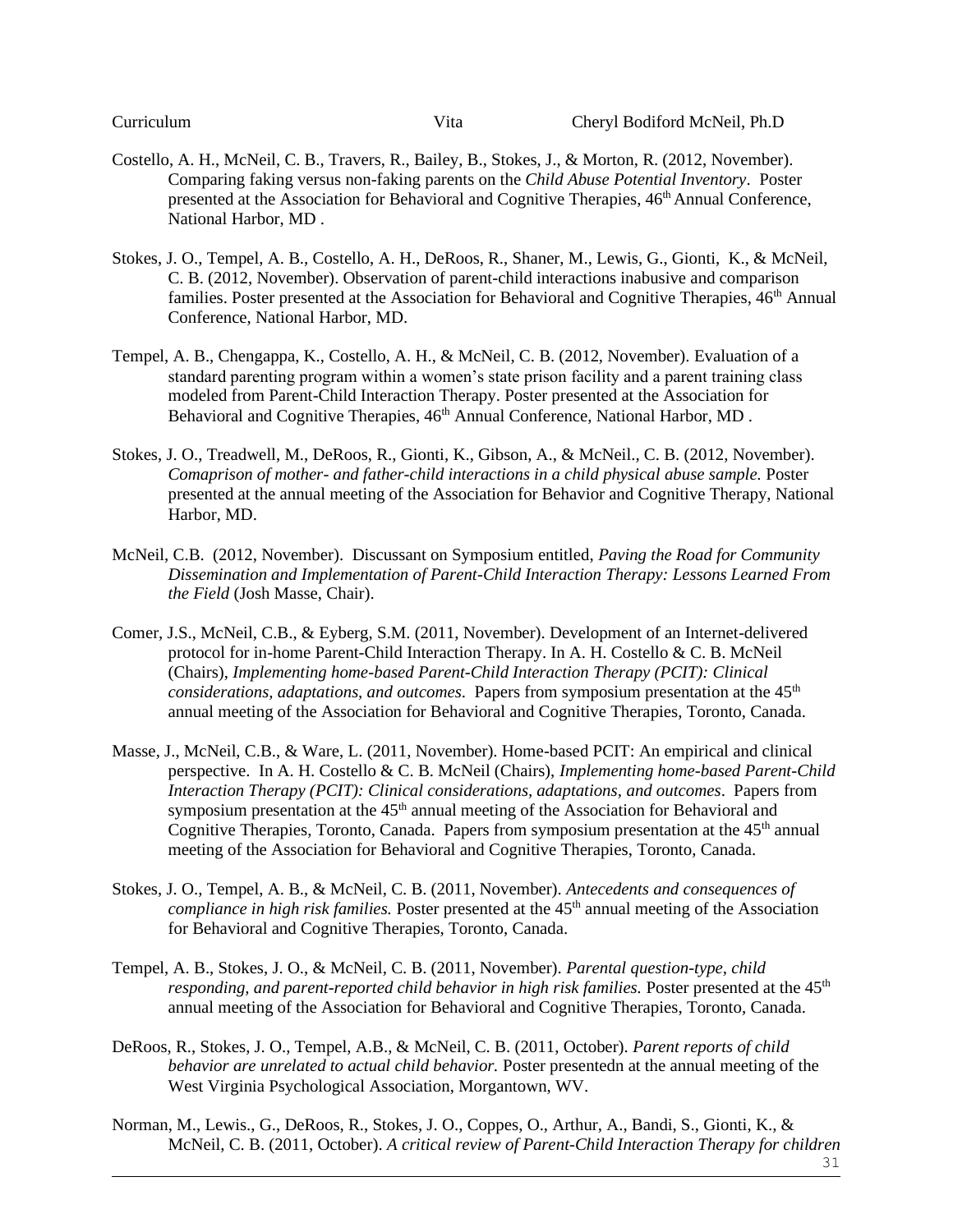Costello, A. H., McNeil, C. B., Travers, R., Bailey, B., Stokes, J., & Morton, R. (2012, November). Comparing faking versus non-faking parents on the *Child Abuse Potential Inventory*. Poster presented at the Association for Behavioral and Cognitive Therapies, 46th Annual Conference, National Harbor, MD .

Stokes, J. O., Tempel, A. B., Costello, A. H., DeRoos, R., Shaner, M., Lewis, G., Gionti, K., & McNeil, C. B. (2012, November). Observation of parent-child interactions inabusive and comparison families. Poster presented at the Association for Behavioral and Cognitive Therapies, 46th Annual Conference, National Harbor, MD.

Tempel, A. B., Chengappa, K., Costello, A. H., & McNeil, C. B. (2012, November). Evaluation of a standard parenting program within a women's state prison facility and a parent training class modeled from Parent-Child Interaction Therapy. Poster presented at the Association for Behavioral and Cognitive Therapies, 46th Annual Conference, National Harbor, MD .

Stokes, J. O., Treadwell, M., DeRoos, R., Gionti, K., Gibson, A., & McNeil., C. B. (2012, November). *Comaprison of mother- and father-child interactions in a child physical abuse sample.* Poster presented at the annual meeting of the Association for Behavior and Cognitive Therapy, National Harbor, MD.

McNeil, C.B. (2012, November). Discussant on Symposium entitled, *Paving the Road for Community Dissemination and Implementation of Parent-Child Interaction Therapy: Lessons Learned From the Field* (Josh Masse, Chair).

Comer, J.S., McNeil, C.B., & Eyberg, S.M. (2011, November). Development of an Internet-delivered protocol for in-home Parent-Child Interaction Therapy. In A. H. Costello & C. B. McNeil (Chairs), *Implementing home-based Parent-Child Interaction Therapy (PCIT): Clinical considerations, adaptations, and outcomes.* Papers from symposium presentation at the 45th annual meeting of the Association for Behavioral and Cognitive Therapies, Toronto, Canada.

Masse, J., McNeil, C.B., & Ware, L. (2011, November). Home-based PCIT: An empirical and clinical perspective. In A. H. Costello & C. B. McNeil (Chairs), *Implementing home-based Parent-Child Interaction Therapy (PCIT): Clinical considerations, adaptations, and outcomes*. Papers from symposium presentation at the 45th annual meeting of the Association for Behavioral and Cognitive Therapies, Toronto, Canada. Papers from symposium presentation at the 45th annual meeting of the Association for Behavioral and Cognitive Therapies, Toronto, Canada.

Stokes, J. O., Tempel, A. B., & McNeil, C. B. (2011, November). *Antecedents and consequences of compliance in high risk families.* Poster presented at the 45th annual meeting of the Association for Behavioral and Cognitive Therapies, Toronto, Canada.

Tempel, A. B., Stokes, J. O., & McNeil, C. B. (2011, November). *Parental question-type, child responding, and parent-reported child behavior in high risk families.* Poster presented at the 45th annual meeting of the Association for Behavioral and Cognitive Therapies, Toronto, Canada.

DeRoos, R., Stokes, J. O., Tempel, A.B., & McNeil, C. B. (2011, October). *Parent reports of child behavior are unrelated to actual child behavior.* Poster presentedn at the annual meeting of the West Virginia Psychological Association, Morgantown, WV.

Norman, M., Lewis., G., DeRoos, R., Stokes, J. O., Coppes, O., Arthur, A., Bandi, S., Gionti, K., & McNeil, C. B. (2011, October). *A critical review of Parent-Child Interaction Therapy for children*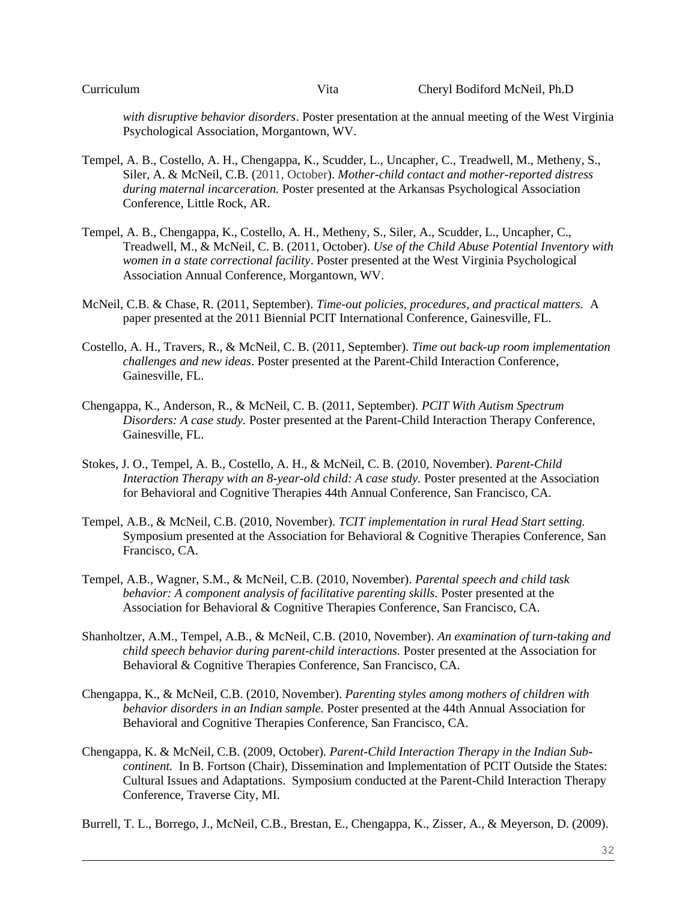*with disruptive behavior disorders*. Poster presentation at the annual meeting of the West Virginia Psychological Association, Morgantown, WV.

Tempel, A. B., Costello, A. H., Chengappa, K., Scudder, L., Uncapher, C., Treadwell, M., Metheny, S., Siler, A. & McNeil, C.B. (2011, October). *Mother-child contact and mother-reported distress during maternal incarceration.* Poster presented at the Arkansas Psychological Association Conference, Little Rock, AR.

Tempel, A. B., Chengappa, K., Costello, A. H., Metheny, S., Siler, A., Scudder, L., Uncapher, C., Treadwell, M., & McNeil, C. B. (2011, October). *Use of the Child Abuse Potential Inventory with women in a state correctional facility*. Poster presented at the West Virginia Psychological Association Annual Conference, Morgantown, WV.

McNeil, C.B. & Chase, R. (2011, September). *Time-out policies, procedures, and practical matters.* A paper presented at the 2011 Biennial PCIT International Conference, Gainesville, FL.

Costello, A. H., Travers, R., & McNeil, C. B. (2011, September). *Time out back-up room implementation challenges and new ideas*. Poster presented at the Parent-Child Interaction Conference, Gainesville, FL.

Chengappa, K., Anderson, R., & McNeil, C. B. (2011, September). *PCIT With Autism Spectrum Disorders: A case study.* Poster presented at the Parent-Child Interaction Therapy Conference, Gainesville, FL.

Stokes, J. O., Tempel, A. B., Costello, A. H., & McNeil, C. B. (2010, November). *Parent-Child Interaction Therapy with an 8-year-old child: A case study.* Poster presented at the Association for Behavioral and Cognitive Therapies 44th Annual Conference, San Francisco, CA.

Tempel, A.B., & McNeil, C.B. (2010, November). *TCIT implementation in rural Head Start setting.* Symposium presented at the Association for Behavioral & Cognitive Therapies Conference, San Francisco, CA.

Tempel, A.B., Wagner, S.M., & McNeil, C.B. (2010, November). *Parental speech and child task behavior: A component analysis of facilitative parenting skills.* Poster presented at the Association for Behavioral & Cognitive Therapies Conference, San Francisco, CA.

Shanholtzer, A.M., Tempel, A.B., & McNeil, C.B. (2010, November). *An examination of turn-taking and child speech behavior during parent-child interactions.* Poster presented at the Association for Behavioral & Cognitive Therapies Conference, San Francisco, CA.

Chengappa, K., & McNeil, C.B. (2010, November). *Parenting styles among mothers of children with behavior disorders in an Indian sample.* Poster presented at the 44th Annual Association for Behavioral and Cognitive Therapies Conference, San Francisco, CA.

Chengappa, K. & McNeil, C.B. (2009, October). *Parent-Child Interaction Therapy in the Indian Sub-continent.* In B. Fortson (Chair), Dissemination and Implementation of PCIT Outside the States: Cultural Issues and Adaptations. Symposium conducted at the Parent-Child Interaction Therapy Conference, Traverse City, MI.

Burrell, T. L., Borrego, J., McNeil, C.B., Brestan, E., Chengappa, K., Zisser, A., & Meyerson, D. (2009).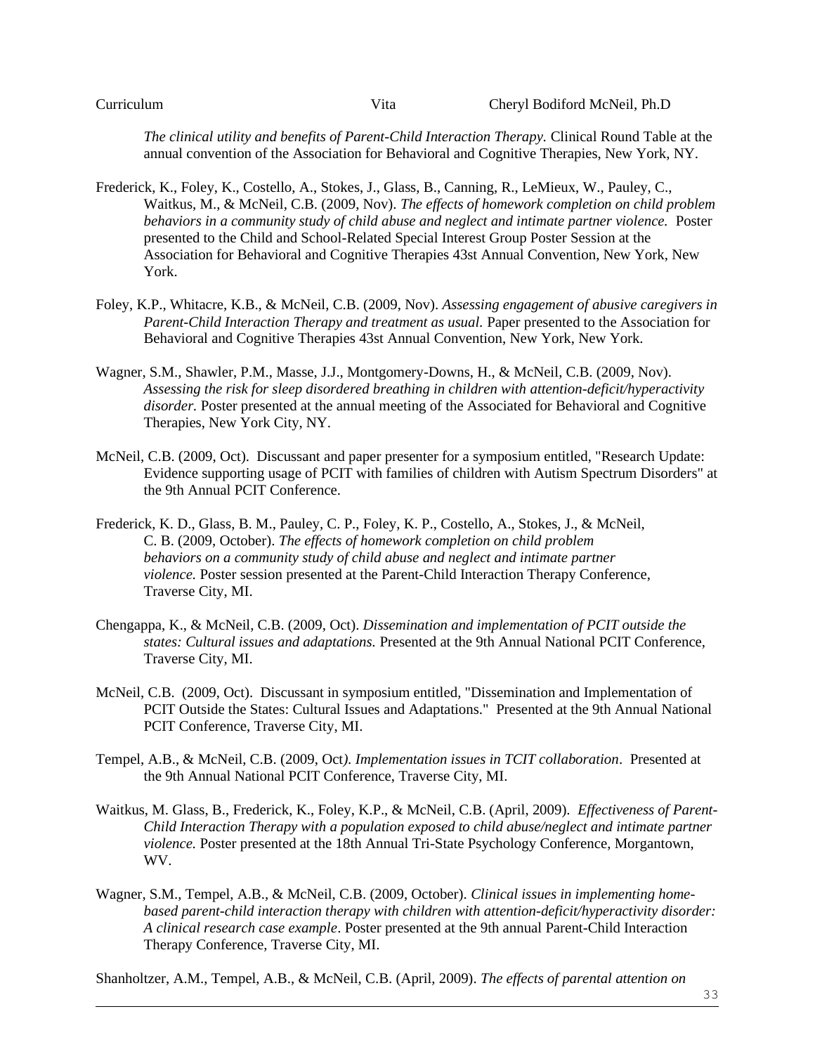*The clinical utility and benefits of Parent-Child Interaction Therapy.* Clinical Round Table at the annual convention of the Association for Behavioral and Cognitive Therapies, New York, NY.

Frederick, K., Foley, K., Costello, A., Stokes, J., Glass, B., Canning, R., LeMieux, W., Pauley, C., Waitkus, M., & McNeil, C.B. (2009, Nov). *The effects of homework completion on child problem behaviors in a community study of child abuse and neglect and intimate partner violence.* Poster presented to the Child and School-Related Special Interest Group Poster Session at the Association for Behavioral and Cognitive Therapies 43st Annual Convention, New York, New York.

Foley, K.P., Whitacre, K.B., & McNeil, C.B. (2009, Nov). *Assessing engagement of abusive caregivers in Parent-Child Interaction Therapy and treatment as usual.* Paper presented to the Association for Behavioral and Cognitive Therapies 43st Annual Convention, New York, New York.

Wagner, S.M., Shawler, P.M., Masse, J.J., Montgomery-Downs, H., & McNeil, C.B. (2009, Nov). *Assessing the risk for sleep disordered breathing in children with attention-deficit/hyperactivity disorder.* Poster presented at the annual meeting of the Associated for Behavioral and Cognitive Therapies, New York City, NY.

McNeil, C.B. (2009, Oct). Discussant and paper presenter for a symposium entitled, "Research Update: Evidence supporting usage of PCIT with families of children with Autism Spectrum Disorders" at the 9th Annual PCIT Conference.

Frederick, K. D., Glass, B. M., Pauley, C. P., Foley, K. P., Costello, A., Stokes, J., & McNeil, C. B. (2009, October). *The effects of homework completion on child problem behaviors on a community study of child abuse and neglect and intimate partner violence.* Poster session presented at the Parent-Child Interaction Therapy Conference, Traverse City, MI.

Chengappa, K., & McNeil, C.B. (2009, Oct). *Dissemination and implementation of PCIT outside the states: Cultural issues and adaptations.* Presented at the 9th Annual National PCIT Conference, Traverse City, MI.

McNeil, C.B. (2009, Oct). Discussant in symposium entitled, "Dissemination and Implementation of PCIT Outside the States: Cultural Issues and Adaptations." Presented at the 9th Annual National PCIT Conference, Traverse City, MI.

Tempel, A.B., & McNeil, C.B. (2009, Oct). *Implementation issues in TCIT collaboration*. Presented at the 9th Annual National PCIT Conference, Traverse City, MI.

Waitkus, M. Glass, B., Frederick, K., Foley, K.P., & McNeil, C.B. (April, 2009). *Effectiveness of Parent-Child Interaction Therapy with a population exposed to child abuse/neglect and intimate partner violence.* Poster presented at the 18th Annual Tri-State Psychology Conference, Morgantown, WV.

Wagner, S.M., Tempel, A.B., & McNeil, C.B. (2009, October). *Clinical issues in implementing home-based parent-child interaction therapy with children with attention-deficit/hyperactivity disorder: A clinical research case example*. Poster presented at the 9th annual Parent-Child Interaction Therapy Conference, Traverse City, MI.

Shanholtzer, A.M., Tempel, A.B., & McNeil, C.B. (April, 2009). *The effects of parental attention on*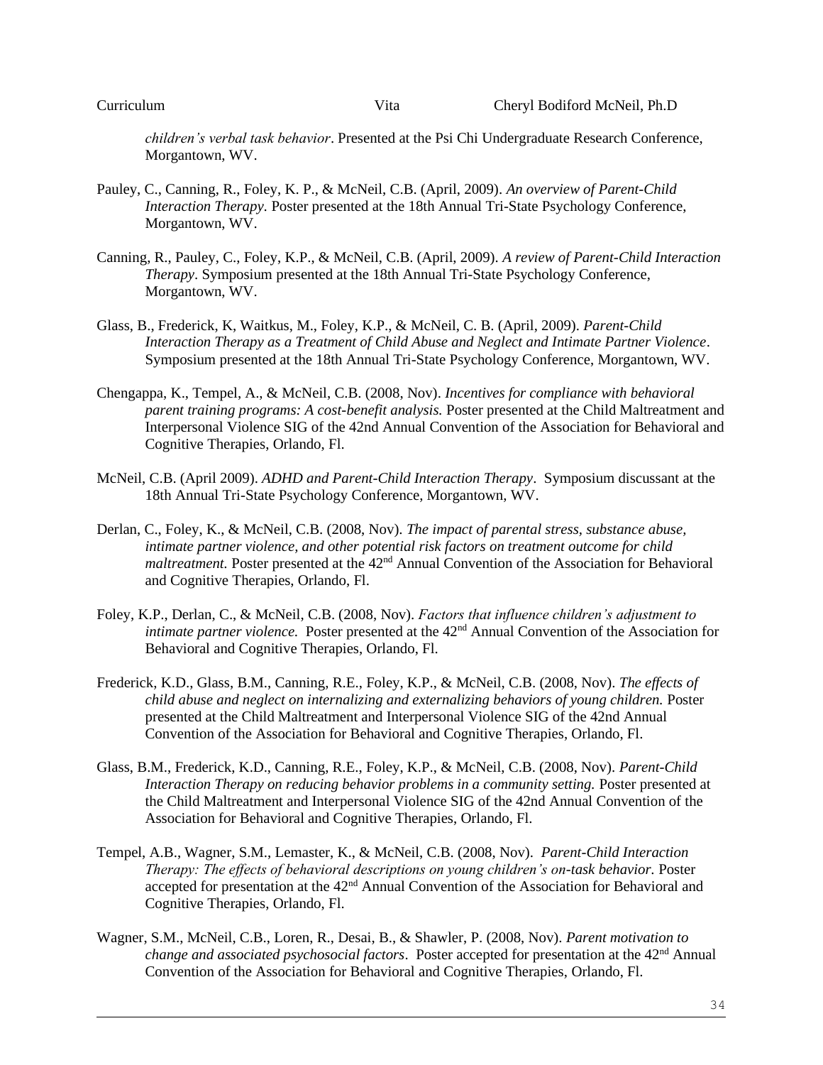*children's verbal task behavior*. Presented at the Psi Chi Undergraduate Research Conference, Morgantown, WV.

Pauley, C., Canning, R., Foley, K. P., & McNeil, C.B. (April, 2009). *An overview of Parent-Child Interaction Therapy.* Poster presented at the 18th Annual Tri-State Psychology Conference, Morgantown, WV.

Canning, R., Pauley, C., Foley, K.P., & McNeil, C.B. (April, 2009). *A review of Parent-Child Interaction Therapy*. Symposium presented at the 18th Annual Tri-State Psychology Conference, Morgantown, WV.

Glass, B., Frederick, K, Waitkus, M., Foley, K.P., & McNeil, C. B. (April, 2009). *Parent-Child Interaction Therapy as a Treatment of Child Abuse and Neglect and Intimate Partner Violence*. Symposium presented at the 18th Annual Tri-State Psychology Conference, Morgantown, WV.

Chengappa, K., Tempel, A., & McNeil, C.B. (2008, Nov). *Incentives for compliance with behavioral parent training programs: A cost-benefit analysis.* Poster presented at the Child Maltreatment and Interpersonal Violence SIG of the 42nd Annual Convention of the Association for Behavioral and Cognitive Therapies, Orlando, Fl.

McNeil, C.B. (April 2009). *ADHD and Parent-Child Interaction Therapy*. Symposium discussant at the 18th Annual Tri-State Psychology Conference, Morgantown, WV.

Derlan, C., Foley, K., & McNeil, C.B. (2008, Nov). *The impact of parental stress, substance abuse, intimate partner violence, and other potential risk factors on treatment outcome for child maltreatment.* Poster presented at the 42nd Annual Convention of the Association for Behavioral and Cognitive Therapies, Orlando, Fl.

Foley, K.P., Derlan, C., & McNeil, C.B. (2008, Nov). *Factors that influence children's adjustment to intimate partner violence.* Poster presented at the 42nd Annual Convention of the Association for Behavioral and Cognitive Therapies, Orlando, Fl.

Frederick, K.D., Glass, B.M., Canning, R.E., Foley, K.P., & McNeil, C.B. (2008, Nov). *The effects of child abuse and neglect on internalizing and externalizing behaviors of young children.* Poster presented at the Child Maltreatment and Interpersonal Violence SIG of the 42nd Annual Convention of the Association for Behavioral and Cognitive Therapies, Orlando, Fl.

Glass, B.M., Frederick, K.D., Canning, R.E., Foley, K.P., & McNeil, C.B. (2008, Nov). *Parent-Child Interaction Therapy on reducing behavior problems in a community setting.* Poster presented at the Child Maltreatment and Interpersonal Violence SIG of the 42nd Annual Convention of the Association for Behavioral and Cognitive Therapies, Orlando, Fl.

Tempel, A.B., Wagner, S.M., Lemaster, K., & McNeil, C.B. (2008, Nov). *Parent-Child Interaction Therapy: The effects of behavioral descriptions on young children's on-task behavior.* Poster accepted for presentation at the 42nd Annual Convention of the Association for Behavioral and Cognitive Therapies, Orlando, Fl.

Wagner, S.M., McNeil, C.B., Loren, R., Desai, B., & Shawler, P. (2008, Nov). *Parent motivation to change and associated psychosocial factors*. Poster accepted for presentation at the 42nd Annual Convention of the Association for Behavioral and Cognitive Therapies, Orlando, Fl.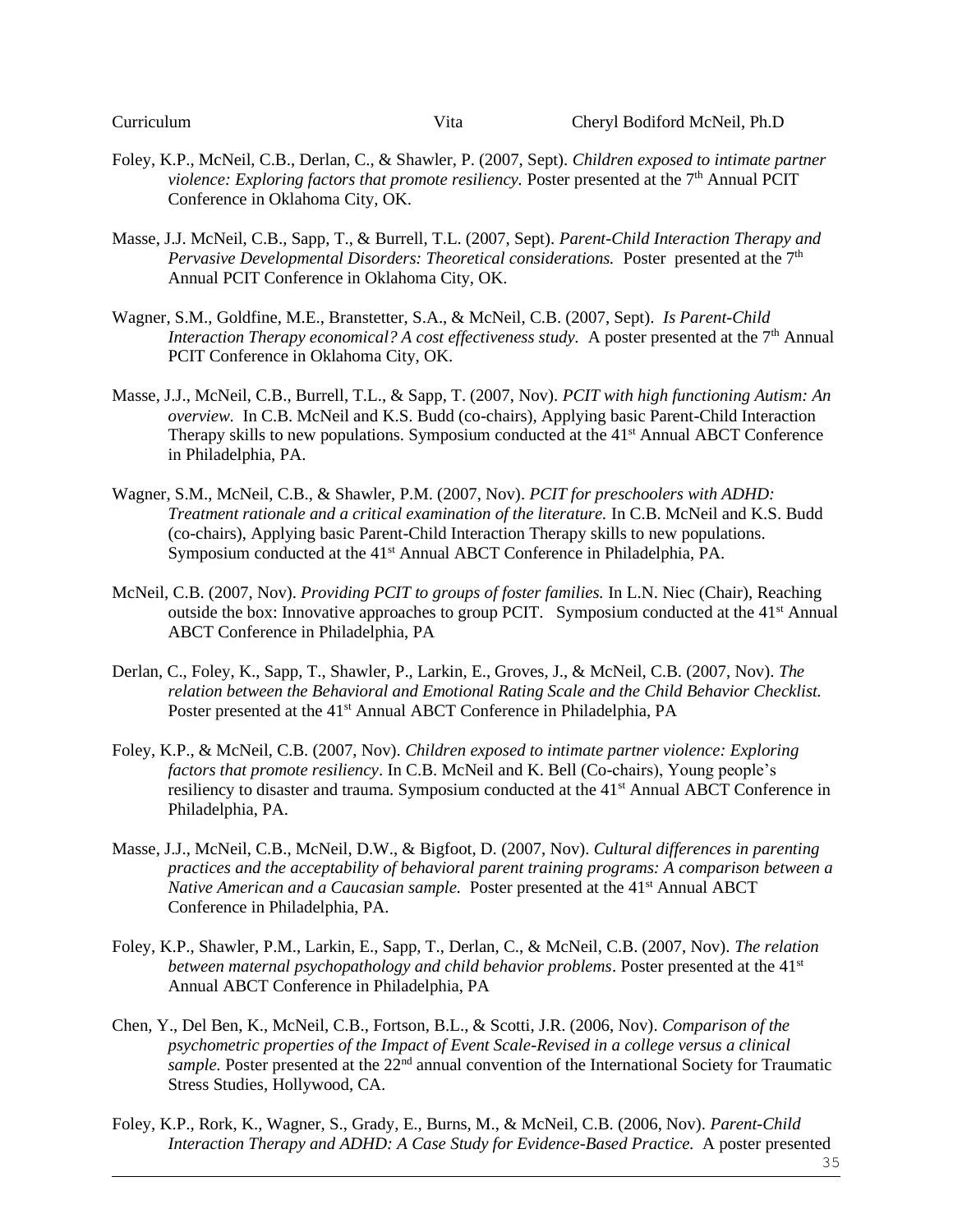Foley, K.P., McNeil, C.B., Derlan, C., & Shawler, P. (2007, Sept). *Children exposed to intimate partner violence: Exploring factors that promote resiliency.* Poster presented at the 7th Annual PCIT Conference in Oklahoma City, OK.

Masse, J.J. McNeil, C.B., Sapp, T., & Burrell, T.L. (2007, Sept). *Parent-Child Interaction Therapy and Pervasive Developmental Disorders: Theoretical considerations.* Poster presented at the 7th Annual PCIT Conference in Oklahoma City, OK.

Wagner, S.M., Goldfine, M.E., Branstetter, S.A., & McNeil, C.B. (2007, Sept). *Is Parent-Child Interaction Therapy economical? A cost effectiveness study.* A poster presented at the 7th Annual PCIT Conference in Oklahoma City, OK.

Masse, J.J., McNeil, C.B., Burrell, T.L., & Sapp, T. (2007, Nov). *PCIT with high functioning Autism: An overview.* In C.B. McNeil and K.S. Budd (co-chairs), Applying basic Parent-Child Interaction Therapy skills to new populations. Symposium conducted at the 41st Annual ABCT Conference in Philadelphia, PA.

Wagner, S.M., McNeil, C.B., & Shawler, P.M. (2007, Nov). *PCIT for preschoolers with ADHD: Treatment rationale and a critical examination of the literature.* In C.B. McNeil and K.S. Budd (co-chairs), Applying basic Parent-Child Interaction Therapy skills to new populations. Symposium conducted at the 41st Annual ABCT Conference in Philadelphia, PA.

McNeil, C.B. (2007, Nov). *Providing PCIT to groups of foster families.* In L.N. Niec (Chair), Reaching outside the box: Innovative approaches to group PCIT. Symposium conducted at the 41st Annual ABCT Conference in Philadelphia, PA

Derlan, C., Foley, K., Sapp, T., Shawler, P., Larkin, E., Groves, J., & McNeil, C.B. (2007, Nov). *The relation between the Behavioral and Emotional Rating Scale and the Child Behavior Checklist.* Poster presented at the 41st Annual ABCT Conference in Philadelphia, PA

Foley, K.P., & McNeil, C.B. (2007, Nov). *Children exposed to intimate partner violence: Exploring factors that promote resiliency*. In C.B. McNeil and K. Bell (Co-chairs), Young people's resiliency to disaster and trauma. Symposium conducted at the 41st Annual ABCT Conference in Philadelphia, PA.

Masse, J.J., McNeil, C.B., McNeil, D.W., & Bigfoot, D. (2007, Nov). *Cultural differences in parenting practices and the acceptability of behavioral parent training programs: A comparison between a Native American and a Caucasian sample.* Poster presented at the 41st Annual ABCT Conference in Philadelphia, PA.

Foley, K.P., Shawler, P.M., Larkin, E., Sapp, T., Derlan, C., & McNeil, C.B. (2007, Nov). *The relation between maternal psychopathology and child behavior problems*. Poster presented at the 41st Annual ABCT Conference in Philadelphia, PA

Chen, Y., Del Ben, K., McNeil, C.B., Fortson, B.L., & Scotti, J.R. (2006, Nov). *Comparison of the psychometric properties of the Impact of Event Scale-Revised in a college versus a clinical sample.* Poster presented at the 22nd annual convention of the International Society for Traumatic Stress Studies, Hollywood, CA.

Foley, K.P., Rork, K., Wagner, S., Grady, E., Burns, M., & McNeil, C.B. (2006, Nov). *Parent-Child Interaction Therapy and ADHD: A Case Study for Evidence-Based Practice.* A poster presented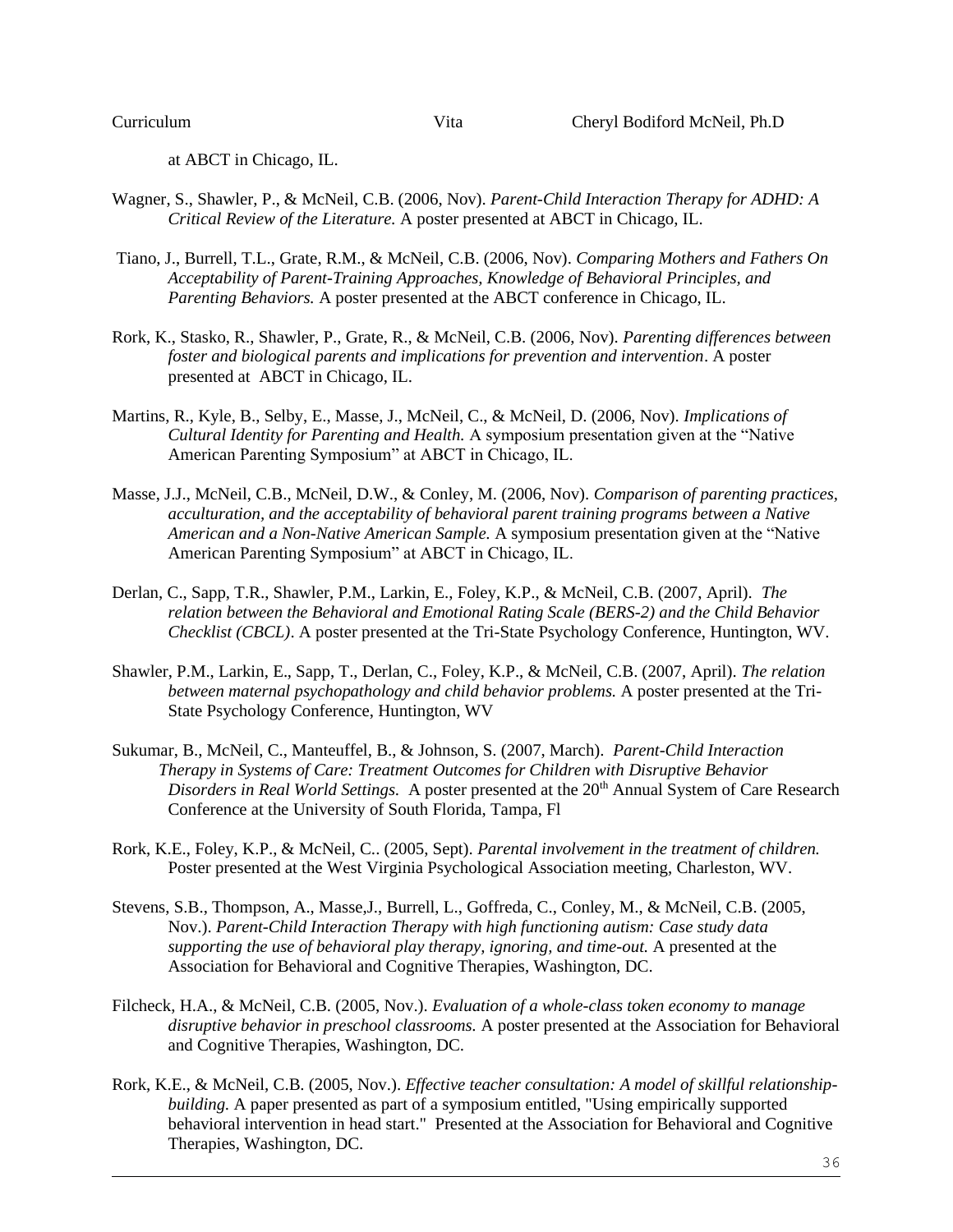at ABCT in Chicago, IL.

Wagner, S., Shawler, P., & McNeil, C.B. (2006, Nov). *Parent-Child Interaction Therapy for ADHD: A Critical Review of the Literature.* A poster presented at ABCT in Chicago, IL.

Tiano, J., Burrell, T.L., Grate, R.M., & McNeil, C.B. (2006, Nov). *Comparing Mothers and Fathers On Acceptability of Parent-Training Approaches, Knowledge of Behavioral Principles, and Parenting Behaviors.* A poster presented at the ABCT conference in Chicago, IL.

Rork, K., Stasko, R., Shawler, P., Grate, R., & McNeil, C.B. (2006, Nov). *Parenting differences between foster and biological parents and implications for prevention and intervention*. A poster presented at ABCT in Chicago, IL.

Martins, R., Kyle, B., Selby, E., Masse, J., McNeil, C., & McNeil, D. (2006, Nov). *Implications of Cultural Identity for Parenting and Health.* A symposium presentation given at the "Native American Parenting Symposium" at ABCT in Chicago, IL.

Masse, J.J., McNeil, C.B., McNeil, D.W., & Conley, M. (2006, Nov). *Comparison of parenting practices, acculturation, and the acceptability of behavioral parent training programs between a Native American and a Non-Native American Sample.* A symposium presentation given at the "Native American Parenting Symposium" at ABCT in Chicago, IL.

Derlan, C., Sapp, T.R., Shawler, P.M., Larkin, E., Foley, K.P., & McNeil, C.B. (2007, April). *The relation between the Behavioral and Emotional Rating Scale (BERS-2) and the Child Behavior Checklist (CBCL)*. A poster presented at the Tri-State Psychology Conference, Huntington, WV.

Shawler, P.M., Larkin, E., Sapp, T., Derlan, C., Foley, K.P., & McNeil, C.B. (2007, April). *The relation between maternal psychopathology and child behavior problems.* A poster presented at the Tri-State Psychology Conference, Huntington, WV

Sukumar, B., McNeil, C., Manteuffel, B., & Johnson, S. (2007, March). *Parent-Child Interaction Therapy in Systems of Care: Treatment Outcomes for Children with Disruptive Behavior Disorders in Real World Settings.* A poster presented at the 20th Annual System of Care Research Conference at the University of South Florida, Tampa, Fl

Rork, K.E., Foley, K.P., & McNeil, C.. (2005, Sept). *Parental involvement in the treatment of children.* Poster presented at the West Virginia Psychological Association meeting, Charleston, WV.

Stevens, S.B., Thompson, A., Masse,J., Burrell, L., Goffreda, C., Conley, M., & McNeil, C.B. (2005, Nov.). *Parent-Child Interaction Therapy with high functioning autism: Case study data supporting the use of behavioral play therapy, ignoring, and time-out.* A presented at the Association for Behavioral and Cognitive Therapies, Washington, DC.

Filcheck, H.A., & McNeil, C.B. (2005, Nov.). *Evaluation of a whole-class token economy to manage disruptive behavior in preschool classrooms.* A poster presented at the Association for Behavioral and Cognitive Therapies, Washington, DC.

Rork, K.E., & McNeil, C.B. (2005, Nov.). *Effective teacher consultation: A model of skillful relationship-building.* A paper presented as part of a symposium entitled, "Using empirically supported behavioral intervention in head start." Presented at the Association for Behavioral and Cognitive Therapies, Washington, DC.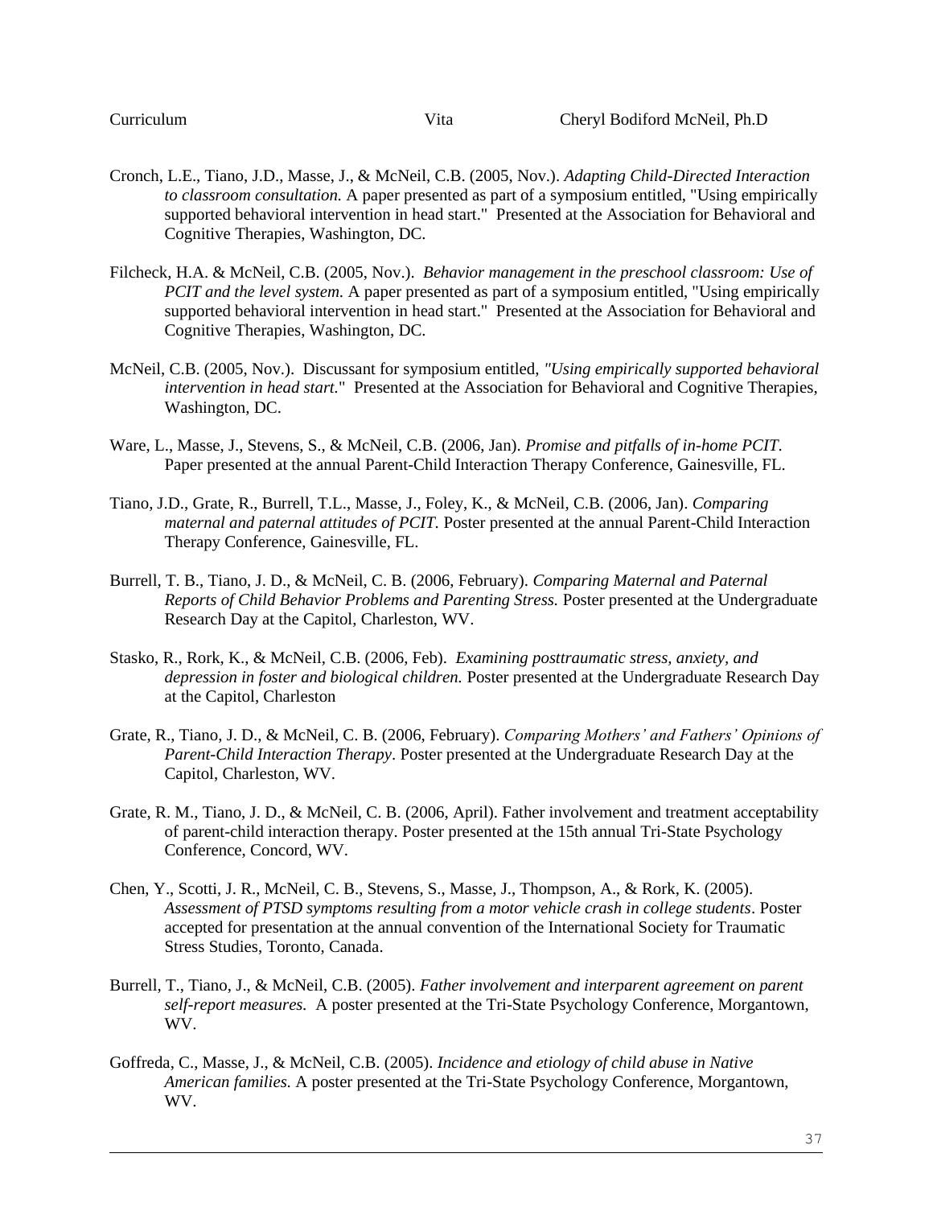Cronch, L.E., Tiano, J.D., Masse, J., & McNeil, C.B. (2005, Nov.). *Adapting Child-Directed Interaction to classroom consultation.* A paper presented as part of a symposium entitled, "Using empirically supported behavioral intervention in head start." Presented at the Association for Behavioral and Cognitive Therapies, Washington, DC.

Filcheck, H.A. & McNeil, C.B. (2005, Nov.). *Behavior management in the preschool classroom: Use of PCIT and the level system.* A paper presented as part of a symposium entitled, "Using empirically supported behavioral intervention in head start." Presented at the Association for Behavioral and Cognitive Therapies, Washington, DC.

McNeil, C.B. (2005, Nov.). Discussant for symposium entitled, *"Using empirically supported behavioral intervention in head start.*" Presented at the Association for Behavioral and Cognitive Therapies, Washington, DC.

Ware, L., Masse, J., Stevens, S., & McNeil, C.B. (2006, Jan). *Promise and pitfalls of in-home PCIT.* Paper presented at the annual Parent-Child Interaction Therapy Conference, Gainesville, FL.

Tiano, J.D., Grate, R., Burrell, T.L., Masse, J., Foley, K., & McNeil, C.B. (2006, Jan). *Comparing maternal and paternal attitudes of PCIT.* Poster presented at the annual Parent-Child Interaction Therapy Conference, Gainesville, FL.

Burrell, T. B., Tiano, J. D., & McNeil, C. B. (2006, February). *Comparing Maternal and Paternal Reports of Child Behavior Problems and Parenting Stress.* Poster presented at the Undergraduate Research Day at the Capitol, Charleston, WV.

Stasko, R., Rork, K., & McNeil, C.B. (2006, Feb). *Examining posttraumatic stress, anxiety, and depression in foster and biological children.* Poster presented at the Undergraduate Research Day at the Capitol, Charleston

Grate, R., Tiano, J. D., & McNeil, C. B. (2006, February). *Comparing Mothers' and Fathers' Opinions of Parent-Child Interaction Therapy*. Poster presented at the Undergraduate Research Day at the Capitol, Charleston, WV.

Grate, R. M., Tiano, J. D., & McNeil, C. B. (2006, April). Father involvement and treatment acceptability of parent-child interaction therapy. Poster presented at the 15th annual Tri-State Psychology Conference, Concord, WV.

Chen, Y., Scotti, J. R., McNeil, C. B., Stevens, S., Masse, J., Thompson, A., & Rork, K. (2005). *Assessment of PTSD symptoms resulting from a motor vehicle crash in college students*. Poster accepted for presentation at the annual convention of the International Society for Traumatic Stress Studies, Toronto, Canada.

Burrell, T., Tiano, J., & McNeil, C.B. (2005). *Father involvement and interparent agreement on parent self-report measures.* A poster presented at the Tri-State Psychology Conference, Morgantown, WV.

Goffreda, C., Masse, J., & McNeil, C.B. (2005). *Incidence and etiology of child abuse in Native American families.* A poster presented at the Tri-State Psychology Conference, Morgantown, WV.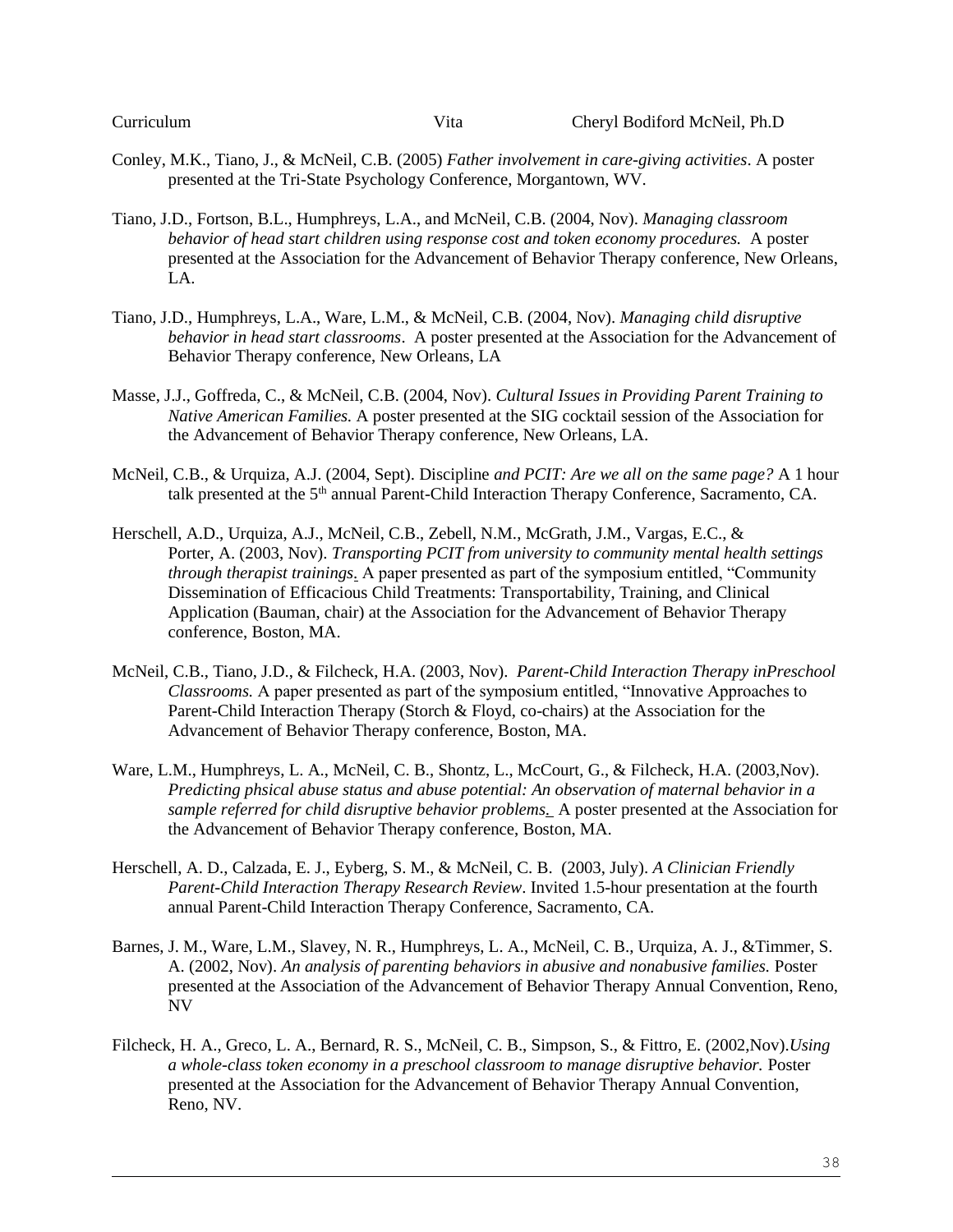Conley, M.K., Tiano, J., & McNeil, C.B. (2005) *Father involvement in care-giving activities*. A poster presented at the Tri-State Psychology Conference, Morgantown, WV.

Tiano, J.D., Fortson, B.L., Humphreys, L.A., and McNeil, C.B. (2004, Nov). *Managing classroom behavior of head start children using response cost and token economy procedures.* A poster presented at the Association for the Advancement of Behavior Therapy conference, New Orleans, LA.

Tiano, J.D., Humphreys, L.A., Ware, L.M., & McNeil, C.B. (2004, Nov). *Managing child disruptive behavior in head start classrooms*. A poster presented at the Association for the Advancement of Behavior Therapy conference, New Orleans, LA

Masse, J.J., Goffreda, C., & McNeil, C.B. (2004, Nov). *Cultural Issues in Providing Parent Training to Native American Families.* A poster presented at the SIG cocktail session of the Association for the Advancement of Behavior Therapy conference, New Orleans, LA.

McNeil, C.B., & Urquiza, A.J. (2004, Sept). Discipline *and PCIT: Are we all on the same page?* A 1 hour talk presented at the 5th annual Parent-Child Interaction Therapy Conference, Sacramento, CA.

Herschell, A.D., Urquiza, A.J., McNeil, C.B., Zebell, N.M., McGrath, J.M., Vargas, E.C., & Porter, A. (2003, Nov). *Transporting PCIT from university to community mental health settings through therapist trainings*. A paper presented as part of the symposium entitled, "Community Dissemination of Efficacious Child Treatments: Transportability, Training, and Clinical Application (Bauman, chair) at the Association for the Advancement of Behavior Therapy conference, Boston, MA.

McNeil, C.B., Tiano, J.D., & Filcheck, H.A. (2003, Nov). *Parent-Child Interaction Therapy inPreschool Classrooms.* A paper presented as part of the symposium entitled, "Innovative Approaches to Parent-Child Interaction Therapy (Storch & Floyd, co-chairs) at the Association for the Advancement of Behavior Therapy conference, Boston, MA.

Ware, L.M., Humphreys, L. A., McNeil, C. B., Shontz, L., McCourt, G., & Filcheck, H.A. (2003,Nov). *Predicting phsical abuse status and abuse potential: An observation of maternal behavior in a sample referred for child disruptive behavior problems.* A poster presented at the Association for the Advancement of Behavior Therapy conference, Boston, MA.

Herschell, A. D., Calzada, E. J., Eyberg, S. M., & McNeil, C. B. (2003, July). *A Clinician Friendly Parent-Child Interaction Therapy Research Review*. Invited 1.5-hour presentation at the fourth annual Parent-Child Interaction Therapy Conference, Sacramento, CA.

Barnes, J. M., Ware, L.M., Slavey, N. R., Humphreys, L. A., McNeil, C. B., Urquiza, A. J., &Timmer, S. A. (2002, Nov). *An analysis of parenting behaviors in abusive and nonabusive families.* Poster presented at the Association of the Advancement of Behavior Therapy Annual Convention, Reno, NV

Filcheck, H. A., Greco, L. A., Bernard, R. S., McNeil, C. B., Simpson, S., & Fittro, E. (2002,Nov).*Using a whole-class token economy in a preschool classroom to manage disruptive behavior.* Poster presented at the Association for the Advancement of Behavior Therapy Annual Convention, Reno, NV.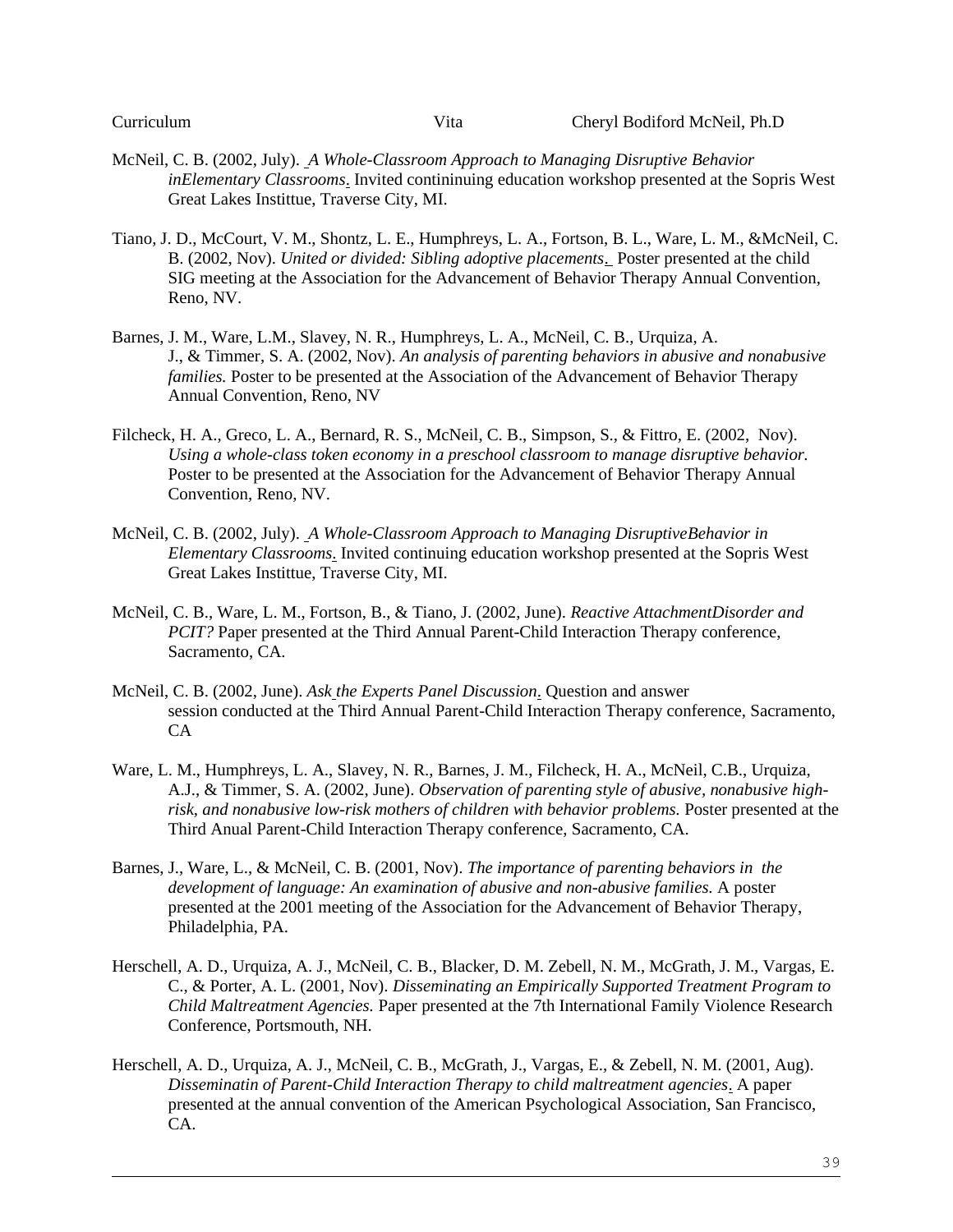McNeil, C. B. (2002, July). *A Whole-Classroom Approach to Managing Disruptive Behavior inElementary Classrooms*. Invited contininuing education workshop presented at the Sopris West Great Lakes Instittue, Traverse City, MI.

Tiano, J. D., McCourt, V. M., Shontz, L. E., Humphreys, L. A., Fortson, B. L., Ware, L. M., &McNeil, C. B. (2002, Nov). *United or divided: Sibling adoptive placements*. Poster presented at the child SIG meeting at the Association for the Advancement of Behavior Therapy Annual Convention, Reno, NV.

Barnes, J. M., Ware, L.M., Slavey, N. R., Humphreys, L. A., McNeil, C. B., Urquiza, A. J., & Timmer, S. A. (2002, Nov). *An analysis of parenting behaviors in abusive and nonabusive families.* Poster to be presented at the Association of the Advancement of Behavior Therapy Annual Convention, Reno, NV

Filcheck, H. A., Greco, L. A., Bernard, R. S., McNeil, C. B., Simpson, S., & Fittro, E. (2002, Nov). *Using a whole-class token economy in a preschool classroom to manage disruptive behavior.* Poster to be presented at the Association for the Advancement of Behavior Therapy Annual Convention, Reno, NV.

McNeil, C. B. (2002, July). *A Whole-Classroom Approach to Managing DisruptiveBehavior in Elementary Classrooms.* Invited continuing education workshop presented at the Sopris West Great Lakes Instittue, Traverse City, MI.

McNeil, C. B., Ware, L. M., Fortson, B., & Tiano, J. (2002, June). *Reactive AttachmentDisorder and PCIT?* Paper presented at the Third Annual Parent-Child Interaction Therapy conference, Sacramento, CA.

McNeil, C. B. (2002, June). *Ask the Experts Panel Discussion*. Question and answer session conducted at the Third Annual Parent-Child Interaction Therapy conference, Sacramento, CA

Ware, L. M., Humphreys, L. A., Slavey, N. R., Barnes, J. M., Filcheck, H. A., McNeil, C.B., Urquiza, A.J., & Timmer, S. A. (2002, June). *Observation of parenting style of abusive, nonabusive high-risk, and nonabusive low-risk mothers of children with behavior problems.* Poster presented at the Third Anual Parent-Child Interaction Therapy conference, Sacramento, CA.

Barnes, J., Ware, L., & McNeil, C. B. (2001, Nov). *The importance of parenting behaviors in the development of language: An examination of abusive and non-abusive families.* A poster presented at the 2001 meeting of the Association for the Advancement of Behavior Therapy, Philadelphia, PA.

Herschell, A. D., Urquiza, A. J., McNeil, C. B., Blacker, D. M. Zebell, N. M., McGrath, J. M., Vargas, E. C., & Porter, A. L. (2001, Nov). *Disseminating an Empirically Supported Treatment Program to Child Maltreatment Agencies.* Paper presented at the 7th International Family Violence Research Conference, Portsmouth, NH.

Herschell, A. D., Urquiza, A. J., McNeil, C. B., McGrath, J., Vargas, E., & Zebell, N. M. (2001, Aug). *Disseminatin of Parent-Child Interaction Therapy to child maltreatment agencies*. A paper presented at the annual convention of the American Psychological Association, San Francisco, CA.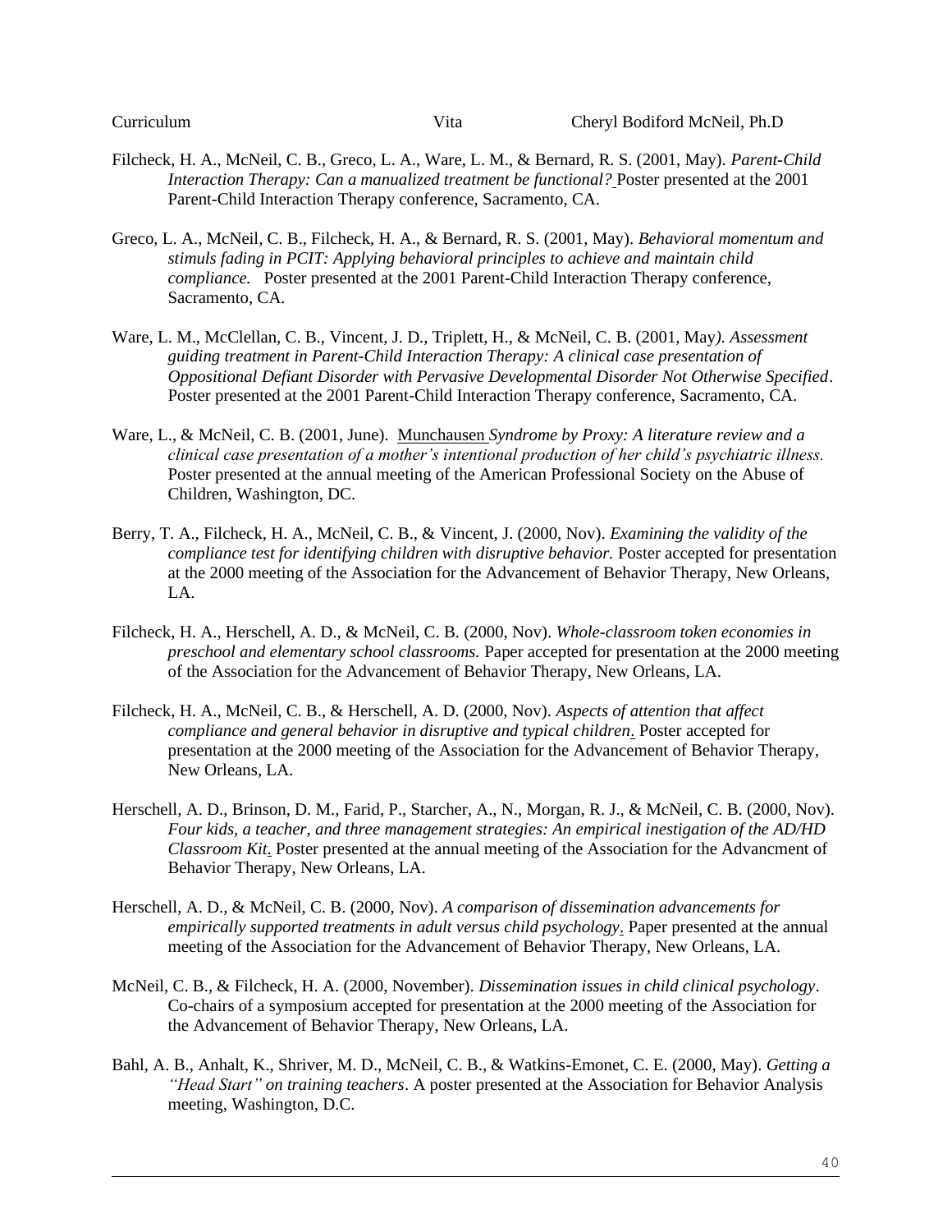Filcheck, H. A., McNeil, C. B., Greco, L. A., Ware, L. M., & Bernard, R. S. (2001, May). *Parent-Child Interaction Therapy: Can a manualized treatment be functional?* Poster presented at the 2001 Parent-Child Interaction Therapy conference, Sacramento, CA.

Greco, L. A., McNeil, C. B., Filcheck, H. A., & Bernard, R. S. (2001, May). *Behavioral momentum and stimuls fading in PCIT: Applying behavioral principles to achieve and maintain child compliance.* Poster presented at the 2001 Parent-Child Interaction Therapy conference, Sacramento, CA.

Ware, L. M., McClellan, C. B., Vincent, J. D., Triplett, H., & McNeil, C. B. (2001, May). *Assessment guiding treatment in Parent-Child Interaction Therapy: A clinical case presentation of Oppositional Defiant Disorder with Pervasive Developmental Disorder Not Otherwise Specified*. Poster presented at the 2001 Parent-Child Interaction Therapy conference, Sacramento, CA.

Ware, L., & McNeil, C. B. (2001, June). Munchausen *Syndrome by Proxy: A literature review and a clinical case presentation of a mother's intentional production of her child's psychiatric illness.* Poster presented at the annual meeting of the American Professional Society on the Abuse of Children, Washington, DC.

Berry, T. A., Filcheck, H. A., McNeil, C. B., & Vincent, J. (2000, Nov). *Examining the validity of the compliance test for identifying children with disruptive behavior.* Poster accepted for presentation at the 2000 meeting of the Association for the Advancement of Behavior Therapy, New Orleans, LA.

Filcheck, H. A., Herschell, A. D., & McNeil, C. B. (2000, Nov). *Whole-classroom token economies in preschool and elementary school classrooms.* Paper accepted for presentation at the 2000 meeting of the Association for the Advancement of Behavior Therapy, New Orleans, LA.

Filcheck, H. A., McNeil, C. B., & Herschell, A. D. (2000, Nov). *Aspects of attention that affect compliance and general behavior in disruptive and typical children*. Poster accepted for presentation at the 2000 meeting of the Association for the Advancement of Behavior Therapy, New Orleans, LA.

Herschell, A. D., Brinson, D. M., Farid, P., Starcher, A., N., Morgan, R. J., & McNeil, C. B. (2000, Nov). *Four kids, a teacher, and three management strategies: An empirical inestigation of the AD/HD Classroom Kit*. Poster presented at the annual meeting of the Association for the Advancment of Behavior Therapy, New Orleans, LA.

Herschell, A. D., & McNeil, C. B. (2000, Nov). *A comparison of dissemination advancements for empirically supported treatments in adult versus child psychology*. Paper presented at the annual meeting of the Association for the Advancement of Behavior Therapy, New Orleans, LA.

McNeil, C. B., & Filcheck, H. A. (2000, November). *Dissemination issues in child clinical psychology*. Co-chairs of a symposium accepted for presentation at the 2000 meeting of the Association for the Advancement of Behavior Therapy, New Orleans, LA.

Bahl, A. B., Anhalt, K., Shriver, M. D., McNeil, C. B., & Watkins-Emonet, C. E. (2000, May). *Getting a "Head Start" on training teachers*. A poster presented at the Association for Behavior Analysis meeting, Washington, D.C.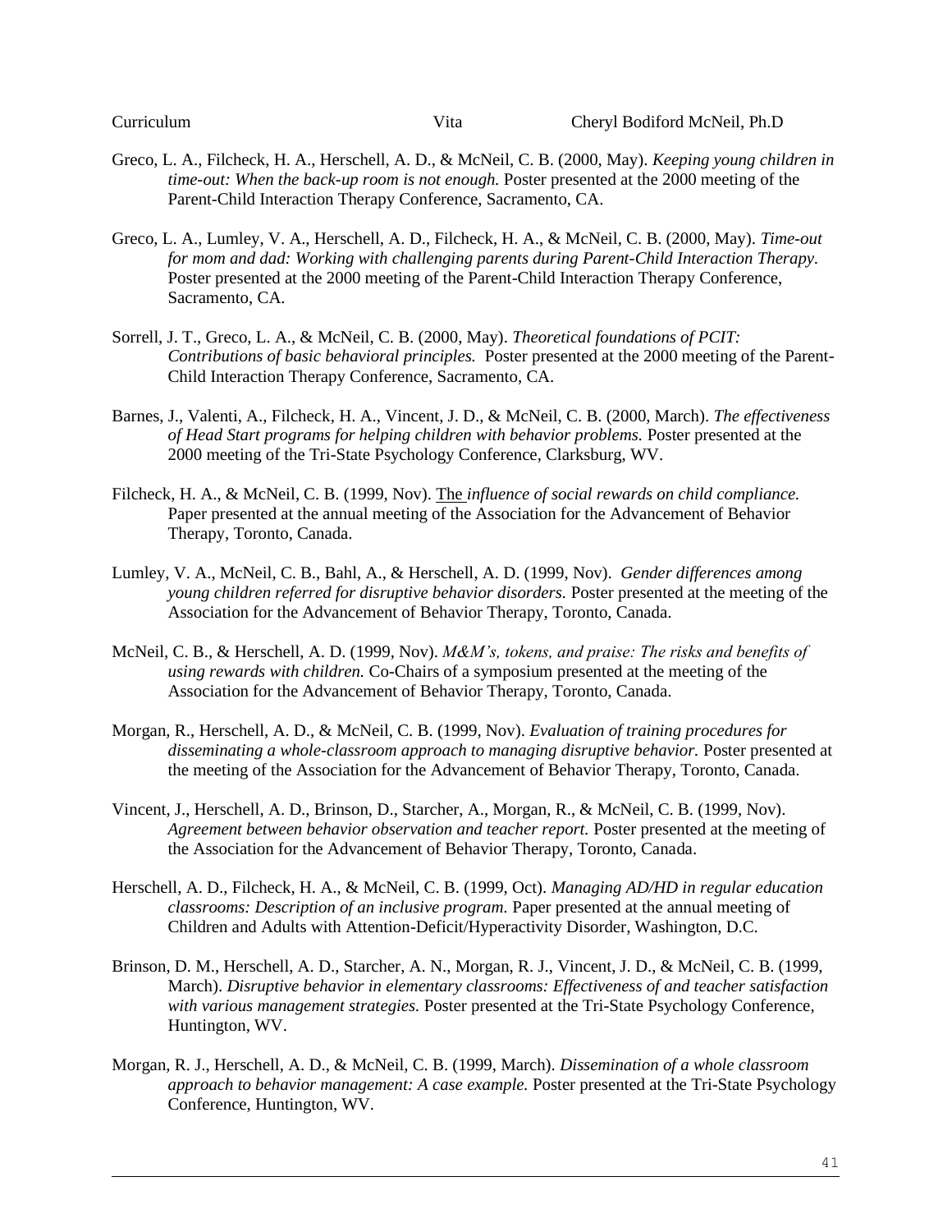Greco, L. A., Filcheck, H. A., Herschell, A. D., & McNeil, C. B. (2000, May). *Keeping young children in time-out: When the back-up room is not enough.* Poster presented at the 2000 meeting of the Parent-Child Interaction Therapy Conference, Sacramento, CA.

Greco, L. A., Lumley, V. A., Herschell, A. D., Filcheck, H. A., & McNeil, C. B. (2000, May). *Time-out for mom and dad: Working with challenging parents during Parent-Child Interaction Therapy.* Poster presented at the 2000 meeting of the Parent-Child Interaction Therapy Conference, Sacramento, CA.

Sorrell, J. T., Greco, L. A., & McNeil, C. B. (2000, May). *Theoretical foundations of PCIT: Contributions of basic behavioral principles.* Poster presented at the 2000 meeting of the Parent-Child Interaction Therapy Conference, Sacramento, CA.

Barnes, J., Valenti, A., Filcheck, H. A., Vincent, J. D., & McNeil, C. B. (2000, March). *The effectiveness of Head Start programs for helping children with behavior problems.* Poster presented at the 2000 meeting of the Tri-State Psychology Conference, Clarksburg, WV.

Filcheck, H. A., & McNeil, C. B. (1999, Nov). The *influence of social rewards on child compliance.* Paper presented at the annual meeting of the Association for the Advancement of Behavior Therapy, Toronto, Canada.

Lumley, V. A., McNeil, C. B., Bahl, A., & Herschell, A. D. (1999, Nov). *Gender differences among young children referred for disruptive behavior disorders.* Poster presented at the meeting of the Association for the Advancement of Behavior Therapy, Toronto, Canada.

McNeil, C. B., & Herschell, A. D. (1999, Nov). *M&M's, tokens, and praise: The risks and benefits of using rewards with children.* Co-Chairs of a symposium presented at the meeting of the Association for the Advancement of Behavior Therapy, Toronto, Canada.

Morgan, R., Herschell, A. D., & McNeil, C. B. (1999, Nov). *Evaluation of training procedures for disseminating a whole-classroom approach to managing disruptive behavior.* Poster presented at the meeting of the Association for the Advancement of Behavior Therapy, Toronto, Canada.

Vincent, J., Herschell, A. D., Brinson, D., Starcher, A., Morgan, R., & McNeil, C. B. (1999, Nov). *Agreement between behavior observation and teacher report.* Poster presented at the meeting of the Association for the Advancement of Behavior Therapy, Toronto, Canada.

Herschell, A. D., Filcheck, H. A., & McNeil, C. B. (1999, Oct). *Managing AD/HD in regular education classrooms: Description of an inclusive program.* Paper presented at the annual meeting of Children and Adults with Attention-Deficit/Hyperactivity Disorder, Washington, D.C.

Brinson, D. M., Herschell, A. D., Starcher, A. N., Morgan, R. J., Vincent, J. D., & McNeil, C. B. (1999, March). *Disruptive behavior in elementary classrooms: Effectiveness of and teacher satisfaction with various management strategies.* Poster presented at the Tri-State Psychology Conference, Huntington, WV.

Morgan, R. J., Herschell, A. D., & McNeil, C. B. (1999, March). *Dissemination of a whole classroom approach to behavior management: A case example.* Poster presented at the Tri-State Psychology Conference, Huntington, WV.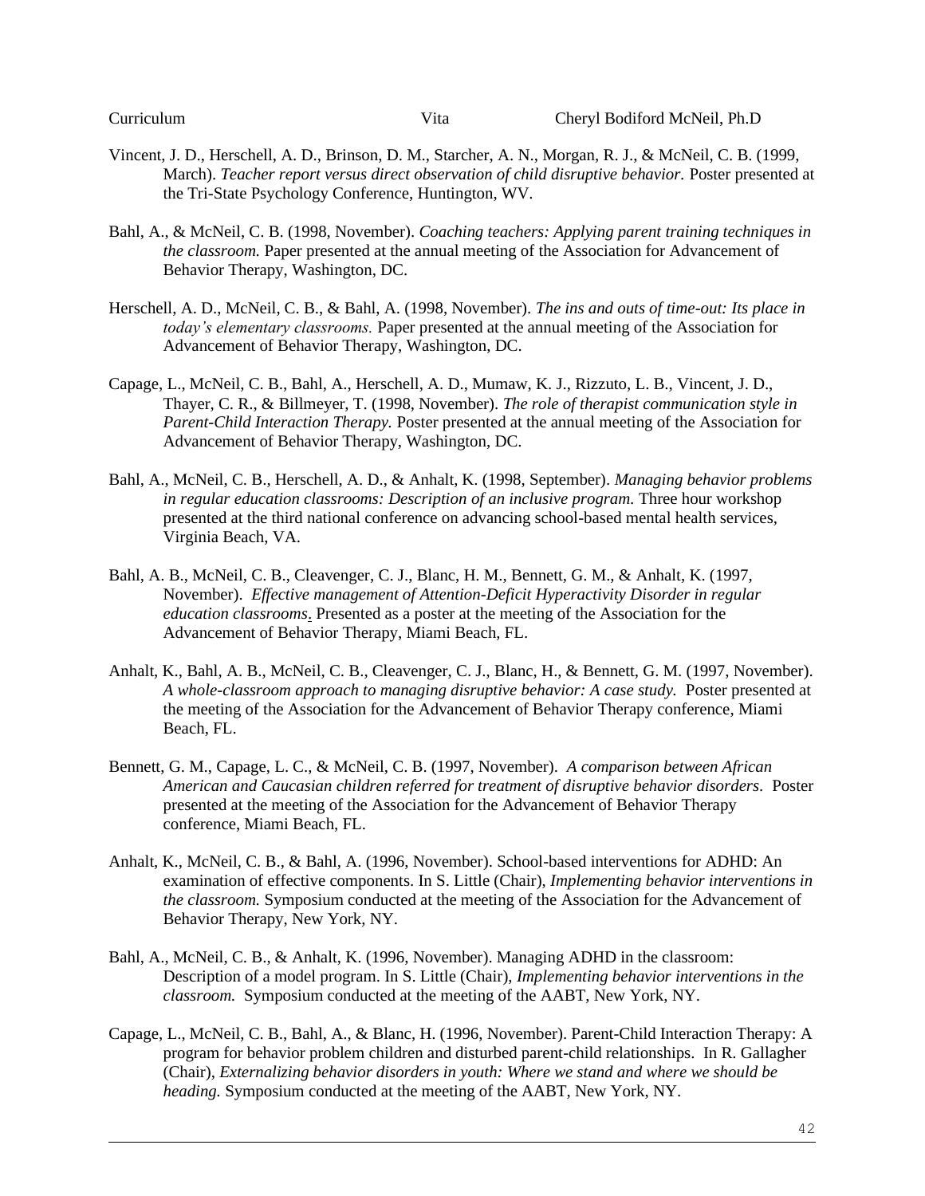Vincent, J. D., Herschell, A. D., Brinson, D. M., Starcher, A. N., Morgan, R. J., & McNeil, C. B. (1999, March). *Teacher report versus direct observation of child disruptive behavior.* Poster presented at the Tri-State Psychology Conference, Huntington, WV.

Bahl, A., & McNeil, C. B. (1998, November). *Coaching teachers: Applying parent training techniques in the classroom.* Paper presented at the annual meeting of the Association for Advancement of Behavior Therapy, Washington, DC.

Herschell, A. D., McNeil, C. B., & Bahl, A. (1998, November). *The ins and outs of time-out: Its place in today's elementary classrooms.* Paper presented at the annual meeting of the Association for Advancement of Behavior Therapy, Washington, DC.

Capage, L., McNeil, C. B., Bahl, A., Herschell, A. D., Mumaw, K. J., Rizzuto, L. B., Vincent, J. D., Thayer, C. R., & Billmeyer, T. (1998, November). *The role of therapist communication style in Parent-Child Interaction Therapy.* Poster presented at the annual meeting of the Association for Advancement of Behavior Therapy, Washington, DC.

Bahl, A., McNeil, C. B., Herschell, A. D., & Anhalt, K. (1998, September). *Managing behavior problems in regular education classrooms: Description of an inclusive program.* Three hour workshop presented at the third national conference on advancing school-based mental health services, Virginia Beach, VA.

Bahl, A. B., McNeil, C. B., Cleavenger, C. J., Blanc, H. M., Bennett, G. M., & Anhalt, K. (1997, November). *Effective management of Attention-Deficit Hyperactivity Disorder in regular education classrooms*. Presented as a poster at the meeting of the Association for the Advancement of Behavior Therapy, Miami Beach, FL.

Anhalt, K., Bahl, A. B., McNeil, C. B., Cleavenger, C. J., Blanc, H., & Bennett, G. M. (1997, November). *A whole-classroom approach to managing disruptive behavior: A case study.* Poster presented at the meeting of the Association for the Advancement of Behavior Therapy conference, Miami Beach, FL.

Bennett, G. M., Capage, L. C., & McNeil, C. B. (1997, November). *A comparison between African American and Caucasian children referred for treatment of disruptive behavior disorders*. Poster presented at the meeting of the Association for the Advancement of Behavior Therapy conference, Miami Beach, FL.

Anhalt, K., McNeil, C. B., & Bahl, A. (1996, November). School-based interventions for ADHD: An examination of effective components. In S. Little (Chair), *Implementing behavior interventions in the classroom.* Symposium conducted at the meeting of the Association for the Advancement of Behavior Therapy, New York, NY.

Bahl, A., McNeil, C. B., & Anhalt, K. (1996, November). Managing ADHD in the classroom: Description of a model program. In S. Little (Chair), *Implementing behavior interventions in the classroom.* Symposium conducted at the meeting of the AABT, New York, NY.

Capage, L., McNeil, C. B., Bahl, A., & Blanc, H. (1996, November). Parent-Child Interaction Therapy: A program for behavior problem children and disturbed parent-child relationships. In R. Gallagher (Chair), *Externalizing behavior disorders in youth: Where we stand and where we should be heading.* Symposium conducted at the meeting of the AABT, New York, NY.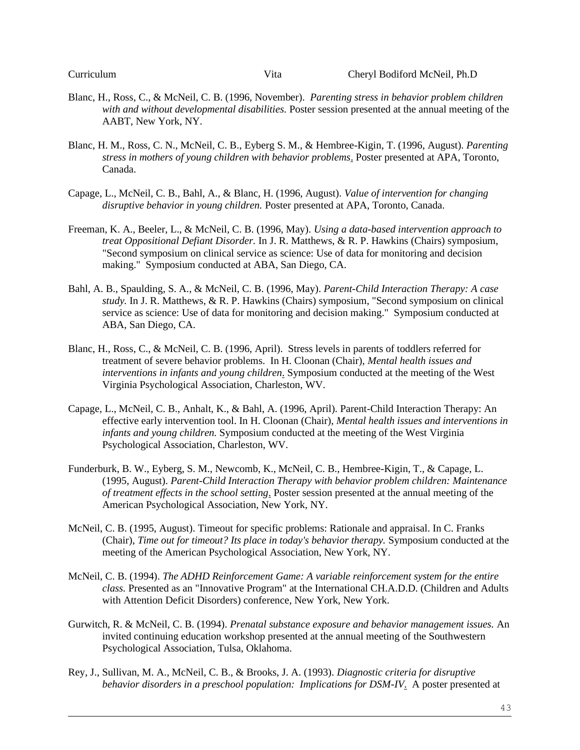Blanc, H., Ross, C., & McNeil, C. B. (1996, November). *Parenting stress in behavior problem children with and without developmental disabilities.* Poster session presented at the annual meeting of the AABT, New York, NY.

Blanc, H. M., Ross, C. N., McNeil, C. B., Eyberg S. M., & Hembree-Kigin, T. (1996, August). *Parenting stress in mothers of young children with behavior problems*. Poster presented at APA, Toronto, Canada.

Capage, L., McNeil, C. B., Bahl, A., & Blanc, H. (1996, August). *Value of intervention for changing disruptive behavior in young children.* Poster presented at APA, Toronto, Canada.

Freeman, K. A., Beeler, L., & McNeil, C. B. (1996, May). *Using a data-based intervention approach to treat Oppositional Defiant Disorder.* In J. R. Matthews, & R. P. Hawkins (Chairs) symposium, "Second symposium on clinical service as science: Use of data for monitoring and decision making." Symposium conducted at ABA, San Diego, CA.

Bahl, A. B., Spaulding, S. A., & McNeil, C. B. (1996, May). *Parent-Child Interaction Therapy: A case study.* In J. R. Matthews, & R. P. Hawkins (Chairs) symposium, "Second symposium on clinical service as science: Use of data for monitoring and decision making." Symposium conducted at ABA, San Diego, CA.

Blanc, H., Ross, C., & McNeil, C. B. (1996, April). Stress levels in parents of toddlers referred for treatment of severe behavior problems. In H. Cloonan (Chair), *Mental health issues and interventions in infants and young children*. Symposium conducted at the meeting of the West Virginia Psychological Association, Charleston, WV.

Capage, L., McNeil, C. B., Anhalt, K., & Bahl, A. (1996, April). Parent-Child Interaction Therapy: An effective early intervention tool. In H. Cloonan (Chair), *Mental health issues and interventions in infants and young children.* Symposium conducted at the meeting of the West Virginia Psychological Association, Charleston, WV.

Funderburk, B. W., Eyberg, S. M., Newcomb, K., McNeil, C. B., Hembree-Kigin, T., & Capage, L. (1995, August). *Parent-Child Interaction Therapy with behavior problem children: Maintenance of treatment effects in the school setting*. Poster session presented at the annual meeting of the American Psychological Association, New York, NY.

McNeil, C. B. (1995, August). Timeout for specific problems: Rationale and appraisal. In C. Franks (Chair), *Time out for timeout? Its place in today's behavior therapy.* Symposium conducted at the meeting of the American Psychological Association, New York, NY.

McNeil, C. B. (1994). *The ADHD Reinforcement Game: A variable reinforcement system for the entire class.* Presented as an "Innovative Program" at the International CH.A.D.D. (Children and Adults with Attention Deficit Disorders) conference, New York, New York.

Gurwitch, R. & McNeil, C. B. (1994). *Prenatal substance exposure and behavior management issues.* An invited continuing education workshop presented at the annual meeting of the Southwestern Psychological Association, Tulsa, Oklahoma.

Rey, J., Sullivan, M. A., McNeil, C. B., & Brooks, J. A. (1993). *Diagnostic criteria for disruptive behavior disorders in a preschool population: Implications for DSM-IV*. A poster presented at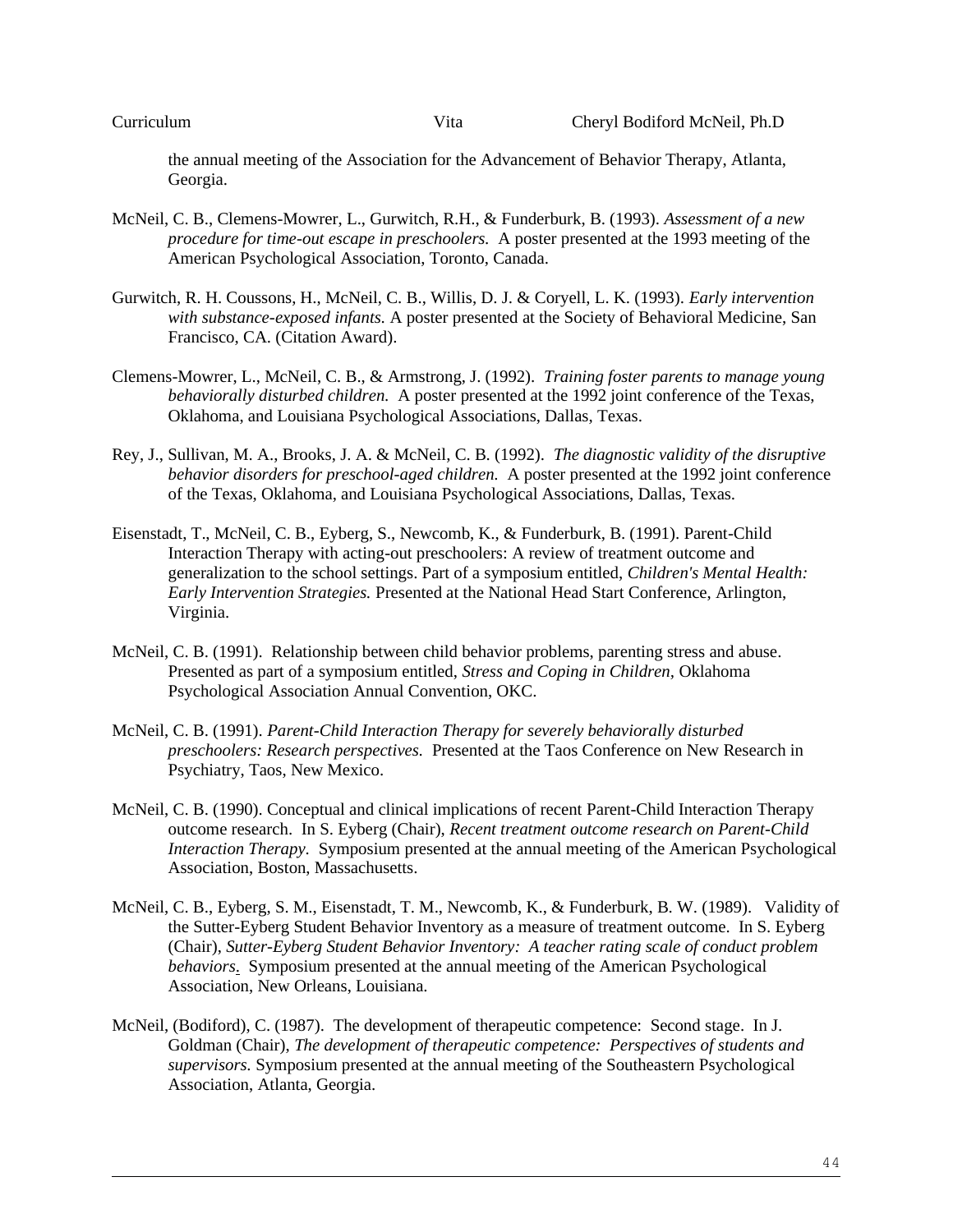the annual meeting of the Association for the Advancement of Behavior Therapy, Atlanta, Georgia.

McNeil, C. B., Clemens-Mowrer, L., Gurwitch, R.H., & Funderburk, B. (1993). *Assessment of a new procedure for time-out escape in preschoolers.* A poster presented at the 1993 meeting of the American Psychological Association, Toronto, Canada.

Gurwitch, R. H. Coussons, H., McNeil, C. B., Willis, D. J. & Coryell, L. K. (1993). *Early intervention with substance-exposed infants.* A poster presented at the Society of Behavioral Medicine, San Francisco, CA. (Citation Award).

Clemens-Mowrer, L., McNeil, C. B., & Armstrong, J. (1992). *Training foster parents to manage young behaviorally disturbed children.* A poster presented at the 1992 joint conference of the Texas, Oklahoma, and Louisiana Psychological Associations, Dallas, Texas.

Rey, J., Sullivan, M. A., Brooks, J. A. & McNeil, C. B. (1992). *The diagnostic validity of the disruptive behavior disorders for preschool-aged children.* A poster presented at the 1992 joint conference of the Texas, Oklahoma, and Louisiana Psychological Associations, Dallas, Texas.

Eisenstadt, T., McNeil, C. B., Eyberg, S., Newcomb, K., & Funderburk, B. (1991). Parent-Child Interaction Therapy with acting-out preschoolers: A review of treatment outcome and generalization to the school settings. Part of a symposium entitled, *Children's Mental Health: Early Intervention Strategies.* Presented at the National Head Start Conference, Arlington, Virginia.

McNeil, C. B. (1991). Relationship between child behavior problems, parenting stress and abuse. Presented as part of a symposium entitled, *Stress and Coping in Children*, Oklahoma Psychological Association Annual Convention, OKC.

McNeil, C. B. (1991). *Parent-Child Interaction Therapy for severely behaviorally disturbed preschoolers: Research perspectives.* Presented at the Taos Conference on New Research in Psychiatry, Taos, New Mexico.

McNeil, C. B. (1990). Conceptual and clinical implications of recent Parent-Child Interaction Therapy outcome research. In S. Eyberg (Chair), *Recent treatment outcome research on Parent-Child Interaction Therapy*. Symposium presented at the annual meeting of the American Psychological Association, Boston, Massachusetts.

McNeil, C. B., Eyberg, S. M., Eisenstadt, T. M., Newcomb, K., & Funderburk, B. W. (1989). Validity of the Sutter-Eyberg Student Behavior Inventory as a measure of treatment outcome. In S. Eyberg (Chair), *Sutter-Eyberg Student Behavior Inventory: A teacher rating scale of conduct problem behaviors.* Symposium presented at the annual meeting of the American Psychological Association, New Orleans, Louisiana.

McNeil, (Bodiford), C. (1987). The development of therapeutic competence: Second stage. In J. Goldman (Chair), *The development of therapeutic competence: Perspectives of students and supervisors.* Symposium presented at the annual meeting of the Southeastern Psychological Association, Atlanta, Georgia.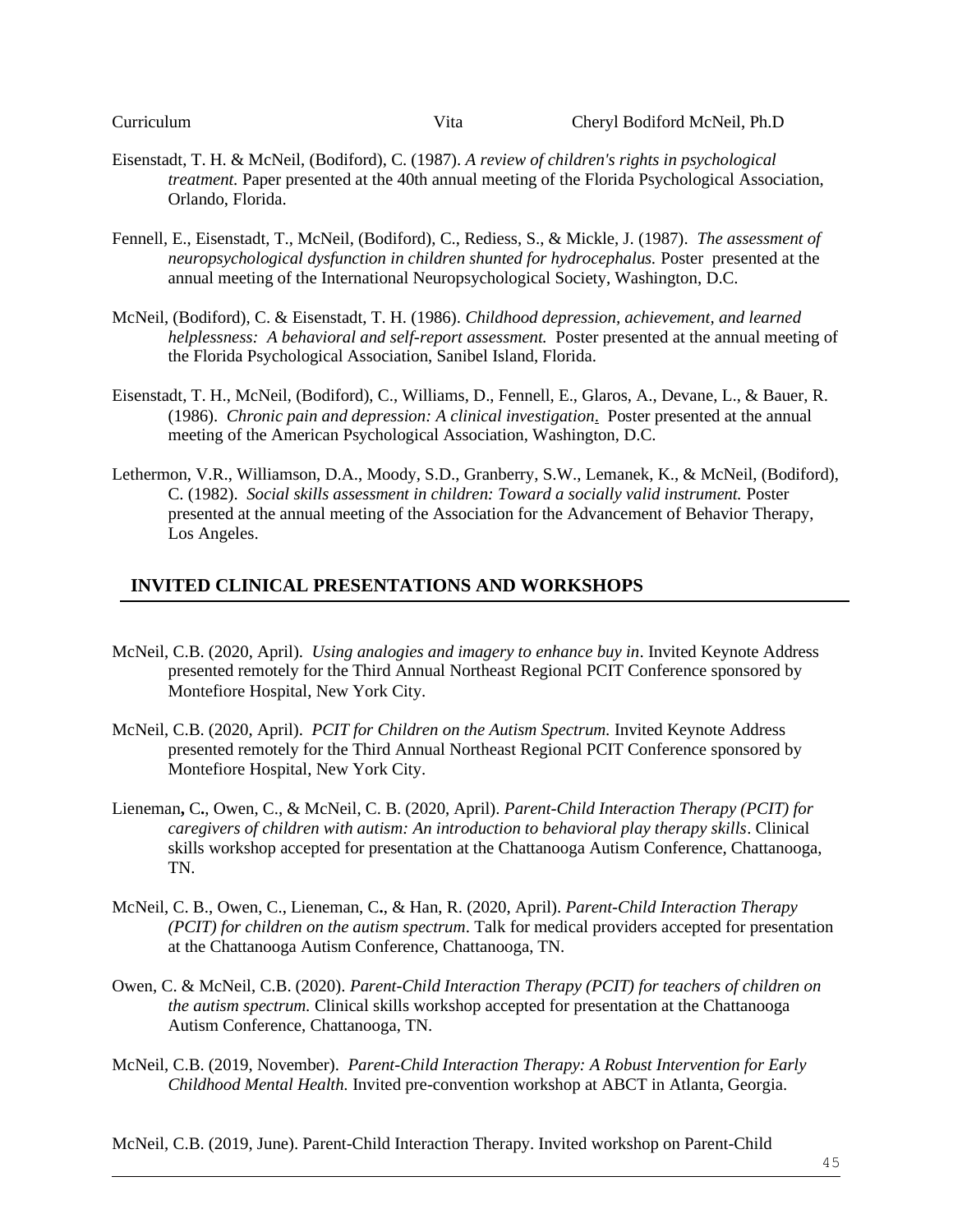Eisenstadt, T. H. & McNeil, (Bodiford), C. (1987). *A review of children's rights in psychological treatment.* Paper presented at the 40th annual meeting of the Florida Psychological Association, Orlando, Florida.

Fennell, E., Eisenstadt, T., McNeil, (Bodiford), C., Rediess, S., & Mickle, J. (1987). *The assessment of neuropsychological dysfunction in children shunted for hydrocephalus.* Poster presented at the annual meeting of the International Neuropsychological Society, Washington, D.C.

McNeil, (Bodiford), C. & Eisenstadt, T. H. (1986). *Childhood depression, achievement, and learned helplessness: A behavioral and self-report assessment.* Poster presented at the annual meeting of the Florida Psychological Association, Sanibel Island, Florida.

Eisenstadt, T. H., McNeil, (Bodiford), C., Williams, D., Fennell, E., Glaros, A., Devane, L., & Bauer, R. (1986). *Chronic pain and depression: A clinical investigation.* Poster presented at the annual meeting of the American Psychological Association, Washington, D.C.

Lethermon, V.R., Williamson, D.A., Moody, S.D., Granberry, S.W., Lemanek, K., & McNeil, (Bodiford), C. (1982). *Social skills assessment in children: Toward a socially valid instrument.* Poster presented at the annual meeting of the Association for the Advancement of Behavior Therapy, Los Angeles.

## INVITED CLINICAL PRESENTATIONS AND WORKSHOPS

McNeil, C.B. (2020, April). *Using analogies and imagery to enhance buy in*. Invited Keynote Address presented remotely for the Third Annual Northeast Regional PCIT Conference sponsored by Montefiore Hospital, New York City.

McNeil, C.B. (2020, April). *PCIT for Children on the Autism Spectrum.* Invited Keynote Address presented remotely for the Third Annual Northeast Regional PCIT Conference sponsored by Montefiore Hospital, New York City.

Lieneman, C., Owen, C., & McNeil, C. B. (2020, April). *Parent-Child Interaction Therapy (PCIT) for caregivers of children with autism: An introduction to behavioral play therapy skills*. Clinical skills workshop accepted for presentation at the Chattanooga Autism Conference, Chattanooga, TN.

McNeil, C. B., Owen, C., Lieneman, C., & Han, R. (2020, April). *Parent-Child Interaction Therapy (PCIT) for children on the autism spectrum*. Talk for medical providers accepted for presentation at the Chattanooga Autism Conference, Chattanooga, TN.

Owen, C. & McNeil, C.B. (2020). *Parent-Child Interaction Therapy (PCIT) for teachers of children on the autism spectrum.* Clinical skills workshop accepted for presentation at the Chattanooga Autism Conference, Chattanooga, TN.

McNeil, C.B. (2019, November). *Parent-Child Interaction Therapy: A Robust Intervention for Early Childhood Mental Health.* Invited pre-convention workshop at ABCT in Atlanta, Georgia.

McNeil, C.B. (2019, June). Parent-Child Interaction Therapy. Invited workshop on Parent-Child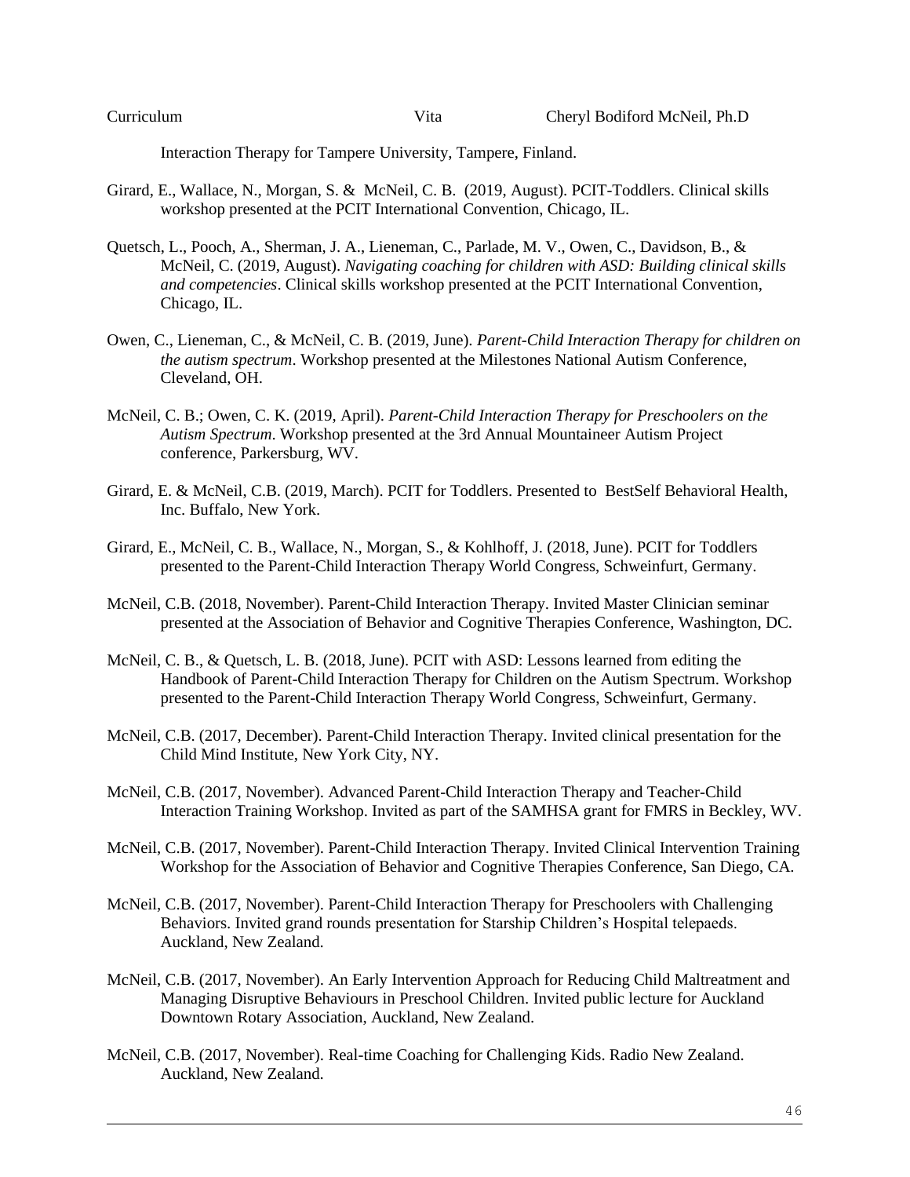Interaction Therapy for Tampere University, Tampere, Finland.

Girard, E., Wallace, N., Morgan, S. & McNeil, C. B. (2019, August). PCIT-Toddlers. Clinical skills workshop presented at the PCIT International Convention, Chicago, IL.

Quetsch, L., Pooch, A., Sherman, J. A., Lieneman, C., Parlade, M. V., Owen, C., Davidson, B., & McNeil, C. (2019, August). *Navigating coaching for children with ASD: Building clinical skills and competencies*. Clinical skills workshop presented at the PCIT International Convention, Chicago, IL.

Owen, C., Lieneman, C., & McNeil, C. B. (2019, June). *Parent-Child Interaction Therapy for children on the autism spectrum*. Workshop presented at the Milestones National Autism Conference, Cleveland, OH.

McNeil, C. B.; Owen, C. K. (2019, April). *Parent-Child Interaction Therapy for Preschoolers on the Autism Spectrum*. Workshop presented at the 3rd Annual Mountaineer Autism Project conference, Parkersburg, WV.

Girard, E. & McNeil, C.B. (2019, March). PCIT for Toddlers. Presented to BestSelf Behavioral Health, Inc. Buffalo, New York.

Girard, E., McNeil, C. B., Wallace, N., Morgan, S., & Kohlhoff, J. (2018, June). PCIT for Toddlers presented to the Parent-Child Interaction Therapy World Congress, Schweinfurt, Germany.

McNeil, C.B. (2018, November). Parent-Child Interaction Therapy. Invited Master Clinician seminar presented at the Association of Behavior and Cognitive Therapies Conference, Washington, DC.

McNeil, C. B., & Quetsch, L. B. (2018, June). PCIT with ASD: Lessons learned from editing the Handbook of Parent-Child Interaction Therapy for Children on the Autism Spectrum. Workshop presented to the Parent-Child Interaction Therapy World Congress, Schweinfurt, Germany.

McNeil, C.B. (2017, December). Parent-Child Interaction Therapy. Invited clinical presentation for the Child Mind Institute, New York City, NY.

McNeil, C.B. (2017, November). Advanced Parent-Child Interaction Therapy and Teacher-Child Interaction Training Workshop. Invited as part of the SAMHSA grant for FMRS in Beckley, WV.

McNeil, C.B. (2017, November). Parent-Child Interaction Therapy. Invited Clinical Intervention Training Workshop for the Association of Behavior and Cognitive Therapies Conference, San Diego, CA.

McNeil, C.B. (2017, November). Parent-Child Interaction Therapy for Preschoolers with Challenging Behaviors. Invited grand rounds presentation for Starship Children's Hospital telepaeds. Auckland, New Zealand.

McNeil, C.B. (2017, November). An Early Intervention Approach for Reducing Child Maltreatment and Managing Disruptive Behaviours in Preschool Children. Invited public lecture for Auckland Downtown Rotary Association, Auckland, New Zealand.

McNeil, C.B. (2017, November). Real-time Coaching for Challenging Kids. Radio New Zealand. Auckland, New Zealand.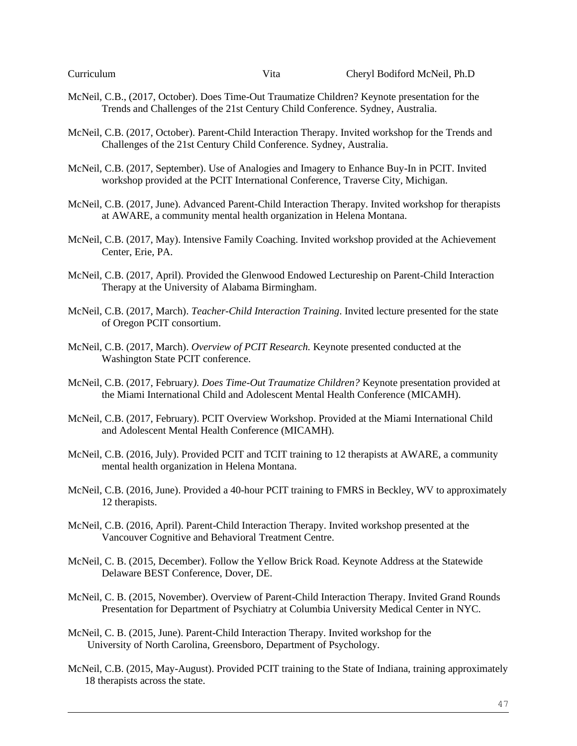McNeil, C.B., (2017, October). Does Time-Out Traumatize Children? Keynote presentation for the Trends and Challenges of the 21st Century Child Conference. Sydney, Australia.

McNeil, C.B. (2017, October). Parent-Child Interaction Therapy. Invited workshop for the Trends and Challenges of the 21st Century Child Conference. Sydney, Australia.

McNeil, C.B. (2017, September). Use of Analogies and Imagery to Enhance Buy-In in PCIT. Invited workshop provided at the PCIT International Conference, Traverse City, Michigan.

McNeil, C.B. (2017, June). Advanced Parent-Child Interaction Therapy. Invited workshop for therapists at AWARE, a community mental health organization in Helena Montana.

McNeil, C.B. (2017, May). Intensive Family Coaching. Invited workshop provided at the Achievement Center, Erie, PA.

McNeil, C.B. (2017, April). Provided the Glenwood Endowed Lectureship on Parent-Child Interaction Therapy at the University of Alabama Birmingham.

McNeil, C.B. (2017, March). *Teacher-Child Interaction Training*. Invited lecture presented for the state of Oregon PCIT consortium.

McNeil, C.B. (2017, March). *Overview of PCIT Research.* Keynote presented conducted at the Washington State PCIT conference.

McNeil, C.B. (2017, February*). Does Time-Out Traumatize Children?* Keynote presentation provided at the Miami International Child and Adolescent Mental Health Conference (MICAMH).

McNeil, C.B. (2017, February). PCIT Overview Workshop. Provided at the Miami International Child and Adolescent Mental Health Conference (MICAMH).

McNeil, C.B. (2016, July). Provided PCIT and TCIT training to 12 therapists at AWARE, a community mental health organization in Helena Montana.

McNeil, C.B. (2016, June). Provided a 40-hour PCIT training to FMRS in Beckley, WV to approximately 12 therapists.

McNeil, C.B. (2016, April). Parent-Child Interaction Therapy. Invited workshop presented at the Vancouver Cognitive and Behavioral Treatment Centre.

McNeil, C. B. (2015, December). Follow the Yellow Brick Road. Keynote Address at the Statewide Delaware BEST Conference, Dover, DE.

McNeil, C. B. (2015, November). Overview of Parent-Child Interaction Therapy. Invited Grand Rounds Presentation for Department of Psychiatry at Columbia University Medical Center in NYC.

McNeil, C. B. (2015, June). Parent-Child Interaction Therapy. Invited workshop for the University of North Carolina, Greensboro, Department of Psychology.

McNeil, C.B. (2015, May-August). Provided PCIT training to the State of Indiana, training approximately 18 therapists across the state.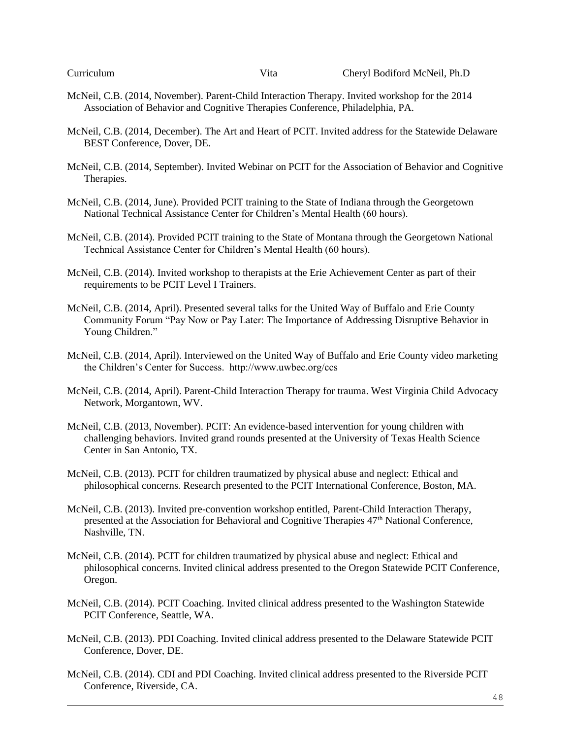McNeil, C.B. (2014, November). Parent-Child Interaction Therapy. Invited workshop for the 2014 Association of Behavior and Cognitive Therapies Conference, Philadelphia, PA.

McNeil, C.B. (2014, December). The Art and Heart of PCIT. Invited address for the Statewide Delaware BEST Conference, Dover, DE.

McNeil, C.B. (2014, September). Invited Webinar on PCIT for the Association of Behavior and Cognitive Therapies.

McNeil, C.B. (2014, June). Provided PCIT training to the State of Indiana through the Georgetown National Technical Assistance Center for Children's Mental Health (60 hours).

McNeil, C.B. (2014). Provided PCIT training to the State of Montana through the Georgetown National Technical Assistance Center for Children's Mental Health (60 hours).

McNeil, C.B. (2014). Invited workshop to therapists at the Erie Achievement Center as part of their requirements to be PCIT Level I Trainers.

McNeil, C.B. (2014, April). Presented several talks for the United Way of Buffalo and Erie County Community Forum "Pay Now or Pay Later: The Importance of Addressing Disruptive Behavior in Young Children."

McNeil, C.B. (2014, April). Interviewed on the United Way of Buffalo and Erie County video marketing the Children's Center for Success. http://www.uwbec.org/ccs

McNeil, C.B. (2014, April). Parent-Child Interaction Therapy for trauma. West Virginia Child Advocacy Network, Morgantown, WV.

McNeil, C.B. (2013, November). PCIT: An evidence-based intervention for young children with challenging behaviors. Invited grand rounds presented at the University of Texas Health Science Center in San Antonio, TX.

McNeil, C.B. (2013). PCIT for children traumatized by physical abuse and neglect: Ethical and philosophical concerns. Research presented to the PCIT International Conference, Boston, MA.

McNeil, C.B. (2013). Invited pre-convention workshop entitled, Parent-Child Interaction Therapy, presented at the Association for Behavioral and Cognitive Therapies 47th National Conference, Nashville, TN.

McNeil, C.B. (2014). PCIT for children traumatized by physical abuse and neglect: Ethical and philosophical concerns. Invited clinical address presented to the Oregon Statewide PCIT Conference, Oregon.

McNeil, C.B. (2014). PCIT Coaching. Invited clinical address presented to the Washington Statewide PCIT Conference, Seattle, WA.

McNeil, C.B. (2013). PDI Coaching. Invited clinical address presented to the Delaware Statewide PCIT Conference, Dover, DE.

McNeil, C.B. (2014). CDI and PDI Coaching. Invited clinical address presented to the Riverside PCIT Conference, Riverside, CA.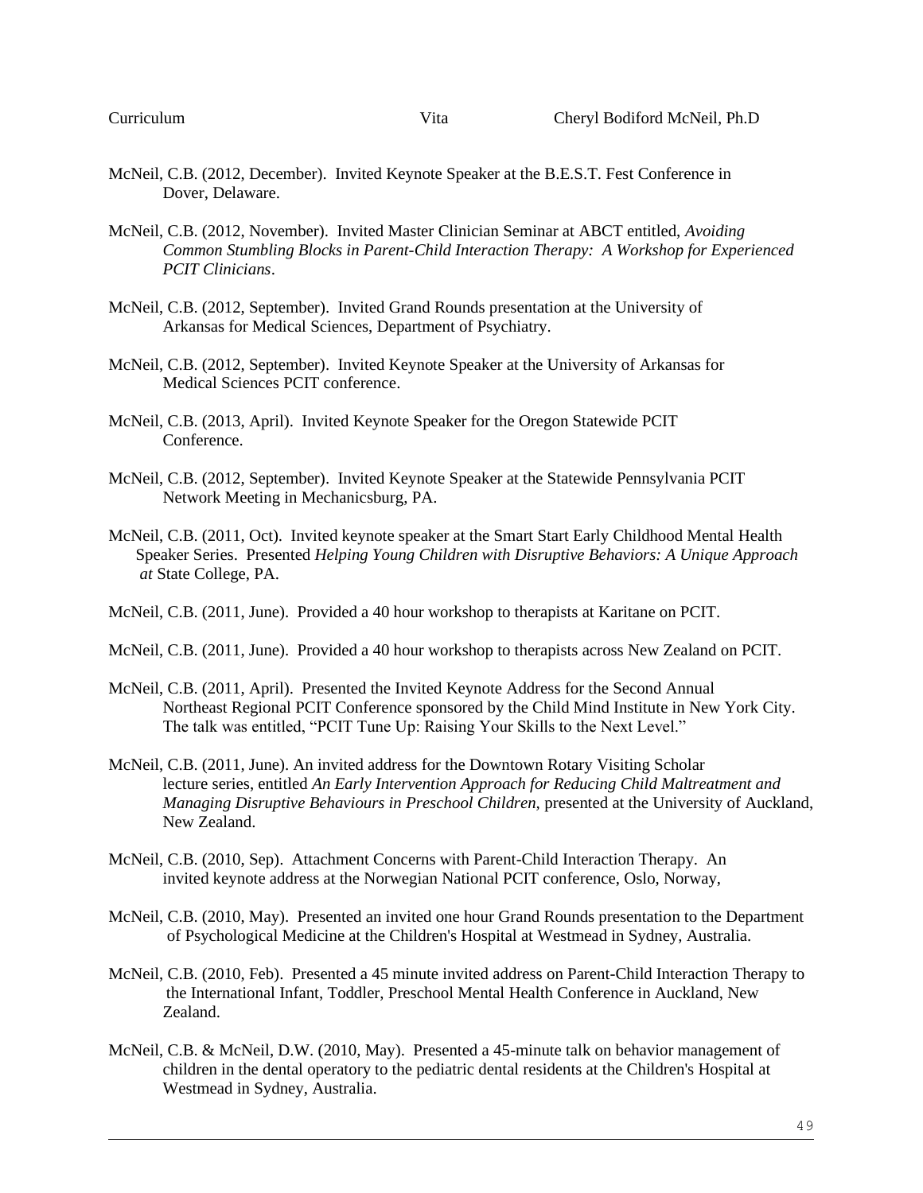McNeil, C.B. (2012, December). Invited Keynote Speaker at the B.E.S.T. Fest Conference in Dover, Delaware.

McNeil, C.B. (2012, November). Invited Master Clinician Seminar at ABCT entitled, *Avoiding Common Stumbling Blocks in Parent-Child Interaction Therapy: A Workshop for Experienced PCIT Clinicians*.

McNeil, C.B. (2012, September). Invited Grand Rounds presentation at the University of Arkansas for Medical Sciences, Department of Psychiatry.

McNeil, C.B. (2012, September). Invited Keynote Speaker at the University of Arkansas for Medical Sciences PCIT conference.

McNeil, C.B. (2013, April). Invited Keynote Speaker for the Oregon Statewide PCIT Conference.

McNeil, C.B. (2012, September). Invited Keynote Speaker at the Statewide Pennsylvania PCIT Network Meeting in Mechanicsburg, PA.

McNeil, C.B. (2011, Oct). Invited keynote speaker at the Smart Start Early Childhood Mental Health Speaker Series. Presented *Helping Young Children with Disruptive Behaviors: A Unique Approach at* State College, PA.

McNeil, C.B. (2011, June). Provided a 40 hour workshop to therapists at Karitane on PCIT.

McNeil, C.B. (2011, June). Provided a 40 hour workshop to therapists across New Zealand on PCIT.

McNeil, C.B. (2011, April). Presented the Invited Keynote Address for the Second Annual Northeast Regional PCIT Conference sponsored by the Child Mind Institute in New York City. The talk was entitled, "PCIT Tune Up: Raising Your Skills to the Next Level."

McNeil, C.B. (2011, June). An invited address for the Downtown Rotary Visiting Scholar lecture series, entitled *An Early Intervention Approach for Reducing Child Maltreatment and Managing Disruptive Behaviours in Preschool Children,* presented at the University of Auckland, New Zealand.

McNeil, C.B. (2010, Sep). Attachment Concerns with Parent-Child Interaction Therapy. An invited keynote address at the Norwegian National PCIT conference, Oslo, Norway,

McNeil, C.B. (2010, May). Presented an invited one hour Grand Rounds presentation to the Department of Psychological Medicine at the Children's Hospital at Westmead in Sydney, Australia.

McNeil, C.B. (2010, Feb). Presented a 45 minute invited address on Parent-Child Interaction Therapy to the International Infant, Toddler, Preschool Mental Health Conference in Auckland, New Zealand.

McNeil, C.B. & McNeil, D.W. (2010, May). Presented a 45-minute talk on behavior management of children in the dental operatory to the pediatric dental residents at the Children's Hospital at Westmead in Sydney, Australia.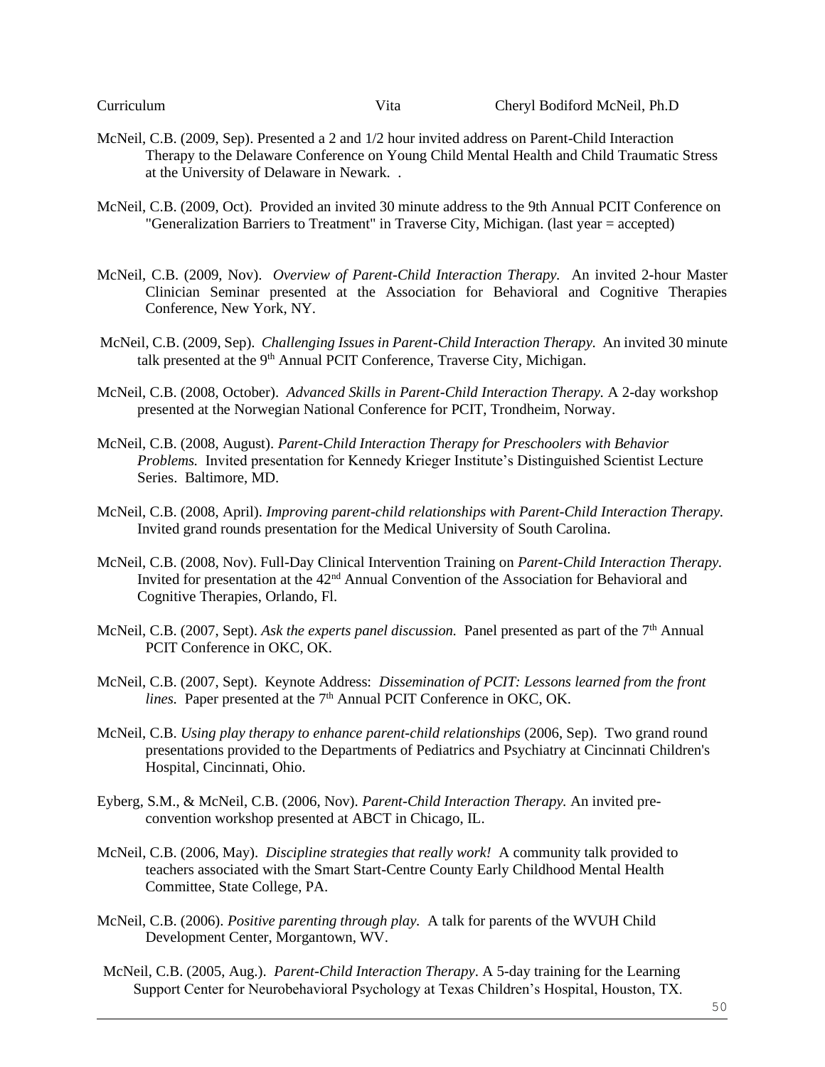McNeil, C.B. (2009, Sep). Presented a 2 and 1/2 hour invited address on Parent-Child Interaction Therapy to the Delaware Conference on Young Child Mental Health and Child Traumatic Stress at the University of Delaware in Newark. .

McNeil, C.B. (2009, Oct). Provided an invited 30 minute address to the 9th Annual PCIT Conference on "Generalization Barriers to Treatment" in Traverse City, Michigan. (last year = accepted)

McNeil, C.B. (2009, Nov). *Overview of Parent-Child Interaction Therapy.* An invited 2-hour Master Clinician Seminar presented at the Association for Behavioral and Cognitive Therapies Conference, New York, NY.

McNeil, C.B. (2009, Sep). *Challenging Issues in Parent-Child Interaction Therapy.* An invited 30 minute talk presented at the 9th Annual PCIT Conference, Traverse City, Michigan.

McNeil, C.B. (2008, October). *Advanced Skills in Parent-Child Interaction Therapy.* A 2-day workshop presented at the Norwegian National Conference for PCIT, Trondheim, Norway.

McNeil, C.B. (2008, August). *Parent-Child Interaction Therapy for Preschoolers with Behavior Problems.* Invited presentation for Kennedy Krieger Institute's Distinguished Scientist Lecture Series. Baltimore, MD.

McNeil, C.B. (2008, April). *Improving parent-child relationships with Parent-Child Interaction Therapy.* Invited grand rounds presentation for the Medical University of South Carolina.

McNeil, C.B. (2008, Nov). Full-Day Clinical Intervention Training on *Parent-Child Interaction Therapy.* Invited for presentation at the 42nd Annual Convention of the Association for Behavioral and Cognitive Therapies, Orlando, Fl.

McNeil, C.B. (2007, Sept). *Ask the experts panel discussion.* Panel presented as part of the 7th Annual PCIT Conference in OKC, OK.

McNeil, C.B. (2007, Sept). Keynote Address: *Dissemination of PCIT: Lessons learned from the front lines.* Paper presented at the 7th Annual PCIT Conference in OKC, OK.

McNeil, C.B. *Using play therapy to enhance parent-child relationships* (2006, Sep). Two grand round presentations provided to the Departments of Pediatrics and Psychiatry at Cincinnati Children's Hospital, Cincinnati, Ohio.

Eyberg, S.M., & McNeil, C.B. (2006, Nov). *Parent-Child Interaction Therapy.* An invited pre-convention workshop presented at ABCT in Chicago, IL.

McNeil, C.B. (2006, May). *Discipline strategies that really work!* A community talk provided to teachers associated with the Smart Start-Centre County Early Childhood Mental Health Committee, State College, PA.

McNeil, C.B. (2006). *Positive parenting through play*. A talk for parents of the WVUH Child Development Center, Morgantown, WV.

McNeil, C.B. (2005, Aug.). *Parent-Child Interaction Therapy*. A 5-day training for the Learning Support Center for Neurobehavioral Psychology at Texas Children's Hospital, Houston, TX.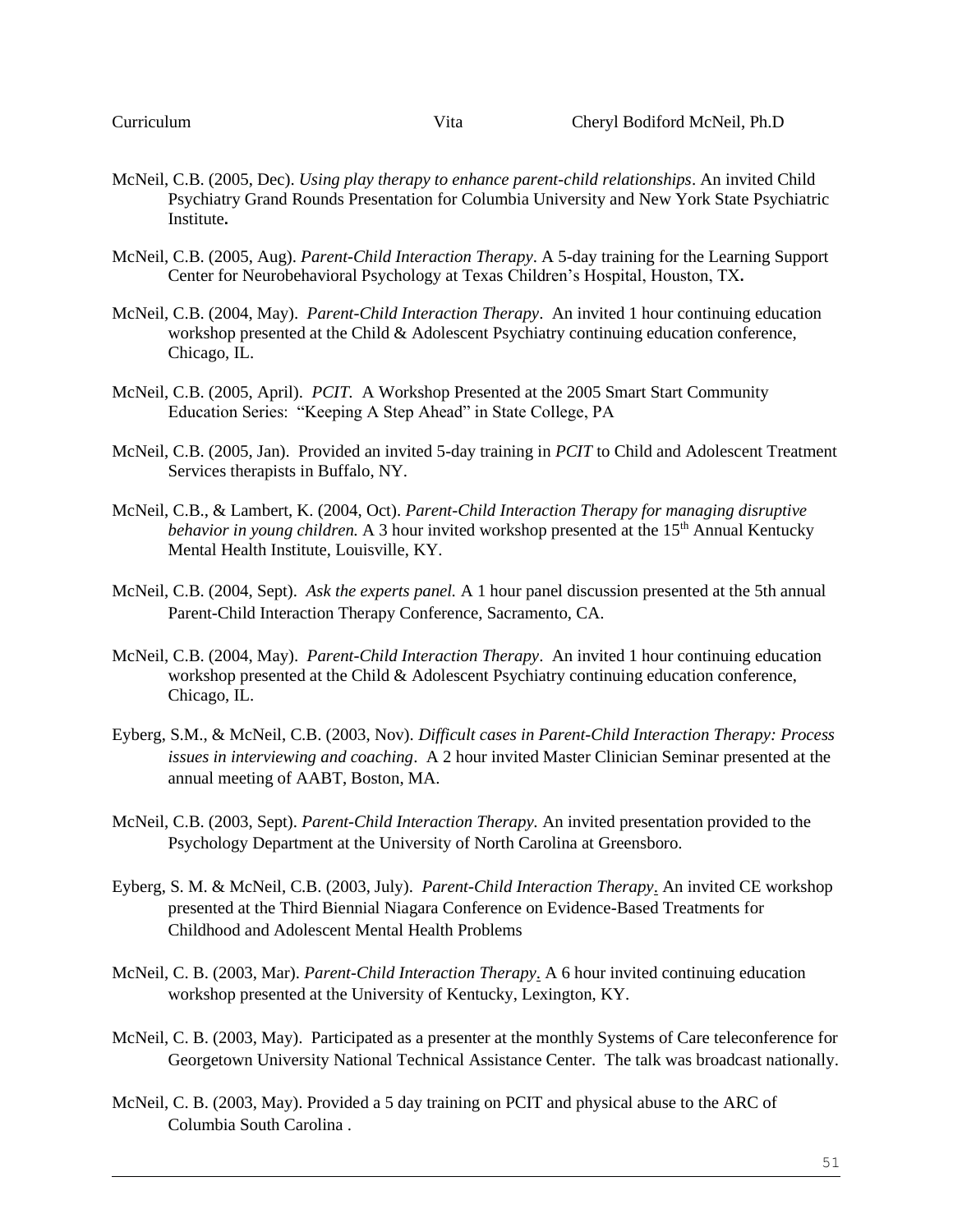McNeil, C.B. (2005, Dec). *Using play therapy to enhance parent-child relationships*. An invited Child Psychiatry Grand Rounds Presentation for Columbia University and New York State Psychiatric Institute**.**

McNeil, C.B. (2005, Aug). *Parent-Child Interaction Therapy*. A 5-day training for the Learning Support Center for Neurobehavioral Psychology at Texas Children's Hospital, Houston, TX**.**

McNeil, C.B. (2004, May). *Parent-Child Interaction Therapy*. An invited 1 hour continuing education workshop presented at the Child & Adolescent Psychiatry continuing education conference, Chicago, IL.

McNeil, C.B. (2005, April). *PCIT.* A Workshop Presented at the 2005 Smart Start Community Education Series: "Keeping A Step Ahead" in State College, PA

McNeil, C.B. (2005, Jan). Provided an invited 5-day training in *PCIT* to Child and Adolescent Treatment Services therapists in Buffalo, NY.

McNeil, C.B., & Lambert, K. (2004, Oct). *Parent-Child Interaction Therapy for managing disruptive behavior in young children.* A 3 hour invited workshop presented at the 15th Annual Kentucky Mental Health Institute, Louisville, KY.

McNeil, C.B. (2004, Sept). *Ask the experts panel.* A 1 hour panel discussion presented at the 5th annual Parent-Child Interaction Therapy Conference, Sacramento, CA.

McNeil, C.B. (2004, May). *Parent-Child Interaction Therapy*. An invited 1 hour continuing education workshop presented at the Child & Adolescent Psychiatry continuing education conference, Chicago, IL.

Eyberg, S.M., & McNeil, C.B. (2003, Nov). *Difficult cases in Parent-Child Interaction Therapy: Process issues in interviewing and coaching*. A 2 hour invited Master Clinician Seminar presented at the annual meeting of AABT, Boston, MA.

McNeil, C.B. (2003, Sept). *Parent-Child Interaction Therapy.* An invited presentation provided to the Psychology Department at the University of North Carolina at Greensboro.

Eyberg, S. M. & McNeil, C.B. (2003, July). *Parent-Child Interaction Therapy*. An invited CE workshop presented at the Third Biennial Niagara Conference on Evidence-Based Treatments for Childhood and Adolescent Mental Health Problems

McNeil, C. B. (2003, Mar). *Parent-Child Interaction Therapy*. A 6 hour invited continuing education workshop presented at the University of Kentucky, Lexington, KY.

McNeil, C. B. (2003, May). Participated as a presenter at the monthly Systems of Care teleconference for Georgetown University National Technical Assistance Center. The talk was broadcast nationally.

McNeil, C. B. (2003, May). Provided a 5 day training on PCIT and physical abuse to the ARC of Columbia South Carolina .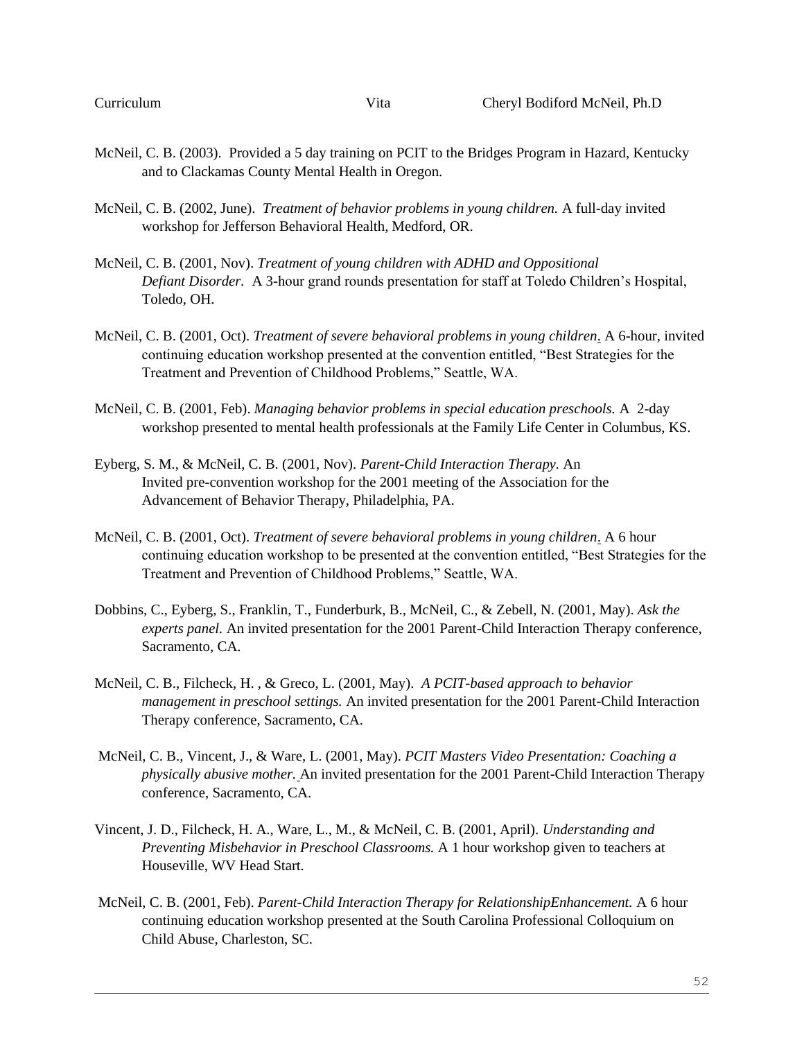McNeil, C. B. (2003). Provided a 5 day training on PCIT to the Bridges Program in Hazard, Kentucky and to Clackamas County Mental Health in Oregon.

McNeil, C. B. (2002, June). *Treatment of behavior problems in young children.* A full-day invited workshop for Jefferson Behavioral Health, Medford, OR.

McNeil, C. B. (2001, Nov). *Treatment of young children with ADHD and Oppositional Defiant Disorder.* A 3-hour grand rounds presentation for staff at Toledo Children's Hospital, Toledo, OH.

McNeil, C. B. (2001, Oct). *Treatment of severe behavioral problems in young children*. A 6-hour, invited continuing education workshop presented at the convention entitled, "Best Strategies for the Treatment and Prevention of Childhood Problems," Seattle, WA.

McNeil, C. B. (2001, Feb). *Managing behavior problems in special education preschools.* A 2-day workshop presented to mental health professionals at the Family Life Center in Columbus, KS.

Eyberg, S. M., & McNeil, C. B. (2001, Nov). *Parent-Child Interaction Therapy.* An Invited pre-convention workshop for the 2001 meeting of the Association for the Advancement of Behavior Therapy, Philadelphia, PA.

McNeil, C. B. (2001, Oct). *Treatment of severe behavioral problems in young children*. A 6 hour continuing education workshop to be presented at the convention entitled, "Best Strategies for the Treatment and Prevention of Childhood Problems," Seattle, WA.

Dobbins, C., Eyberg, S., Franklin, T., Funderburk, B., McNeil, C., & Zebell, N. (2001, May). *Ask the experts panel.* An invited presentation for the 2001 Parent-Child Interaction Therapy conference, Sacramento, CA.

McNeil, C. B., Filcheck, H. , & Greco, L. (2001, May). *A PCIT-based approach to behavior management in preschool settings.* An invited presentation for the 2001 Parent-Child Interaction Therapy conference, Sacramento, CA.

McNeil, C. B., Vincent, J., & Ware, L. (2001, May). *PCIT Masters Video Presentation: Coaching a physically abusive mother.* An invited presentation for the 2001 Parent-Child Interaction Therapy conference, Sacramento, CA.

Vincent, J. D., Filcheck, H. A., Ware, L., M., & McNeil, C. B. (2001, April). *Understanding and Preventing Misbehavior in Preschool Classrooms.* A 1 hour workshop given to teachers at Houseville, WV Head Start.

McNeil, C. B. (2001, Feb). *Parent-Child Interaction Therapy for RelationshipEnhancement.* A 6 hour continuing education workshop presented at the South Carolina Professional Colloquium on Child Abuse, Charleston, SC.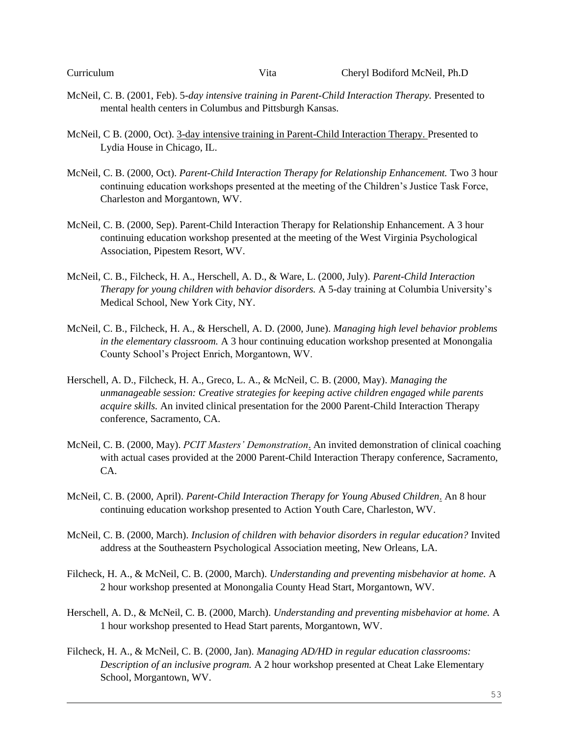McNeil, C. B. (2001, Feb). 5-*day intensive training in Parent-Child Interaction Therapy.* Presented to mental health centers in Columbus and Pittsburgh Kansas.

McNeil, C B. (2000, Oct). <u>3-day intensive training in Parent-Child Interaction Therapy.</u> Presented to Lydia House in Chicago, IL.

McNeil, C. B. (2000, Oct). *Parent-Child Interaction Therapy for Relationship Enhancement.* Two 3 hour continuing education workshops presented at the meeting of the Children's Justice Task Force, Charleston and Morgantown, WV.

McNeil, C. B. (2000, Sep). Parent-Child Interaction Therapy for Relationship Enhancement. A 3 hour continuing education workshop presented at the meeting of the West Virginia Psychological Association, Pipestem Resort, WV.

McNeil, C. B., Filcheck, H. A., Herschell, A. D., & Ware, L. (2000, July). *Parent-Child Interaction Therapy for young children with behavior disorders.* A 5-day training at Columbia University's Medical School, New York City, NY.

McNeil, C. B., Filcheck, H. A., & Herschell, A. D. (2000, June). *Managing high level behavior problems in the elementary classroom.* A 3 hour continuing education workshop presented at Monongalia County School's Project Enrich, Morgantown, WV.

Herschell, A. D., Filcheck, H. A., Greco, L. A., & McNeil, C. B. (2000, May). *Managing the unmanageable session: Creative strategies for keeping active children engaged while parents acquire skills.* An invited clinical presentation for the 2000 Parent-Child Interaction Therapy conference, Sacramento, CA.

McNeil, C. B. (2000, May). *PCIT Masters' Demonstration*. An invited demonstration of clinical coaching with actual cases provided at the 2000 Parent-Child Interaction Therapy conference, Sacramento, CA.

McNeil, C. B. (2000, April). *Parent-Child Interaction Therapy for Young Abused Children*. An 8 hour continuing education workshop presented to Action Youth Care, Charleston, WV.

McNeil, C. B. (2000, March). *Inclusion of children with behavior disorders in regular education?* Invited address at the Southeastern Psychological Association meeting, New Orleans, LA.

Filcheck, H. A., & McNeil, C. B. (2000, March). *Understanding and preventing misbehavior at home.* A 2 hour workshop presented at Monongalia County Head Start, Morgantown, WV.

Herschell, A. D., & McNeil, C. B. (2000, March). *Understanding and preventing misbehavior at home.* A 1 hour workshop presented to Head Start parents, Morgantown, WV.

Filcheck, H. A., & McNeil, C. B. (2000, Jan). *Managing AD/HD in regular education classrooms: Description of an inclusive program.* A 2 hour workshop presented at Cheat Lake Elementary School, Morgantown, WV.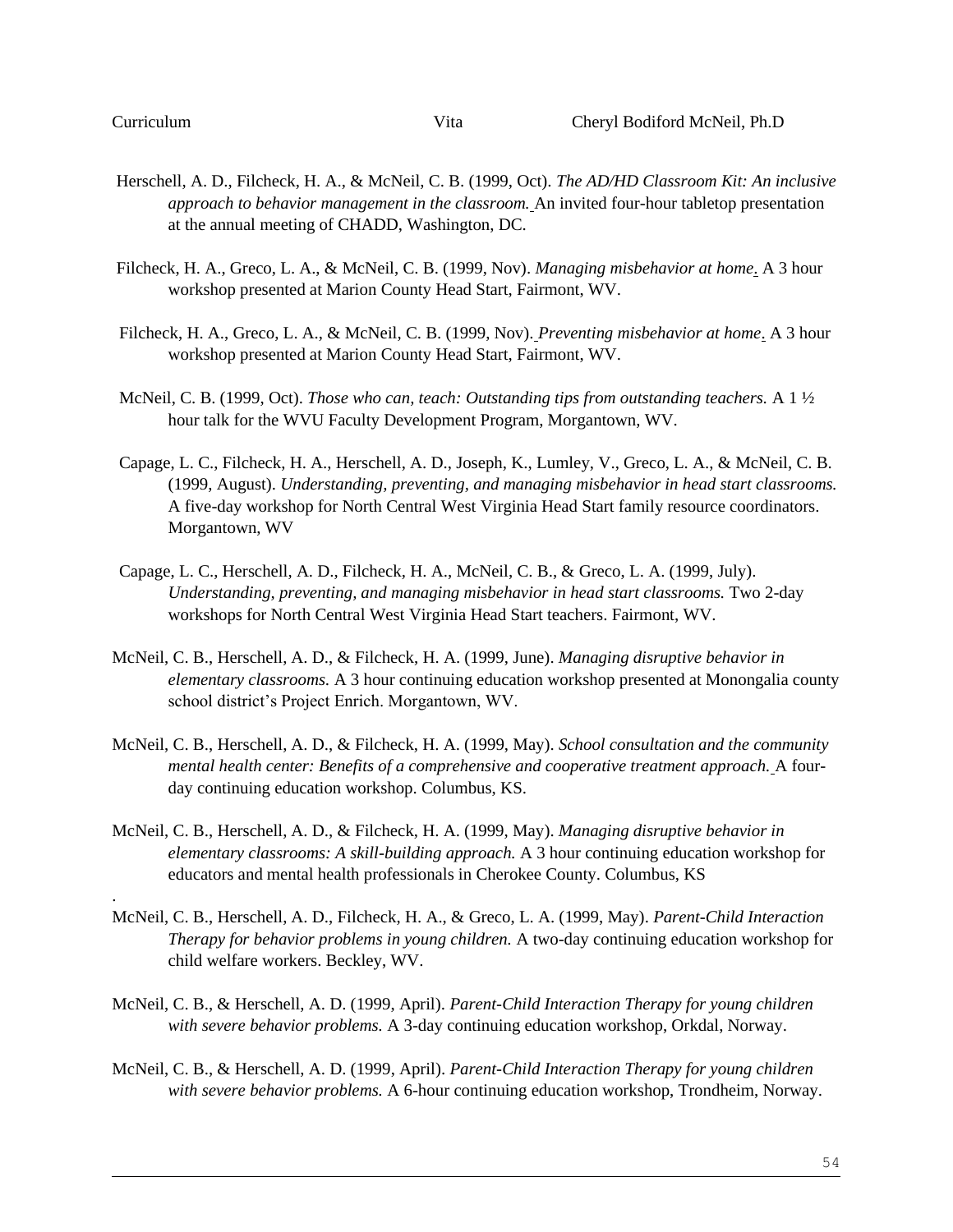Herschell, A. D., Filcheck, H. A., & McNeil, C. B. (1999, Oct). *The AD/HD Classroom Kit: An inclusive approach to behavior management in the classroom.* An invited four-hour tabletop presentation at the annual meeting of CHADD, Washington, DC.

Filcheck, H. A., Greco, L. A., & McNeil, C. B. (1999, Nov). *Managing misbehavior at home.* A 3 hour workshop presented at Marion County Head Start, Fairmont, WV.

Filcheck, H. A., Greco, L. A., & McNeil, C. B. (1999, Nov). *Preventing misbehavior at home.* A 3 hour workshop presented at Marion County Head Start, Fairmont, WV.

McNeil, C. B. (1999, Oct). *Those who can, teach: Outstanding tips from outstanding teachers.* A 1 ½ hour talk for the WVU Faculty Development Program, Morgantown, WV.

Capage, L. C., Filcheck, H. A., Herschell, A. D., Joseph, K., Lumley, V., Greco, L. A., & McNeil, C. B. (1999, August). *Understanding, preventing, and managing misbehavior in head start classrooms.* A five-day workshop for North Central West Virginia Head Start family resource coordinators. Morgantown, WV

Capage, L. C., Herschell, A. D., Filcheck, H. A., McNeil, C. B., & Greco, L. A. (1999, July). *Understanding, preventing, and managing misbehavior in head start classrooms.* Two 2-day workshops for North Central West Virginia Head Start teachers. Fairmont, WV.

McNeil, C. B., Herschell, A. D., & Filcheck, H. A. (1999, June). *Managing disruptive behavior in elementary classrooms.* A 3 hour continuing education workshop presented at Monongalia county school district's Project Enrich. Morgantown, WV.

McNeil, C. B., Herschell, A. D., & Filcheck, H. A. (1999, May). *School consultation and the community mental health center: Benefits of a comprehensive and cooperative treatment approach.* A four-day continuing education workshop. Columbus, KS.

McNeil, C. B., Herschell, A. D., & Filcheck, H. A. (1999, May). *Managing disruptive behavior in elementary classrooms: A skill-building approach.* A 3 hour continuing education workshop for educators and mental health professionals in Cherokee County. Columbus, KS

McNeil, C. B., Herschell, A. D., Filcheck, H. A., & Greco, L. A. (1999, May). *Parent-Child Interaction Therapy for behavior problems in young children.* A two-day continuing education workshop for child welfare workers. Beckley, WV.

McNeil, C. B., & Herschell, A. D. (1999, April). *Parent-Child Interaction Therapy for young children with severe behavior problems.* A 3-day continuing education workshop, Orkdal, Norway.

McNeil, C. B., & Herschell, A. D. (1999, April). *Parent-Child Interaction Therapy for young children with severe behavior problems.* A 6-hour continuing education workshop, Trondheim, Norway.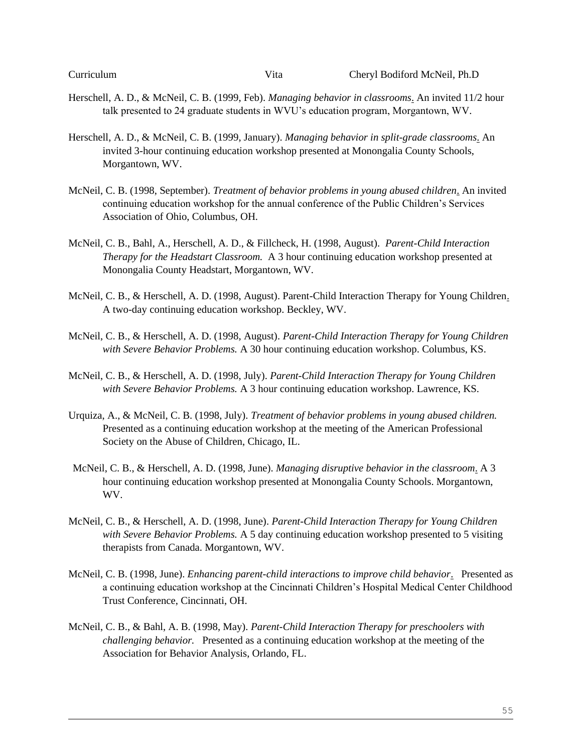Herschell, A. D., & McNeil, C. B. (1999, Feb). *Managing behavior in classrooms*. An invited 11/2 hour talk presented to 24 graduate students in WVU's education program, Morgantown, WV.

Herschell, A. D., & McNeil, C. B. (1999, January). *Managing behavior in split-grade classrooms*. An invited 3-hour continuing education workshop presented at Monongalia County Schools, Morgantown, WV.

McNeil, C. B. (1998, September). *Treatment of behavior problems in young abused children*. An invited continuing education workshop for the annual conference of the Public Children's Services Association of Ohio, Columbus, OH.

McNeil, C. B., Bahl, A., Herschell, A. D., & Fillcheck, H. (1998, August). *Parent-Child Interaction Therapy for the Headstart Classroom.* A 3 hour continuing education workshop presented at Monongalia County Headstart, Morgantown, WV.

McNeil, C. B., & Herschell, A. D. (1998, August). Parent-Child Interaction Therapy for Young Children. A two-day continuing education workshop. Beckley, WV.

McNeil, C. B., & Herschell, A. D. (1998, August). *Parent-Child Interaction Therapy for Young Children with Severe Behavior Problems.* A 30 hour continuing education workshop. Columbus, KS.

McNeil, C. B., & Herschell, A. D. (1998, July). *Parent-Child Interaction Therapy for Young Children with Severe Behavior Problems.* A 3 hour continuing education workshop. Lawrence, KS.

Urquiza, A., & McNeil, C. B. (1998, July). *Treatment of behavior problems in young abused children.* Presented as a continuing education workshop at the meeting of the American Professional Society on the Abuse of Children, Chicago, IL.

McNeil, C. B., & Herschell, A. D. (1998, June). *Managing disruptive behavior in the classroom*. A 3 hour continuing education workshop presented at Monongalia County Schools. Morgantown, WV.

McNeil, C. B., & Herschell, A. D. (1998, June). *Parent-Child Interaction Therapy for Young Children with Severe Behavior Problems.* A 5 day continuing education workshop presented to 5 visiting therapists from Canada. Morgantown, WV.

McNeil, C. B. (1998, June). *Enhancing parent-child interactions to improve child behavior*. Presented as a continuing education workshop at the Cincinnati Children's Hospital Medical Center Childhood Trust Conference, Cincinnati, OH.

McNeil, C. B., & Bahl, A. B. (1998, May). *Parent-Child Interaction Therapy for preschoolers with challenging behavior.* Presented as a continuing education workshop at the meeting of the Association for Behavior Analysis, Orlando, FL.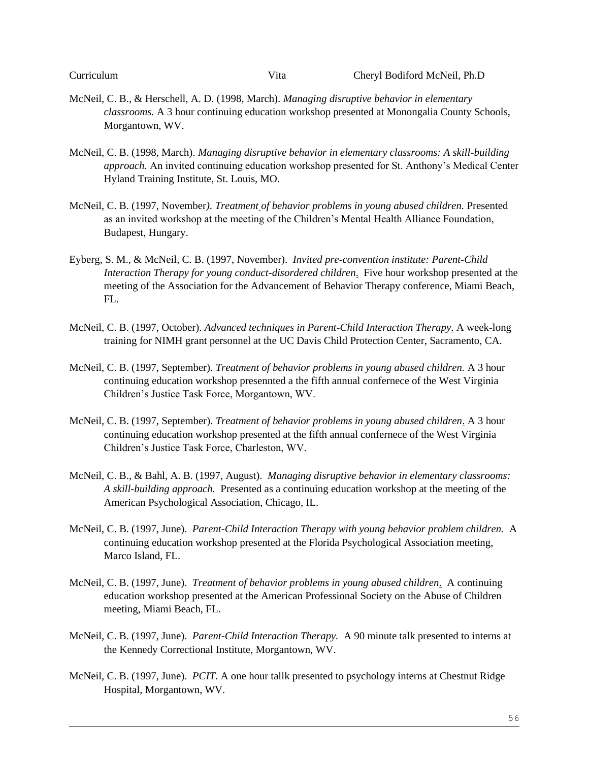McNeil, C. B., & Herschell, A. D. (1998, March). *Managing disruptive behavior in elementary classrooms.* A 3 hour continuing education workshop presented at Monongalia County Schools, Morgantown, WV.

McNeil, C. B. (1998, March). *Managing disruptive behavior in elementary classrooms: A skill-building approach.* An invited continuing education workshop presented for St. Anthony's Medical Center Hyland Training Institute, St. Louis, MO.

McNeil, C. B. (1997, November). *Treatment of behavior problems in young abused children.* Presented as an invited workshop at the meeting of the Children's Mental Health Alliance Foundation, Budapest, Hungary.

Eyberg, S. M., & McNeil, C. B. (1997, November). *Invited pre-convention institute: Parent-Child Interaction Therapy for young conduct-disordered children.* Five hour workshop presented at the meeting of the Association for the Advancement of Behavior Therapy conference, Miami Beach, FL.

McNeil, C. B. (1997, October). *Advanced techniques in Parent-Child Interaction Therapy.* A week-long training for NIMH grant personnel at the UC Davis Child Protection Center, Sacramento, CA.

McNeil, C. B. (1997, September). *Treatment of behavior problems in young abused children.* A 3 hour continuing education workshop presennted a the fifth annual confernece of the West Virginia Children's Justice Task Force, Morgantown, WV.

McNeil, C. B. (1997, September). *Treatment of behavior problems in young abused children.* A 3 hour continuing education workshop presented at the fifth annual confernece of the West Virginia Children's Justice Task Force, Charleston, WV.

McNeil, C. B., & Bahl, A. B. (1997, August). *Managing disruptive behavior in elementary classrooms: A skill-building approach.* Presented as a continuing education workshop at the meeting of the American Psychological Association, Chicago, IL.

McNeil, C. B. (1997, June). *Parent-Child Interaction Therapy with young behavior problem children.* A continuing education workshop presented at the Florida Psychological Association meeting, Marco Island, FL.

McNeil, C. B. (1997, June). *Treatment of behavior problems in young abused children.* A continuing education workshop presented at the American Professional Society on the Abuse of Children meeting, Miami Beach, FL.

McNeil, C. B. (1997, June). *Parent-Child Interaction Therapy.* A 90 minute talk presented to interns at the Kennedy Correctional Institute, Morgantown, WV.

McNeil, C. B. (1997, June). *PCIT.* A one hour tallk presented to psychology interns at Chestnut Ridge Hospital, Morgantown, WV.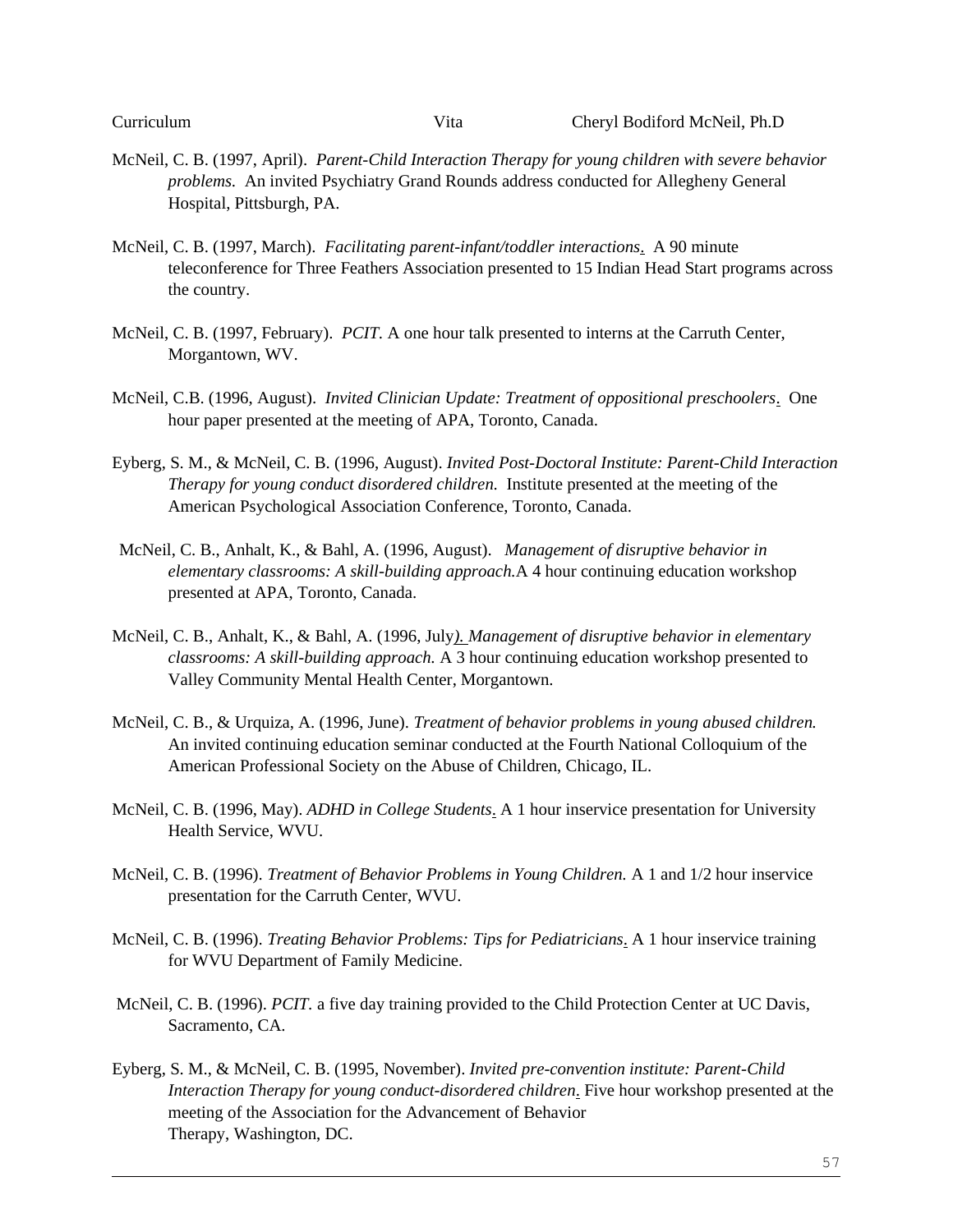McNeil, C. B. (1997, April). *Parent-Child Interaction Therapy for young children with severe behavior problems.* An invited Psychiatry Grand Rounds address conducted for Allegheny General Hospital, Pittsburgh, PA.

McNeil, C. B. (1997, March). *Facilitating parent-infant/toddler interactions.* A 90 minute teleconference for Three Feathers Association presented to 15 Indian Head Start programs across the country.

McNeil, C. B. (1997, February). *PCIT.* A one hour talk presented to interns at the Carruth Center, Morgantown, WV.

McNeil, C.B. (1996, August). *Invited Clinician Update: Treatment of oppositional preschoolers.* One hour paper presented at the meeting of APA, Toronto, Canada.

Eyberg, S. M., & McNeil, C. B. (1996, August). *Invited Post-Doctoral Institute: Parent-Child Interaction Therapy for young conduct disordered children.* Institute presented at the meeting of the American Psychological Association Conference, Toronto, Canada.

McNeil, C. B., Anhalt, K., & Bahl, A. (1996, August). *Management of disruptive behavior in elementary classrooms: A skill-building approach.* A 4 hour continuing education workshop presented at APA, Toronto, Canada.

McNeil, C. B., Anhalt, K., & Bahl, A. (1996, July). *Management of disruptive behavior in elementary classrooms: A skill-building approach.* A 3 hour continuing education workshop presented to Valley Community Mental Health Center, Morgantown.

McNeil, C. B., & Urquiza, A. (1996, June). *Treatment of behavior problems in young abused children.* An invited continuing education seminar conducted at the Fourth National Colloquium of the American Professional Society on the Abuse of Children, Chicago, IL.

McNeil, C. B. (1996, May). *ADHD in College Students.* A 1 hour inservice presentation for University Health Service, WVU.

McNeil, C. B. (1996). *Treatment of Behavior Problems in Young Children.* A 1 and 1/2 hour inservice presentation for the Carruth Center, WVU.

McNeil, C. B. (1996). *Treating Behavior Problems: Tips for Pediatricians.* A 1 hour inservice training for WVU Department of Family Medicine.

McNeil, C. B. (1996). *PCIT.* a five day training provided to the Child Protection Center at UC Davis, Sacramento, CA.

Eyberg, S. M., & McNeil, C. B. (1995, November). *Invited pre-convention institute: Parent-Child Interaction Therapy for young conduct-disordered children.* Five hour workshop presented at the meeting of the Association for the Advancement of Behavior Therapy, Washington, DC.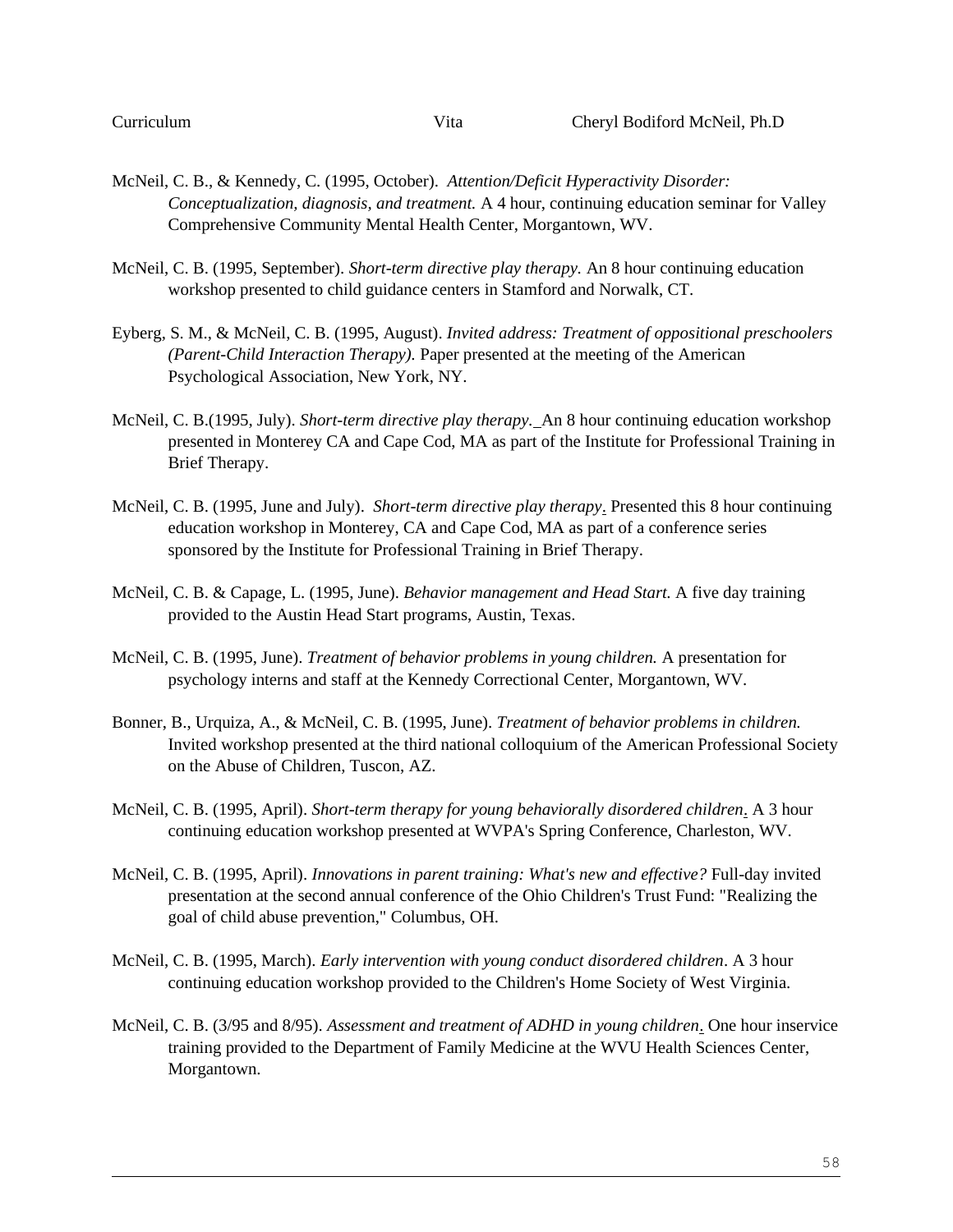McNeil, C. B., & Kennedy, C. (1995, October). *Attention/Deficit Hyperactivity Disorder: Conceptualization, diagnosis, and treatment.* A 4 hour, continuing education seminar for Valley Comprehensive Community Mental Health Center, Morgantown, WV.

McNeil, C. B. (1995, September). *Short-term directive play therapy.* An 8 hour continuing education workshop presented to child guidance centers in Stamford and Norwalk, CT.

Eyberg, S. M., & McNeil, C. B. (1995, August). *Invited address: Treatment of oppositional preschoolers (Parent-Child Interaction Therapy).* Paper presented at the meeting of the American Psychological Association, New York, NY.

McNeil, C. B.(1995, July). *Short-term directive play therapy.* An 8 hour continuing education workshop presented in Monterey CA and Cape Cod, MA as part of the Institute for Professional Training in Brief Therapy.

McNeil, C. B. (1995, June and July). *Short-term directive play therapy*. Presented this 8 hour continuing education workshop in Monterey, CA and Cape Cod, MA as part of a conference series sponsored by the Institute for Professional Training in Brief Therapy.

McNeil, C. B. & Capage, L. (1995, June). *Behavior management and Head Start.* A five day training provided to the Austin Head Start programs, Austin, Texas.

McNeil, C. B. (1995, June). *Treatment of behavior problems in young children.* A presentation for psychology interns and staff at the Kennedy Correctional Center, Morgantown, WV.

Bonner, B., Urquiza, A., & McNeil, C. B. (1995, June). *Treatment of behavior problems in children.* Invited workshop presented at the third national colloquium of the American Professional Society on the Abuse of Children, Tuscon, AZ.

McNeil, C. B. (1995, April). *Short-term therapy for young behaviorally disordered children*. A 3 hour continuing education workshop presented at WVPA's Spring Conference, Charleston, WV.

McNeil, C. B. (1995, April). *Innovations in parent training: What's new and effective?* Full-day invited presentation at the second annual conference of the Ohio Children's Trust Fund: "Realizing the goal of child abuse prevention," Columbus, OH.

McNeil, C. B. (1995, March). *Early intervention with young conduct disordered children*. A 3 hour continuing education workshop provided to the Children's Home Society of West Virginia.

McNeil, C. B. (3/95 and 8/95). *Assessment and treatment of ADHD in young children*. One hour inservice training provided to the Department of Family Medicine at the WVU Health Sciences Center, Morgantown.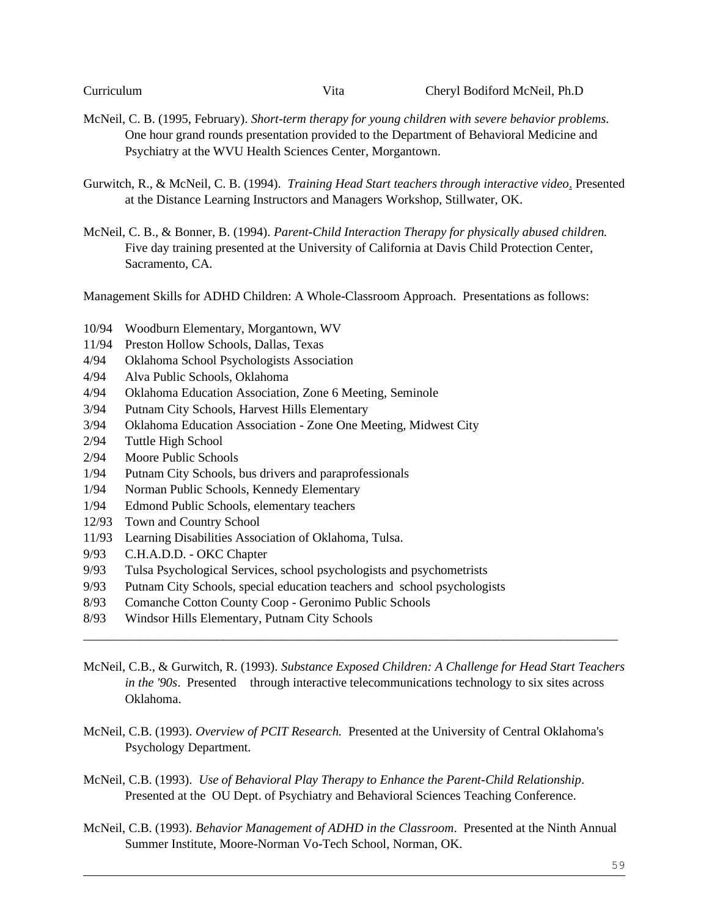McNeil, C. B. (1995, February). *Short-term therapy for young children with severe behavior problems.* One hour grand rounds presentation provided to the Department of Behavioral Medicine and Psychiatry at the WVU Health Sciences Center, Morgantown.

Gurwitch, R., & McNeil, C. B. (1994). *Training Head Start teachers through interactive video*. Presented at the Distance Learning Instructors and Managers Workshop, Stillwater, OK.

McNeil, C. B., & Bonner, B. (1994). *Parent-Child Interaction Therapy for physically abused children.* Five day training presented at the University of California at Davis Child Protection Center, Sacramento, CA.

Management Skills for ADHD Children: A Whole-Classroom Approach. Presentations as follows:

- 10/94 Woodburn Elementary, Morgantown, WV
- 11/94 Preston Hollow Schools, Dallas, Texas
- 4/94 Oklahoma School Psychologists Association
- 4/94 Alva Public Schools, Oklahoma
- 4/94 Oklahoma Education Association, Zone 6 Meeting, Seminole
- 3/94 Putnam City Schools, Harvest Hills Elementary
- 3/94 Oklahoma Education Association - Zone One Meeting, Midwest City
- 2/94 Tuttle High School
- 2/94 Moore Public Schools
- 1/94 Putnam City Schools, bus drivers and paraprofessionals
- 1/94 Norman Public Schools, Kennedy Elementary
- 1/94 Edmond Public Schools, elementary teachers
- 12/93 Town and Country School
- 11/93 Learning Disabilities Association of Oklahoma, Tulsa.
- 9/93 C.H.A.D.D. - OKC Chapter
- 9/93 Tulsa Psychological Services, school psychologists and psychometrists
- 9/93 Putnam City Schools, special education teachers and school psychologists
- 8/93 Comanche Cotton County Coop - Geronimo Public Schools
- 8/93 Windsor Hills Elementary, Putnam City Schools

---

McNeil, C.B., & Gurwitch, R. (1993). *Substance Exposed Children: A Challenge for Head Start Teachers in the '90s*. Presented through interactive telecommunications technology to six sites across Oklahoma.

McNeil, C.B. (1993). *Overview of PCIT Research.* Presented at the University of Central Oklahoma's Psychology Department.

McNeil, C.B. (1993). *Use of Behavioral Play Therapy to Enhance the Parent-Child Relationship*. Presented at the OU Dept. of Psychiatry and Behavioral Sciences Teaching Conference.

McNeil, C.B. (1993). *Behavior Management of ADHD in the Classroom*. Presented at the Ninth Annual Summer Institute, Moore-Norman Vo-Tech School, Norman, OK.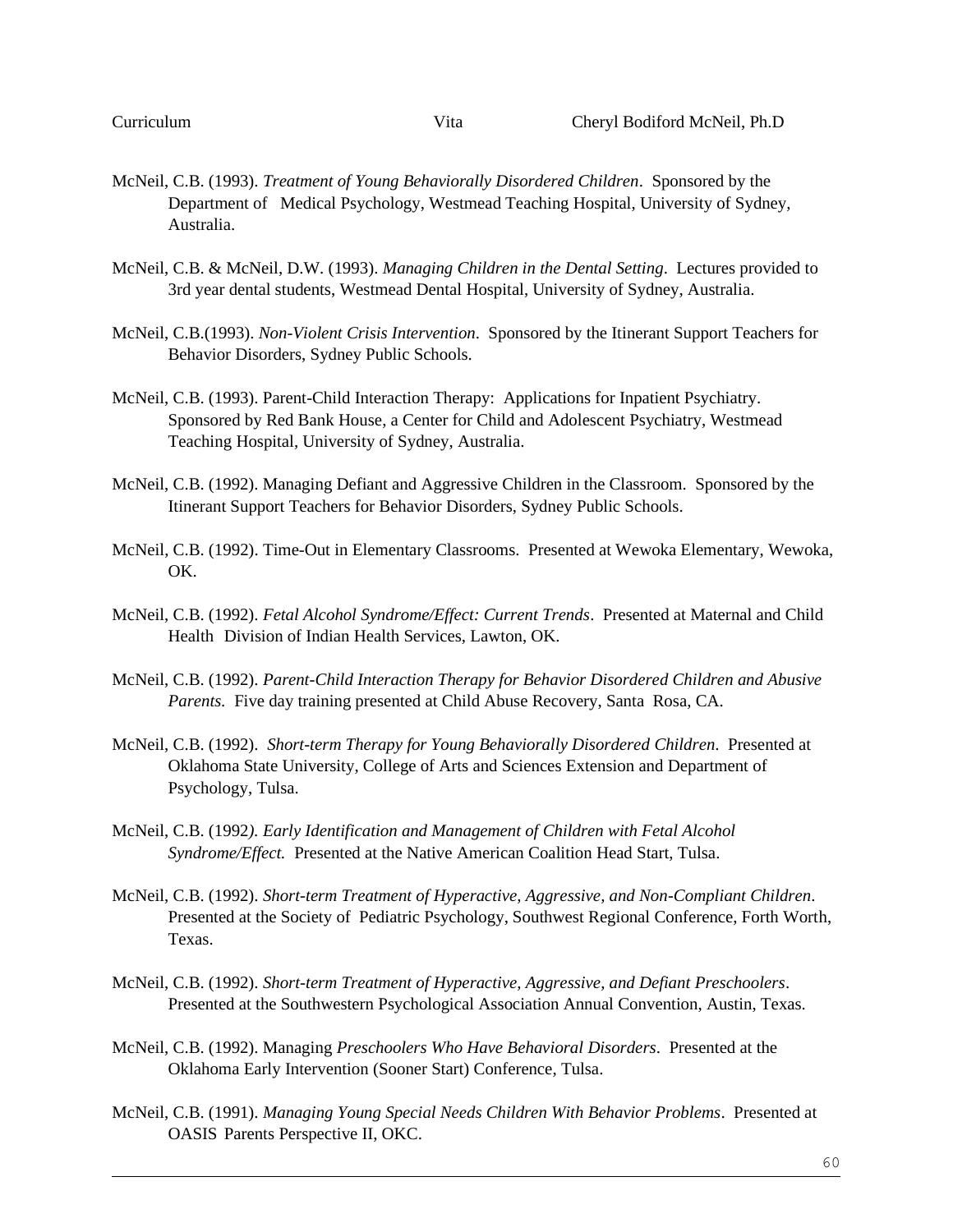McNeil, C.B. (1993). *Treatment of Young Behaviorally Disordered Children*. Sponsored by the Department of Medical Psychology, Westmead Teaching Hospital, University of Sydney, Australia.

McNeil, C.B. & McNeil, D.W. (1993). *Managing Children in the Dental Setting*. Lectures provided to 3rd year dental students, Westmead Dental Hospital, University of Sydney, Australia.

McNeil, C.B.(1993). *Non-Violent Crisis Intervention*. Sponsored by the Itinerant Support Teachers for Behavior Disorders, Sydney Public Schools.

McNeil, C.B. (1993). Parent-Child Interaction Therapy: Applications for Inpatient Psychiatry. Sponsored by Red Bank House, a Center for Child and Adolescent Psychiatry, Westmead Teaching Hospital, University of Sydney, Australia.

McNeil, C.B. (1992). Managing Defiant and Aggressive Children in the Classroom. Sponsored by the Itinerant Support Teachers for Behavior Disorders, Sydney Public Schools.

McNeil, C.B. (1992). Time-Out in Elementary Classrooms. Presented at Wewoka Elementary, Wewoka, OK.

McNeil, C.B. (1992). *Fetal Alcohol Syndrome/Effect: Current Trends*. Presented at Maternal and Child Health Division of Indian Health Services, Lawton, OK.

McNeil, C.B. (1992). *Parent-Child Interaction Therapy for Behavior Disordered Children and Abusive Parents.* Five day training presented at Child Abuse Recovery, Santa Rosa, CA.

McNeil, C.B. (1992). *Short-term Therapy for Young Behaviorally Disordered Children*. Presented at Oklahoma State University, College of Arts and Sciences Extension and Department of Psychology, Tulsa.

McNeil, C.B. (1992*). Early Identification and Management of Children with Fetal Alcohol Syndrome/Effect.* Presented at the Native American Coalition Head Start, Tulsa.

McNeil, C.B. (1992). *Short-term Treatment of Hyperactive, Aggressive, and Non-Compliant Children*. Presented at the Society of Pediatric Psychology, Southwest Regional Conference, Forth Worth, Texas.

McNeil, C.B. (1992). *Short-term Treatment of Hyperactive, Aggressive, and Defiant Preschoolers*. Presented at the Southwestern Psychological Association Annual Convention, Austin, Texas.

McNeil, C.B. (1992). Managing *Preschoolers Who Have Behavioral Disorders*. Presented at the Oklahoma Early Intervention (Sooner Start) Conference, Tulsa.

McNeil, C.B. (1991). *Managing Young Special Needs Children With Behavior Problems*. Presented at OASIS Parents Perspective II, OKC.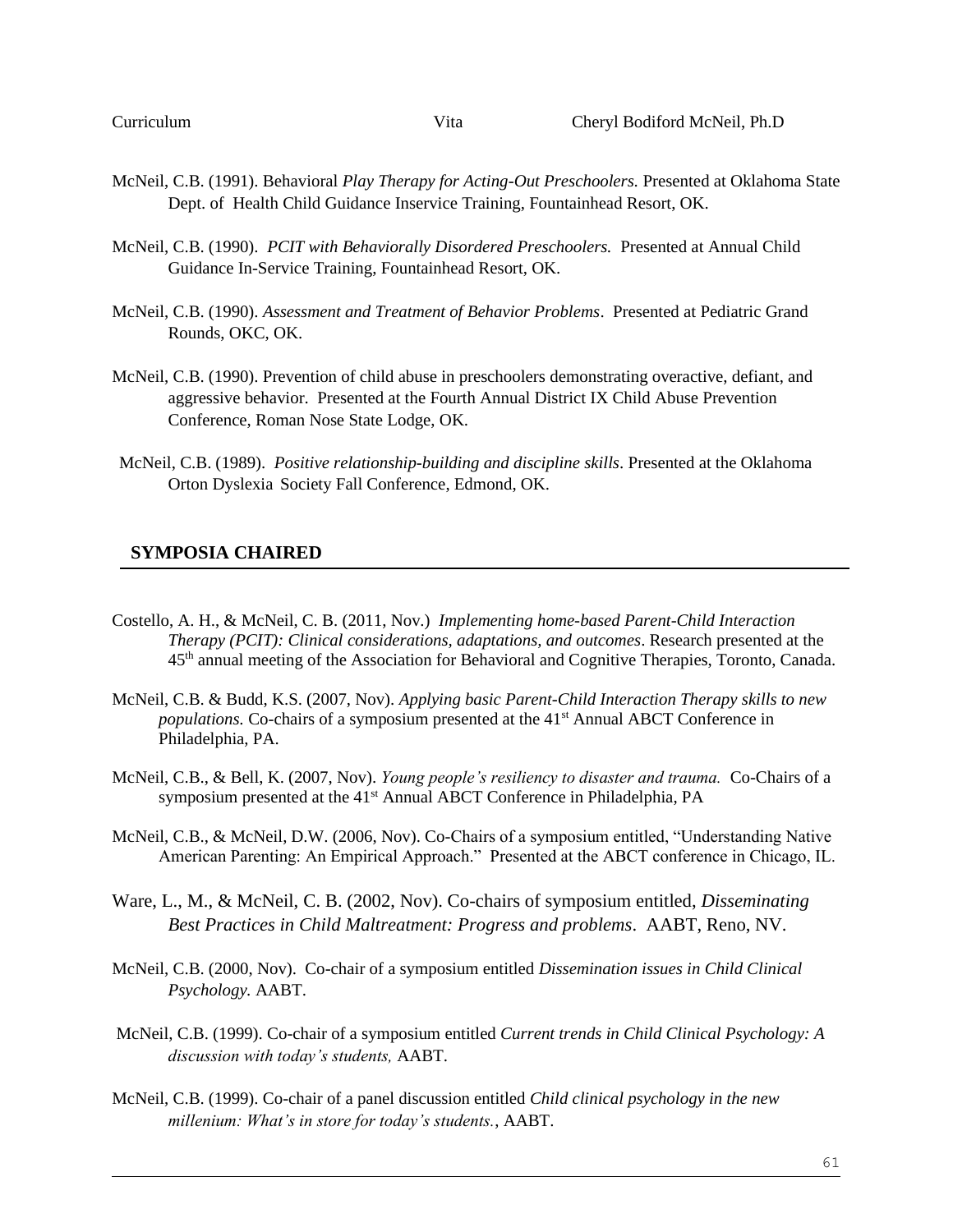McNeil, C.B. (1991). Behavioral *Play Therapy for Acting-Out Preschoolers.* Presented at Oklahoma State Dept. of Health Child Guidance Inservice Training, Fountainhead Resort, OK.

McNeil, C.B. (1990). *PCIT with Behaviorally Disordered Preschoolers.* Presented at Annual Child Guidance In-Service Training, Fountainhead Resort, OK.

McNeil, C.B. (1990). *Assessment and Treatment of Behavior Problems*. Presented at Pediatric Grand Rounds, OKC, OK.

McNeil, C.B. (1990). Prevention of child abuse in preschoolers demonstrating overactive, defiant, and aggressive behavior. Presented at the Fourth Annual District IX Child Abuse Prevention Conference, Roman Nose State Lodge, OK.

McNeil, C.B. (1989). *Positive relationship-building and discipline skills*. Presented at the Oklahoma Orton Dyslexia Society Fall Conference, Edmond, OK.

## SYMPOSIA CHAIRED

Costello, A. H., & McNeil, C. B. (2011, Nov.) *Implementing home-based Parent-Child Interaction Therapy (PCIT): Clinical considerations, adaptations, and outcomes*. Research presented at the 45th annual meeting of the Association for Behavioral and Cognitive Therapies, Toronto, Canada.

McNeil, C.B. & Budd, K.S. (2007, Nov). *Applying basic Parent-Child Interaction Therapy skills to new populations.* Co-chairs of a symposium presented at the 41st Annual ABCT Conference in Philadelphia, PA.

McNeil, C.B., & Bell, K. (2007, Nov). *Young people's resiliency to disaster and trauma.* Co-Chairs of a symposium presented at the 41st Annual ABCT Conference in Philadelphia, PA

McNeil, C.B., & McNeil, D.W. (2006, Nov). Co-Chairs of a symposium entitled, "Understanding Native American Parenting: An Empirical Approach." Presented at the ABCT conference in Chicago, IL.

Ware, L., M., & McNeil, C. B. (2002, Nov). Co-chairs of symposium entitled, *Disseminating Best Practices in Child Maltreatment: Progress and problems*. AABT, Reno, NV.

McNeil, C.B. (2000, Nov). Co-chair of a symposium entitled *Dissemination issues in Child Clinical Psychology.* AABT.

McNeil, C.B. (1999). Co-chair of a symposium entitled *Current trends in Child Clinical Psychology: A discussion with today's students,* AABT.

McNeil, C.B. (1999). Co-chair of a panel discussion entitled *Child clinical psychology in the new millenium: What's in store for today's students.*, AABT.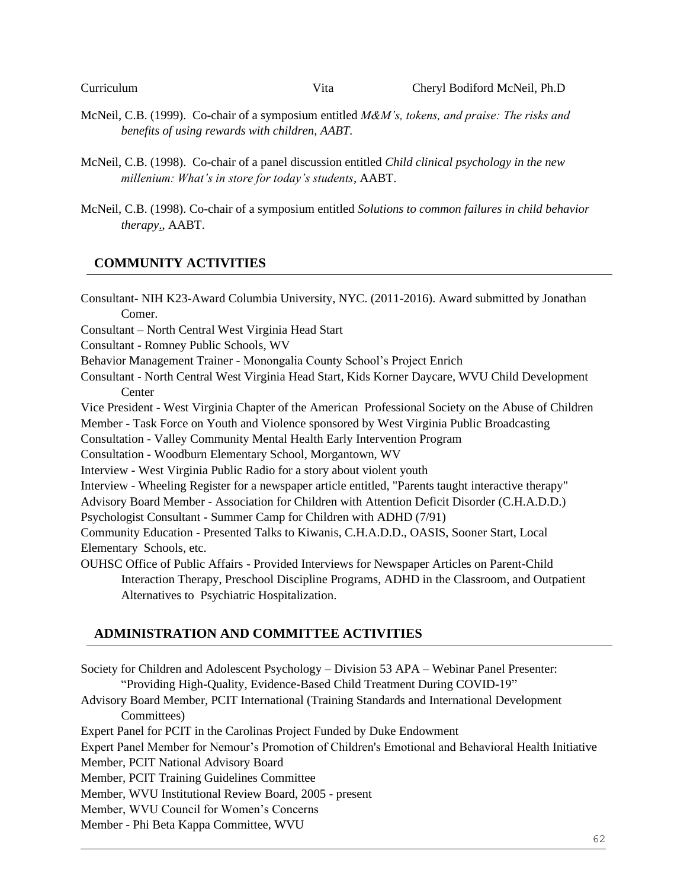McNeil, C.B. (1999). Co-chair of a symposium entitled *M&M's, tokens, and praise: The risks and benefits of using rewards with children, AABT.*

McNeil, C.B. (1998). Co-chair of a panel discussion entitled *Child clinical psychology in the new millenium: What's in store for today's students*, AABT.

McNeil, C.B. (1998). Co-chair of a symposium entitled *Solutions to common failures in child behavior therapy.*, AABT.

## COMMUNITY ACTIVITIES

Consultant- NIH K23-Award Columbia University, NYC. (2011-2016). Award submitted by Jonathan Comer.
Consultant – North Central West Virginia Head Start
Consultant - Romney Public Schools, WV
Behavior Management Trainer - Monongalia County School's Project Enrich
Consultant - North Central West Virginia Head Start, Kids Korner Daycare, WVU Child Development Center
Vice President - West Virginia Chapter of the American Professional Society on the Abuse of Children
Member - Task Force on Youth and Violence sponsored by West Virginia Public Broadcasting
Consultation - Valley Community Mental Health Early Intervention Program
Consultation - Woodburn Elementary School, Morgantown, WV
Interview - West Virginia Public Radio for a story about violent youth
Interview - Wheeling Register for a newspaper article entitled, "Parents taught interactive therapy"
Advisory Board Member - Association for Children with Attention Deficit Disorder (C.H.A.D.D.)
Psychologist Consultant - Summer Camp for Children with ADHD (7/91)
Community Education - Presented Talks to Kiwanis, C.H.A.D.D., OASIS, Sooner Start, Local Elementary Schools, etc.
OUHSC Office of Public Affairs - Provided Interviews for Newspaper Articles on Parent-Child Interaction Therapy, Preschool Discipline Programs, ADHD in the Classroom, and Outpatient Alternatives to Psychiatric Hospitalization.

## ADMINISTRATION AND COMMITTEE ACTIVITIES

Society for Children and Adolescent Psychology – Division 53 APA – Webinar Panel Presenter: "Providing High-Quality, Evidence-Based Child Treatment During COVID-19"
Advisory Board Member, PCIT International (Training Standards and International Development Committees)
Expert Panel for PCIT in the Carolinas Project Funded by Duke Endowment
Expert Panel Member for Nemour's Promotion of Children's Emotional and Behavioral Health Initiative
Member, PCIT National Advisory Board
Member, PCIT Training Guidelines Committee
Member, WVU Institutional Review Board, 2005 - present
Member, WVU Council for Women's Concerns
Member - Phi Beta Kappa Committee, WVU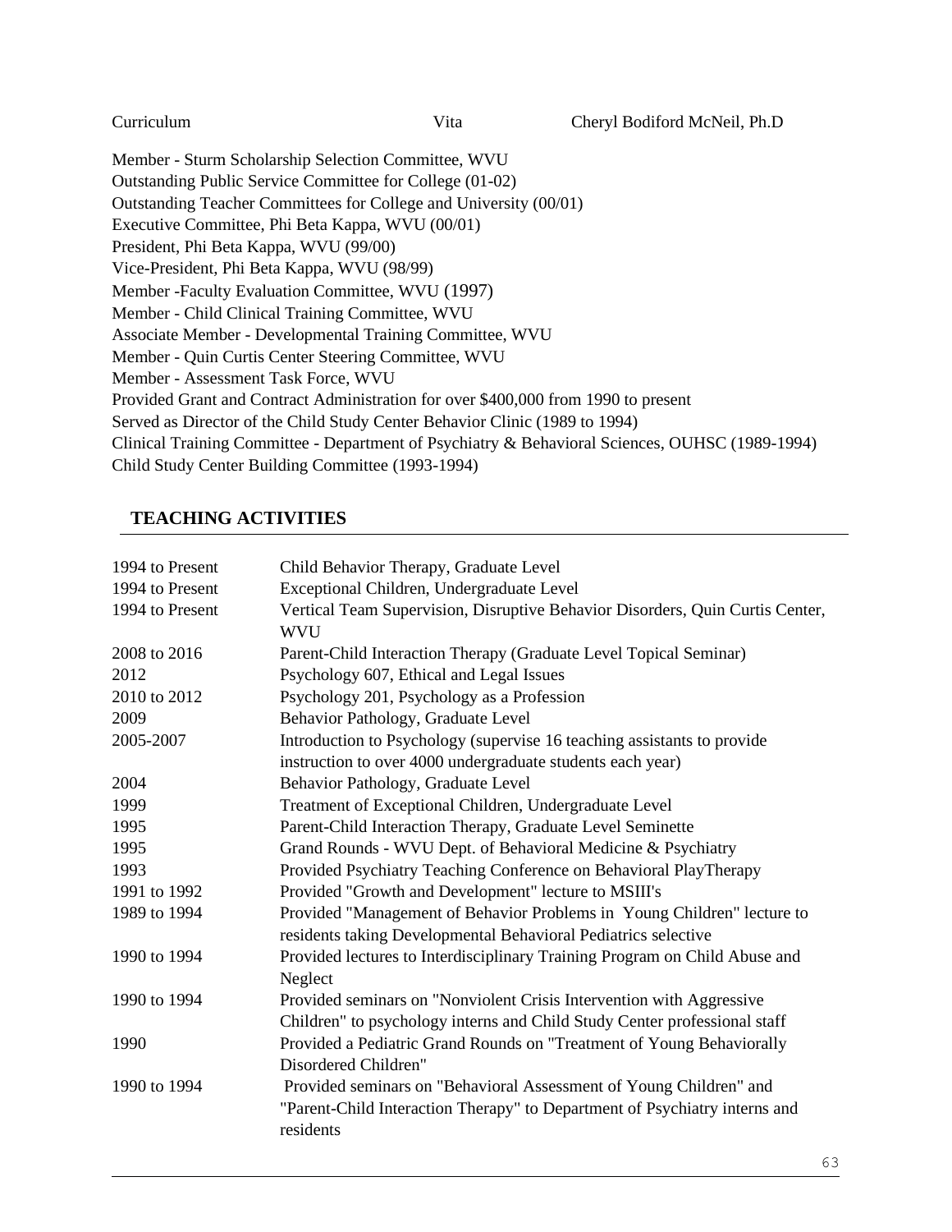Member - Sturm Scholarship Selection Committee, WVU
Outstanding Public Service Committee for College (01-02)
Outstanding Teacher Committees for College and University (00/01)
Executive Committee, Phi Beta Kappa, WVU (00/01)
President, Phi Beta Kappa, WVU (99/00)
Vice-President, Phi Beta Kappa, WVU (98/99)
Member -Faculty Evaluation Committee, WVU (1997)
Member - Child Clinical Training Committee, WVU
Associate Member - Developmental Training Committee, WVU
Member - Quin Curtis Center Steering Committee, WVU
Member - Assessment Task Force, WVU
Provided Grant and Contract Administration for over $400,000 from 1990 to present
Served as Director of the Child Study Center Behavior Clinic (1989 to 1994)
Clinical Training Committee - Department of Psychiatry & Behavioral Sciences, OUHSC (1989-1994)
Child Study Center Building Committee (1993-1994)

## TEACHING ACTIVITIES

| | |
|---|---|
| 1994 to Present | Child Behavior Therapy, Graduate Level |
| 1994 to Present | Exceptional Children, Undergraduate Level |
| 1994 to Present | Vertical Team Supervision, Disruptive Behavior Disorders, Quin Curtis Center, WVU |
| 2008 to 2016 | Parent-Child Interaction Therapy (Graduate Level Topical Seminar) |
| 2012 | Psychology 607, Ethical and Legal Issues |
| 2010 to 2012 | Psychology 201, Psychology as a Profession |
| 2009 | Behavior Pathology, Graduate Level |
| 2005-2007 | Introduction to Psychology (supervise 16 teaching assistants to provide instruction to over 4000 undergraduate students each year) |
| 2004 | Behavior Pathology, Graduate Level |
| 1999 | Treatment of Exceptional Children, Undergraduate Level |
| 1995 | Parent-Child Interaction Therapy, Graduate Level Seminette |
| 1995 | Grand Rounds - WVU Dept. of Behavioral Medicine & Psychiatry |
| 1993 | Provided Psychiatry Teaching Conference on Behavioral PlayTherapy |
| 1991 to 1992 | Provided "Growth and Development" lecture to MSIII's |
| 1989 to 1994 | Provided "Management of Behavior Problems in Young Children" lecture to residents taking Developmental Behavioral Pediatrics selective |
| 1990 to 1994 | Provided lectures to Interdisciplinary Training Program on Child Abuse and Neglect |
| 1990 to 1994 | Provided seminars on "Nonviolent Crisis Intervention with Aggressive Children" to psychology interns and Child Study Center professional staff |
| 1990 | Provided a Pediatric Grand Rounds on "Treatment of Young Behaviorally Disordered Children" |
| 1990 to 1994 | Provided seminars on "Behavioral Assessment of Young Children" and "Parent-Child Interaction Therapy" to Department of Psychiatry interns and residents |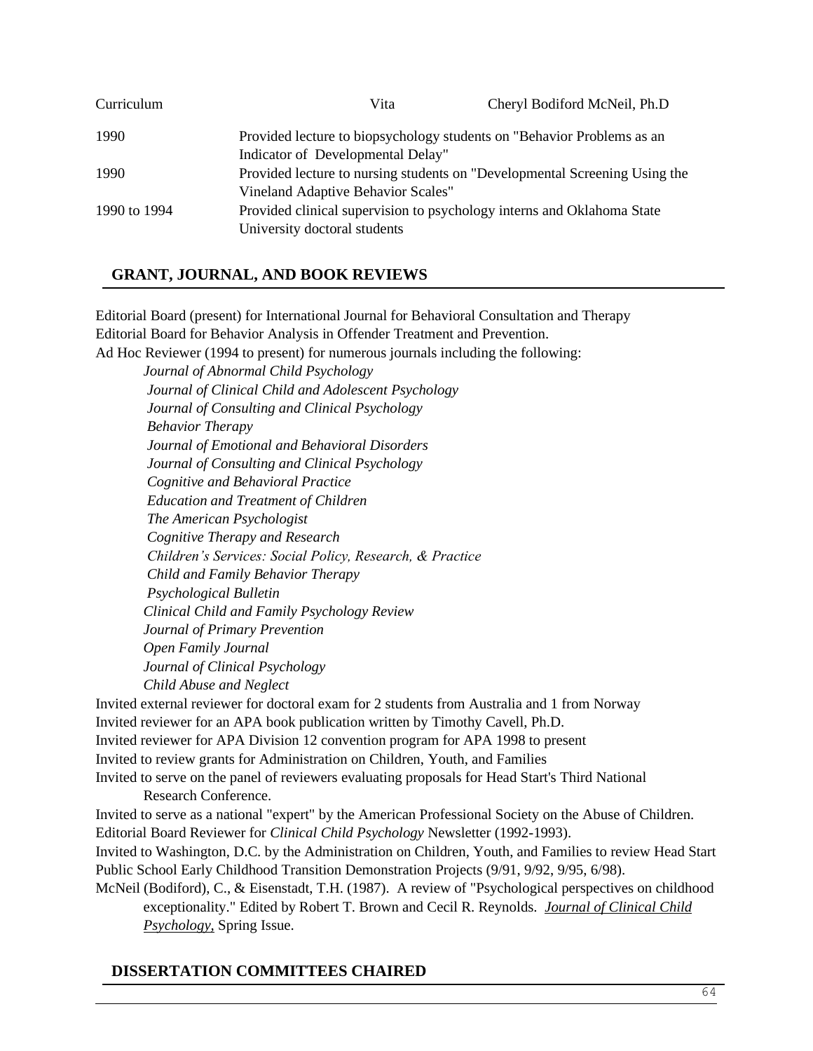| | |
|---|---|
| 1990 | Provided lecture to biopsychology students on "Behavior Problems as an Indicator of Developmental Delay" |
| 1990 | Provided lecture to nursing students on "Developmental Screening Using the Vineland Adaptive Behavior Scales" |
| 1990 to 1994 | Provided clinical supervision to psychology interns and Oklahoma State University doctoral students |

## GRANT, JOURNAL, AND BOOK REVIEWS

Editorial Board (present) for International Journal for Behavioral Consultation and Therapy
Editorial Board for Behavior Analysis in Offender Treatment and Prevention.
Ad Hoc Reviewer (1994 to present) for numerous journals including the following:

*Journal of Abnormal Child Psychology*
*Journal of Clinical Child and Adolescent Psychology*
*Journal of Consulting and Clinical Psychology*
*Behavior Therapy*
*Journal of Emotional and Behavioral Disorders*
*Journal of Consulting and Clinical Psychology*
*Cognitive and Behavioral Practice*
*Education and Treatment of Children*
*The American Psychologist*
*Cognitive Therapy and Research*
*Children's Services: Social Policy, Research, & Practice*
*Child and Family Behavior Therapy*
*Psychological Bulletin*
*Clinical Child and Family Psychology Review*
*Journal of Primary Prevention*
*Open Family Journal*
*Journal of Clinical Psychology*
*Child Abuse and Neglect*

Invited external reviewer for doctoral exam for 2 students from Australia and 1 from Norway
Invited reviewer for an APA book publication written by Timothy Cavell, Ph.D.
Invited reviewer for APA Division 12 convention program for APA 1998 to present
Invited to review grants for Administration on Children, Youth, and Families
Invited to serve on the panel of reviewers evaluating proposals for Head Start's Third National Research Conference.
Invited to serve as a national "expert" by the American Professional Society on the Abuse of Children.
Editorial Board Reviewer for *Clinical Child Psychology* Newsletter (1992-1993).
Invited to Washington, D.C. by the Administration on Children, Youth, and Families to review Head Start Public School Early Childhood Transition Demonstration Projects (9/91, 9/92, 9/95, 6/98).
McNeil (Bodiford), C., & Eisenstadt, T.H. (1987). A review of "Psychological perspectives on childhood exceptionality." Edited by Robert T. Brown and Cecil R. Reynolds. *Journal of Clinical Child Psychology,* Spring Issue.

## DISSERTATION COMMITTEES CHAIRED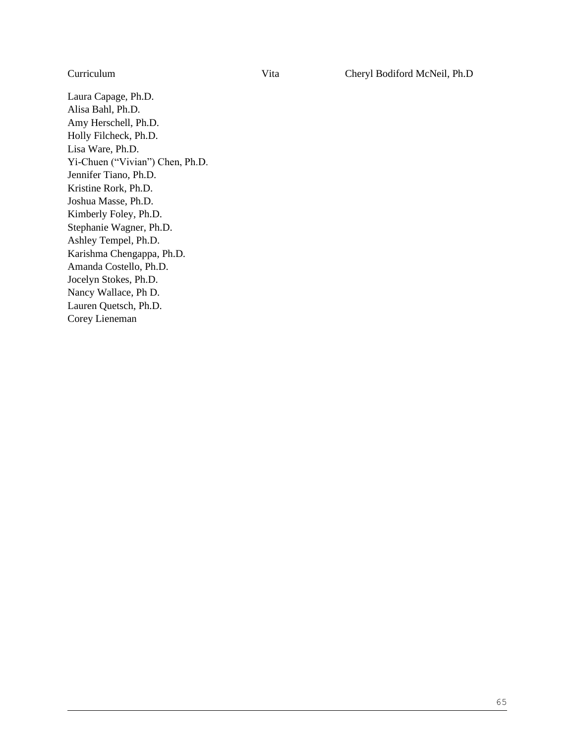Laura Capage, Ph.D.
Alisa Bahl, Ph.D.
Amy Herschell, Ph.D.
Holly Filcheck, Ph.D.
Lisa Ware, Ph.D.
Yi-Chuen ("Vivian") Chen, Ph.D.
Jennifer Tiano, Ph.D.
Kristine Rork, Ph.D.
Joshua Masse, Ph.D.
Kimberly Foley, Ph.D.
Stephanie Wagner, Ph.D.
Ashley Tempel, Ph.D.
Karishma Chengappa, Ph.D.
Amanda Costello, Ph.D.
Jocelyn Stokes, Ph.D.
Nancy Wallace, Ph D.
Lauren Quetsch, Ph.D.
Corey Lieneman